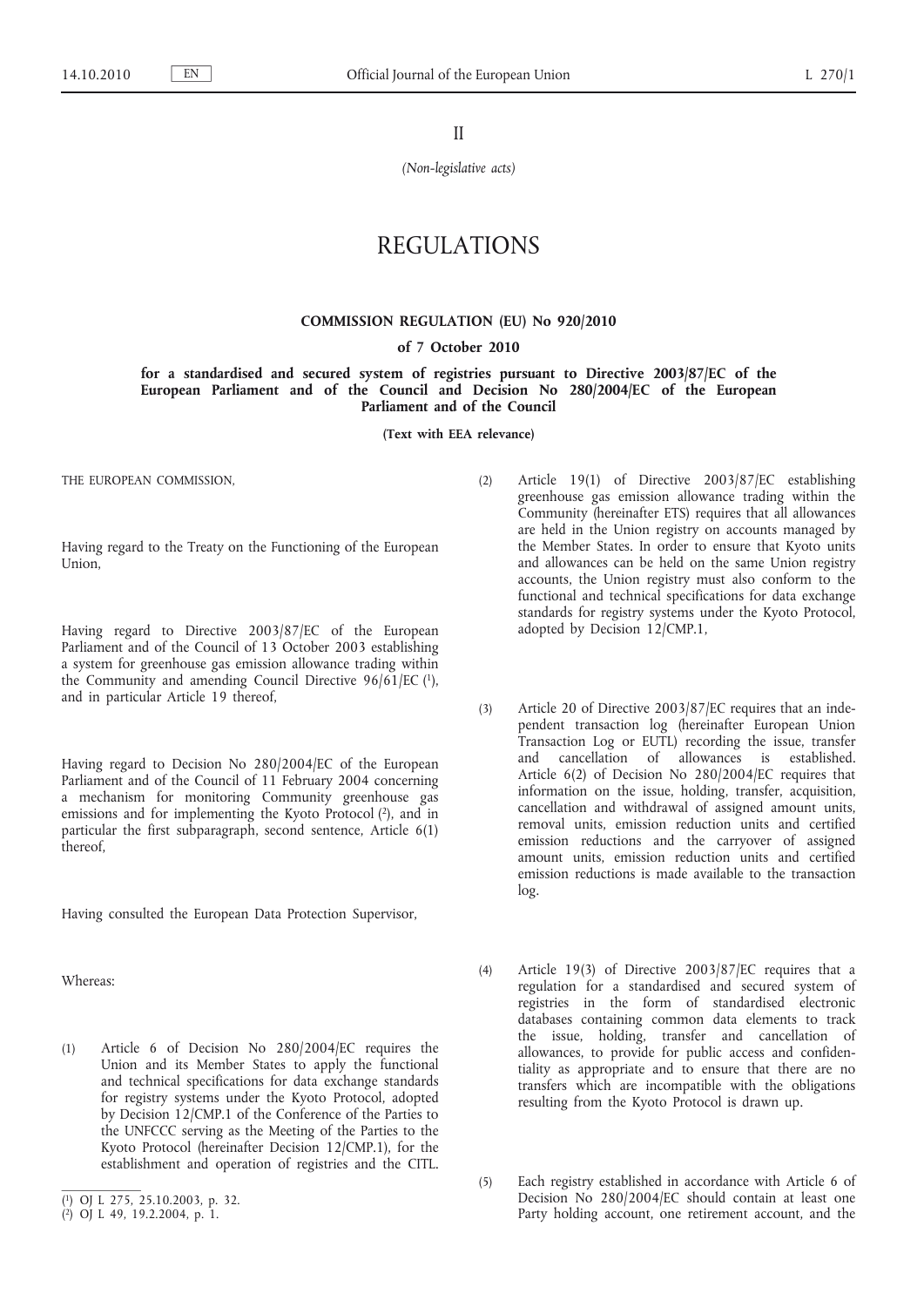II

*(Non-legislative acts)*

# REGULATIONS

## COMMISSION REGULATION (EU) No 920/2010

### of 7 October 2010

### for a standardised and secured system of registries pursuant to Directive 2003/87/EC of the European Parliament and of the Council and Decision No 280/2004/EC of the European Parliament and of the Council

**(Text with EEA relevance)**

THE EUROPEAN COMMISSION,

Having regard to the Treaty on the Functioning of the European Union,

Having regard to Directive 2003/87/EC of the European Parliament and of the Council of 13 October 2003 establishing a system for greenhouse gas emission allowance trading within the Community and amending Council Directive 96/61/EC [1], and in particular Article 19 thereof,

Having regard to Decision No 280/2004/EC of the European Parliament and of the Council of 11 February 2004 concerning a mechanism for monitoring Community greenhouse gas emissions and for implementing the Kyoto Protocol [2], and in particular the first subparagraph, second sentence, Article 6(1) thereof,

Having consulted the European Data Protection Supervisor,

Whereas:

(1) Article 6 of Decision No 280/2004/EC requires the Union and its Member States to apply the functional and technical specifications for data exchange standards for registry systems under the Kyoto Protocol, adopted by Decision 12/CMP.1 of the Conference of the Parties to the UNFCCC serving as the Meeting of the Parties to the Kyoto Protocol (hereinafter Decision 12/CMP.1), for the establishment and operation of registries and the CITL.

(2) Article 19(1) of Directive 2003/87/EC establishing greenhouse gas emission allowance trading within the Community (hereinafter ETS) requires that all allowances are held in the Union registry on accounts managed by the Member States. In order to ensure that Kyoto units and allowances can be held on the same Union registry accounts, the Union registry must also conform to the functional and technical specifications for data exchange standards for registry systems under the Kyoto Protocol, adopted by Decision 12/CMP.1,

(3) Article 20 of Directive 2003/87/EC requires that an independent transaction log (hereinafter European Union Transaction Log or EUTL) recording the issue, transfer and cancellation of allowances is established. Article 6(2) of Decision No 280/2004/EC requires that information on the issue, holding, transfer, acquisition, cancellation and withdrawal of assigned amount units, removal units, emission reduction units and certified emission reductions and the carryover of assigned amount units, emission reduction units and certified emission reductions is made available to the transaction log.

(4) Article 19(3) of Directive 2003/87/EC requires that a regulation for a standardised and secured system of registries in the form of standardised electronic databases containing common data elements to track the issue, holding, transfer and cancellation of allowances, to provide for public access and confidentiality as appropriate and to ensure that there are no transfers which are incompatible with the obligations resulting from the Kyoto Protocol is drawn up.

(5) Each registry established in accordance with Article 6 of Decision No 280/2004/EC should contain at least one Party holding account, one retirement account, and the

[1] OJ L 275, 25.10.2003, p. 32.

[2] OJ L 49, 19.2.2004, p. 1.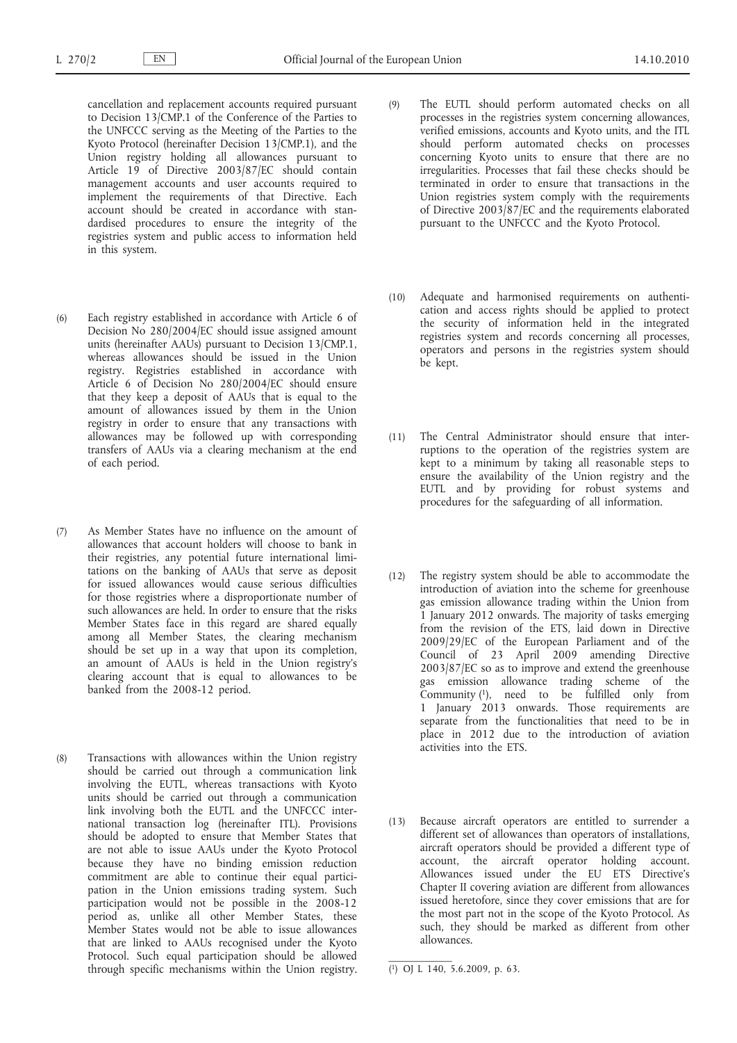cancellation and replacement accounts required pursuant to Decision 13/CMP.1 of the Conference of the Parties to the UNFCCC serving as the Meeting of the Parties to the Kyoto Protocol (hereinafter Decision 13/CMP.1), and the Union registry holding all allowances pursuant to Article 19 of Directive 2003/87/EC should contain management accounts and user accounts required to implement the requirements of that Directive. Each account should be created in accordance with standardised procedures to ensure the integrity of the registries system and public access to information held in this system.

(6) Each registry established in accordance with Article 6 of Decision No 280/2004/EC should issue assigned amount units (hereinafter AAUs) pursuant to Decision 13/CMP.1, whereas allowances should be issued in the Union registry. Registries established in accordance with Article 6 of Decision No 280/2004/EC should ensure that they keep a deposit of AAUs that is equal to the amount of allowances issued by them in the Union registry in order to ensure that any transactions with allowances may be followed up with corresponding transfers of AAUs via a clearing mechanism at the end of each period.

(7) As Member States have no influence on the amount of allowances that account holders will choose to bank in their registries, any potential future international limitations on the banking of AAUs that serve as deposit for issued allowances would cause serious difficulties for those registries where a disproportionate number of such allowances are held. In order to ensure that the risks Member States face in this regard are shared equally among all Member States, the clearing mechanism should be set up in a way that upon its completion, an amount of AAUs is held in the Union registry's clearing account that is equal to allowances to be banked from the 2008-12 period.

(8) Transactions with allowances within the Union registry should be carried out through a communication link involving the EUTL, whereas transactions with Kyoto units should be carried out through a communication link involving both the EUTL and the UNFCCC international transaction log (hereinafter ITL). Provisions should be adopted to ensure that Member States that are not able to issue AAUs under the Kyoto Protocol because they have no binding emission reduction commitment are able to continue their equal participation in the Union emissions trading system. Such participation would not be possible in the 2008-12 period as, unlike all other Member States, these Member States would not be able to issue allowances that are linked to AAUs recognised under the Kyoto Protocol. Such equal participation should be allowed through specific mechanisms within the Union registry.

(9) The EUTL should perform automated checks on all processes in the registries system concerning allowances, verified emissions, accounts and Kyoto units, and the ITL should perform automated checks on processes concerning Kyoto units to ensure that there are no irregularities. Processes that fail these checks should be terminated in order to ensure that transactions in the Union registries system comply with the requirements of Directive 2003/87/EC and the requirements elaborated pursuant to the UNFCCC and the Kyoto Protocol.

(10) Adequate and harmonised requirements on authentication and access rights should be applied to protect the security of information held in the integrated registries system and records concerning all processes, operators and persons in the registries system should be kept.

(11) The Central Administrator should ensure that interruptions to the operation of the registries system are kept to a minimum by taking all reasonable steps to ensure the availability of the Union registry and the EUTL and by providing for robust systems and procedures for the safeguarding of all information.

(12) The registry system should be able to accommodate the introduction of aviation into the scheme for greenhouse gas emission allowance trading within the Union from 1 January 2012 onwards. The majority of tasks emerging from the revision of the ETS, laid down in Directive 2009/29/EC of the European Parliament and of the Council of 23 April 2009 amending Directive 2003/87/EC so as to improve and extend the greenhouse gas emission allowance trading scheme of the Community [1], need to be fulfilled only from 1 January 2013 onwards. Those requirements are separate from the functionalities that need to be in place in 2012 due to the introduction of aviation activities into the ETS.

(13) Because aircraft operators are entitled to surrender a different set of allowances than operators of installations, aircraft operators should be provided a different type of account, the aircraft operator holding account. Allowances issued under the EU ETS Directive's Chapter II covering aviation are different from allowances issued heretofore, since they cover emissions that are for the most part not in the scope of the Kyoto Protocol. As such, they should be marked as different from other allowances.

---

[1] OJ L 140, 5.6.2009, p. 63.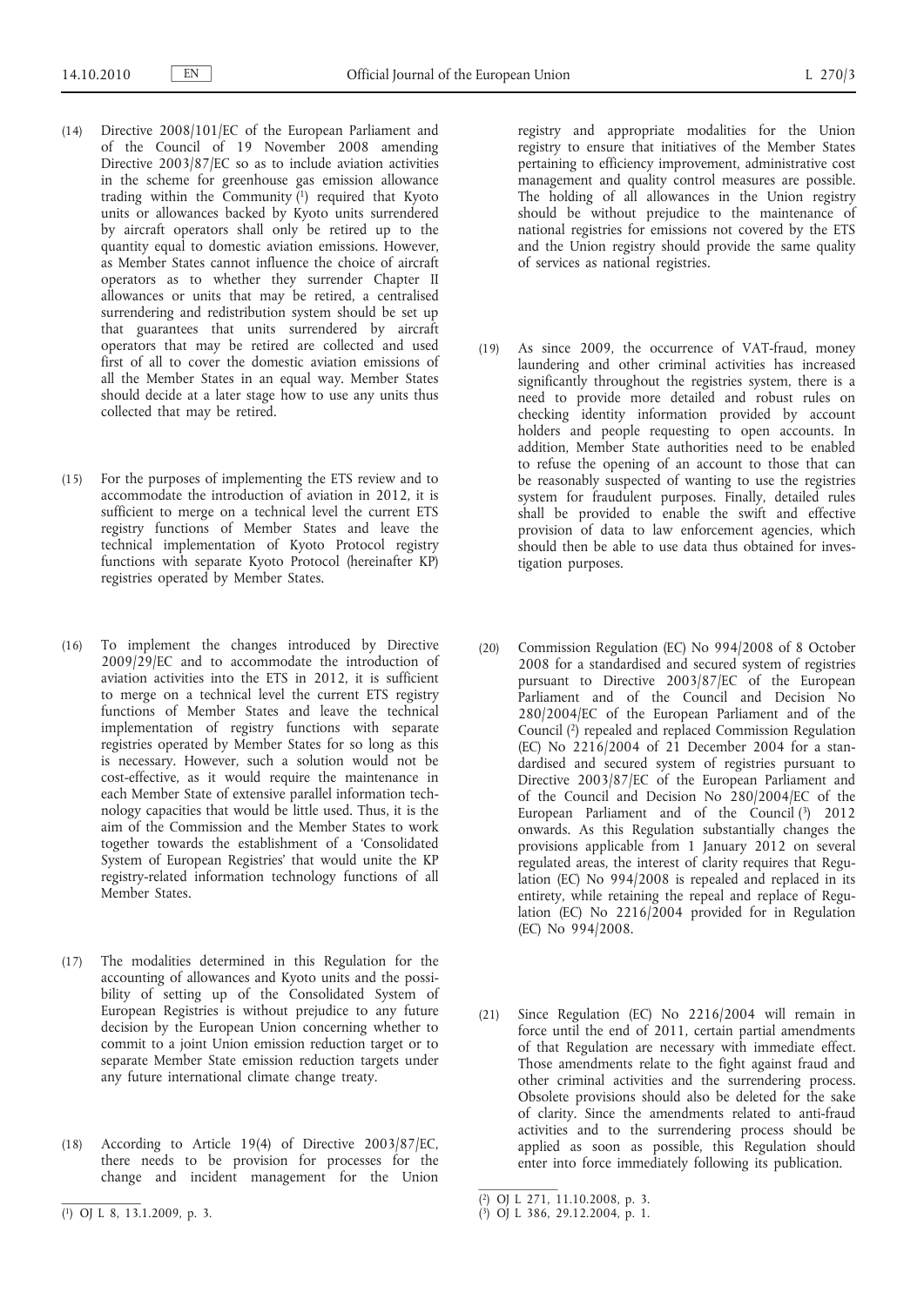(14) Directive 2008/101/EC of the European Parliament and of the Council of 19 November 2008 amending Directive 2003/87/EC so as to include aviation activities in the scheme for greenhouse gas emission allowance trading within the Community [1] required that Kyoto units or allowances backed by Kyoto units surrendered by aircraft operators shall only be retired up to the quantity equal to domestic aviation emissions. However, as Member States cannot influence the choice of aircraft operators as to whether they surrender Chapter II allowances or units that may be retired, a centralised surrendering and redistribution system should be set up that guarantees that units surrendered by aircraft operators that may be retired are collected and used first of all to cover the domestic aviation emissions of all the Member States in an equal way. Member States should decide at a later stage how to use any units thus collected that may be retired.

(15) For the purposes of implementing the ETS review and to accommodate the introduction of aviation in 2012, it is sufficient to merge on a technical level the current ETS registry functions of Member States and leave the technical implementation of Kyoto Protocol registry functions with separate Kyoto Protocol (hereinafter KP) registries operated by Member States.

(16) To implement the changes introduced by Directive 2009/29/EC and to accommodate the introduction of aviation activities into the ETS in 2012, it is sufficient to merge on a technical level the current ETS registry functions of Member States and leave the technical implementation of registry functions with separate registries operated by Member States for so long as this is necessary. However, such a solution would not be cost-effective, as it would require the maintenance in each Member State of extensive parallel information technology capacities that would be little used. Thus, it is the aim of the Commission and the Member States to work together towards the establishment of a 'Consolidated System of European Registries' that would unite the KP registry-related information technology functions of all Member States.

(17) The modalities determined in this Regulation for the accounting of allowances and Kyoto units and the possibility of setting up of the Consolidated System of European Registries is without prejudice to any future decision by the European Union concerning whether to commit to a joint Union emission reduction target or to separate Member State emission reduction targets under any future international climate change treaty.

(18) According to Article 19(4) of Directive 2003/87/EC, there needs to be provision for processes for the change and incident management for the Union registry and appropriate modalities for the Union registry to ensure that initiatives of the Member States pertaining to efficiency improvement, administrative cost management and quality control measures are possible. The holding of all allowances in the Union registry should be without prejudice to the maintenance of national registries for emissions not covered by the ETS and the Union registry should provide the same quality of services as national registries.

(19) As since 2009, the occurrence of VAT-fraud, money laundering and other criminal activities has increased significantly throughout the registries system, there is a need to provide more detailed and robust rules on checking identity information provided by account holders and people requesting to open accounts. In addition, Member State authorities need to be enabled to refuse the opening of an account to those that can be reasonably suspected of wanting to use the registries system for fraudulent purposes. Finally, detailed rules shall be provided to enable the swift and effective provision of data to law enforcement agencies, which should then be able to use data thus obtained for investigation purposes.

(20) Commission Regulation (EC) No 994/2008 of 8 October 2008 for a standardised and secured system of registries pursuant to Directive 2003/87/EC of the European Parliament and of the Council and Decision No 280/2004/EC of the European Parliament and of the Council [2] repealed and replaced Commission Regulation (EC) No 2216/2004 of 21 December 2004 for a standardised and secured system of registries pursuant to Directive 2003/87/EC of the European Parliament and of the Council and Decision No 280/2004/EC of the European Parliament and of the Council [3] 2012 onwards. As this Regulation substantially changes the provisions applicable from 1 January 2012 on several regulated areas, the interest of clarity requires that Regulation (EC) No 994/2008 is repealed and replaced in its entirety, while retaining the repeal and replace of Regulation (EC) No 2216/2004 provided for in Regulation (EC) No 994/2008.

(21) Since Regulation (EC) No 2216/2004 will remain in force until the end of 2011, certain partial amendments of that Regulation are necessary with immediate effect. Those amendments relate to the fight against fraud and other criminal activities and the surrendering process. Obsolete provisions should also be deleted for the sake of clarity. Since the amendments related to anti-fraud activities and to the surrendering process should be applied as soon as possible, this Regulation should enter into force immediately following its publication.

---

[1] OJ L 8, 13.1.2009, p. 3.

[2] OJ L 271, 11.10.2008, p. 3.

[3] OJ L 386, 29.12.2004, p. 1.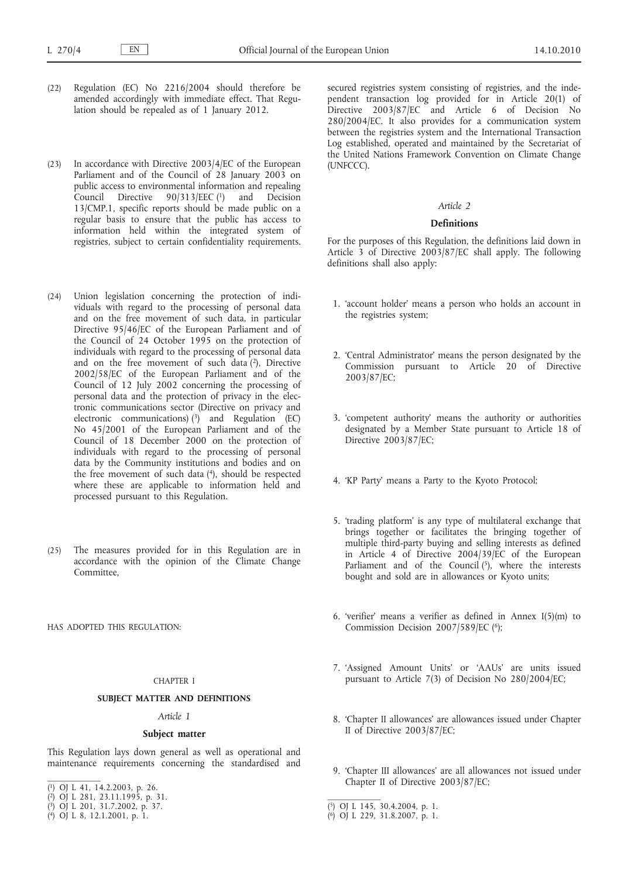(22) Regulation (EC) No 2216/2004 should therefore be amended accordingly with immediate effect. That Regulation should be repealed as of 1 January 2012.

(23) In accordance with Directive 2003/4/EC of the European Parliament and of the Council of 28 January 2003 on public access to environmental information and repealing Council Directive 90/313/EEC [1] and Decision 13/CMP.1, specific reports should be made public on a regular basis to ensure that the public has access to information held within the integrated system of registries, subject to certain confidentiality requirements.

(24) Union legislation concerning the protection of individuals with regard to the processing of personal data and on the free movement of such data, in particular Directive 95/46/EC of the European Parliament and of the Council of 24 October 1995 on the protection of individuals with regard to the processing of personal data and on the free movement of such data [2], Directive 2002/58/EC of the European Parliament and of the Council of 12 July 2002 concerning the processing of personal data and the protection of privacy in the electronic communications sector (Directive on privacy and electronic communications) [3] and Regulation (EC) No 45/2001 of the European Parliament and of the Council of 18 December 2000 on the protection of individuals with regard to the processing of personal data by the Community institutions and bodies and on the free movement of such data [4], should be respected where these are applicable to information held and processed pursuant to this Regulation.

(25) The measures provided for in this Regulation are in accordance with the opinion of the Climate Change Committee,

HAS ADOPTED THIS REGULATION:

## CHAPTER I

## SUBJECT MATTER AND DEFINITIONS

### *Article 1*

### Subject matter

This Regulation lays down general as well as operational and maintenance requirements concerning the standardised and secured registries system consisting of registries, and the independent transaction log provided for in Article 20(1) of Directive 2003/87/EC and Article 6 of Decision No 280/2004/EC. It also provides for a communication system between the registries system and the International Transaction Log established, operated and maintained by the Secretariat of the United Nations Framework Convention on Climate Change (UNFCCC).

### *Article 2*

### Definitions

For the purposes of this Regulation, the definitions laid down in Article 3 of Directive 2003/87/EC shall apply. The following definitions shall also apply:

1. 'account holder' means a person who holds an account in the registries system;

2. 'Central Administrator' means the person designated by the Commission pursuant to Article 20 of Directive 2003/87/EC;

3. 'competent authority' means the authority or authorities designated by a Member State pursuant to Article 18 of Directive 2003/87/EC;

4. 'KP Party' means a Party to the Kyoto Protocol;

5. 'trading platform' is any type of multilateral exchange that brings together or facilitates the bringing together of multiple third-party buying and selling interests as defined in Article 4 of Directive 2004/39/EC of the European Parliament and of the Council [5], where the interests bought and sold are in allowances or Kyoto units;

6. 'verifier' means a verifier as defined in Annex I(5)(m) to Commission Decision 2007/589/EC [6];

7. 'Assigned Amount Units' or 'AAUs' are units issued pursuant to Article 7(3) of Decision No 280/2004/EC;

8. 'Chapter II allowances' are allowances issued under Chapter II of Directive 2003/87/EC;

9. 'Chapter III allowances' are all allowances not issued under Chapter II of Directive 2003/87/EC;

---

[1] OJ L 41, 14.2.2003, p. 26.

[2] OJ L 281, 23.11.1995, p. 31.

[3] OJ L 201, 31.7.2002, p. 37.

[4] OJ L 8, 12.1.2001, p. 1.

[5] OJ L 145, 30.4.2004, p. 1.

[6] OJ L 229, 31.8.2007, p. 1.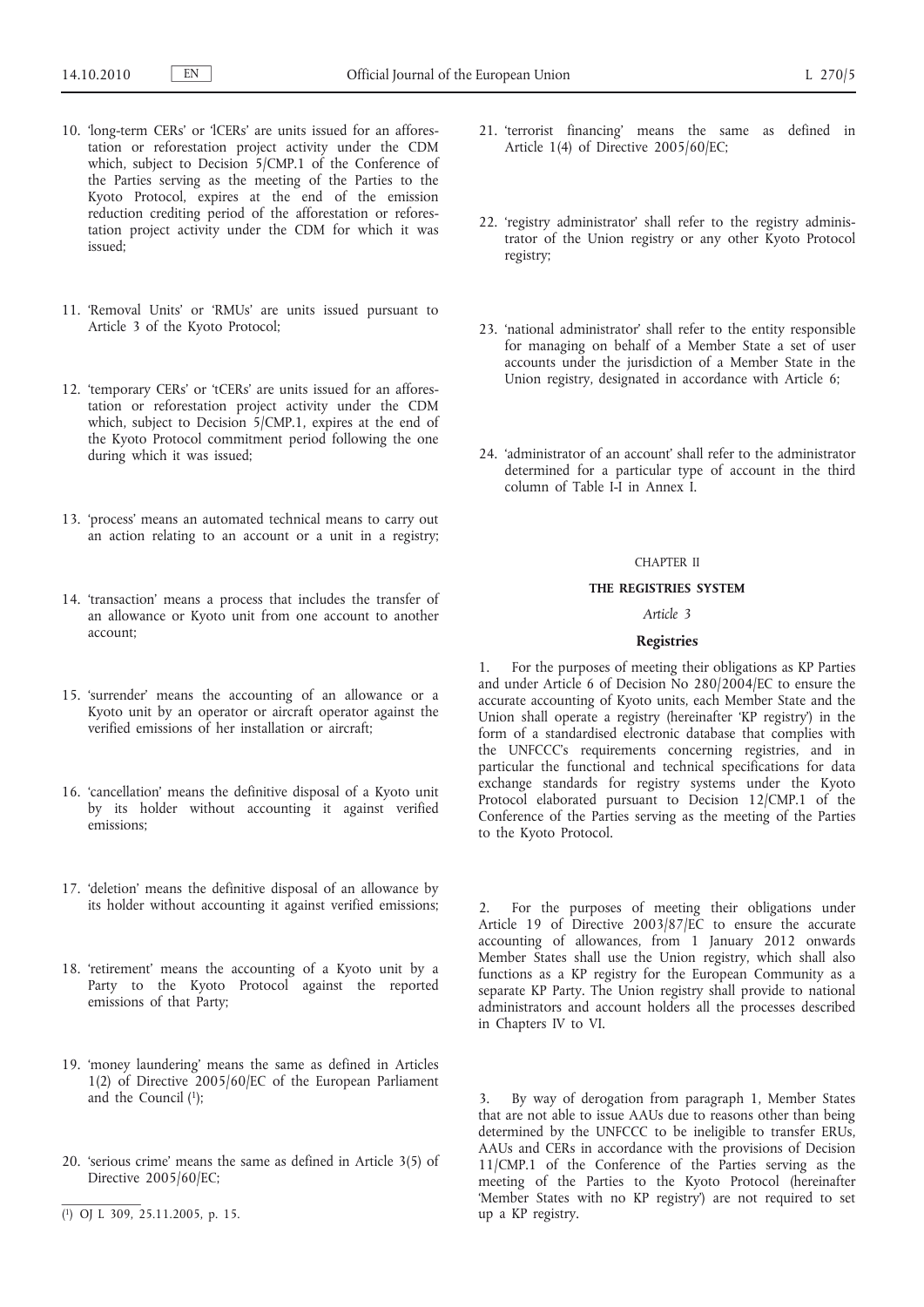10. 'long-term CERs' or 'lCERs' are units issued for an afforestation or reforestation project activity under the CDM which, subject to Decision 5/CMP.1 of the Conference of the Parties serving as the meeting of the Parties to the Kyoto Protocol, expires at the end of the emission reduction crediting period of the afforestation or reforestation project activity under the CDM for which it was issued;

11. 'Removal Units' or 'RMUs' are units issued pursuant to Article 3 of the Kyoto Protocol;

12. 'temporary CERs' or 'tCERs' are units issued for an afforestation or reforestation project activity under the CDM which, subject to Decision 5/CMP.1, expires at the end of the Kyoto Protocol commitment period following the one during which it was issued;

13. 'process' means an automated technical means to carry out an action relating to an account or a unit in a registry;

14. 'transaction' means a process that includes the transfer of an allowance or Kyoto unit from one account to another account;

15. 'surrender' means the accounting of an allowance or a Kyoto unit by an operator or aircraft operator against the verified emissions of her installation or aircraft;

16. 'cancellation' means the definitive disposal of a Kyoto unit by its holder without accounting it against verified emissions;

17. 'deletion' means the definitive disposal of an allowance by its holder without accounting it against verified emissions;

18. 'retirement' means the accounting of a Kyoto unit by a Party to the Kyoto Protocol against the reported emissions of that Party;

19. 'money laundering' means the same as defined in Articles 1(2) of Directive 2005/60/EC of the European Parliament and the Council [1];

20. 'serious crime' means the same as defined in Article 3(5) of Directive 2005/60/EC;

21. 'terrorist financing' means the same as defined in Article 1(4) of Directive 2005/60/EC;

22. 'registry administrator' shall refer to the registry administrator of the Union registry or any other Kyoto Protocol registry;

23. 'national administrator' shall refer to the entity responsible for managing on behalf of a Member State a set of user accounts under the jurisdiction of a Member State in the Union registry, designated in accordance with Article 6;

24. 'administrator of an account' shall refer to the administrator determined for a particular type of account in the third column of Table I-I in Annex I.

## CHAPTER II

## THE REGISTRIES SYSTEM

### *Article 3*

### Registries

1. For the purposes of meeting their obligations as KP Parties and under Article 6 of Decision No 280/2004/EC to ensure the accurate accounting of Kyoto units, each Member State and the Union shall operate a registry (hereinafter 'KP registry') in the form of a standardised electronic database that complies with the UNFCCC's requirements concerning registries, and in particular the functional and technical specifications for data exchange standards for registry systems under the Kyoto Protocol elaborated pursuant to Decision 12/CMP.1 of the Conference of the Parties serving as the meeting of the Parties to the Kyoto Protocol.

2. For the purposes of meeting their obligations under Article 19 of Directive 2003/87/EC to ensure the accurate accounting of allowances, from 1 January 2012 onwards Member States shall use the Union registry, which shall also functions as a KP registry for the European Community as a separate KP Party. The Union registry shall provide to national administrators and account holders all the processes described in Chapters IV to VI.

3. By way of derogation from paragraph 1, Member States that are not able to issue AAUs due to reasons other than being determined by the UNFCCC to be ineligible to transfer ERUs, AAUs and CERs in accordance with the provisions of Decision 11/CMP.1 of the Conference of the Parties serving as the meeting of the Parties to the Kyoto Protocol (hereinafter 'Member States with no KP registry') are not required to set up a KP registry.

[1] OJ L 309, 25.11.2005, p. 15.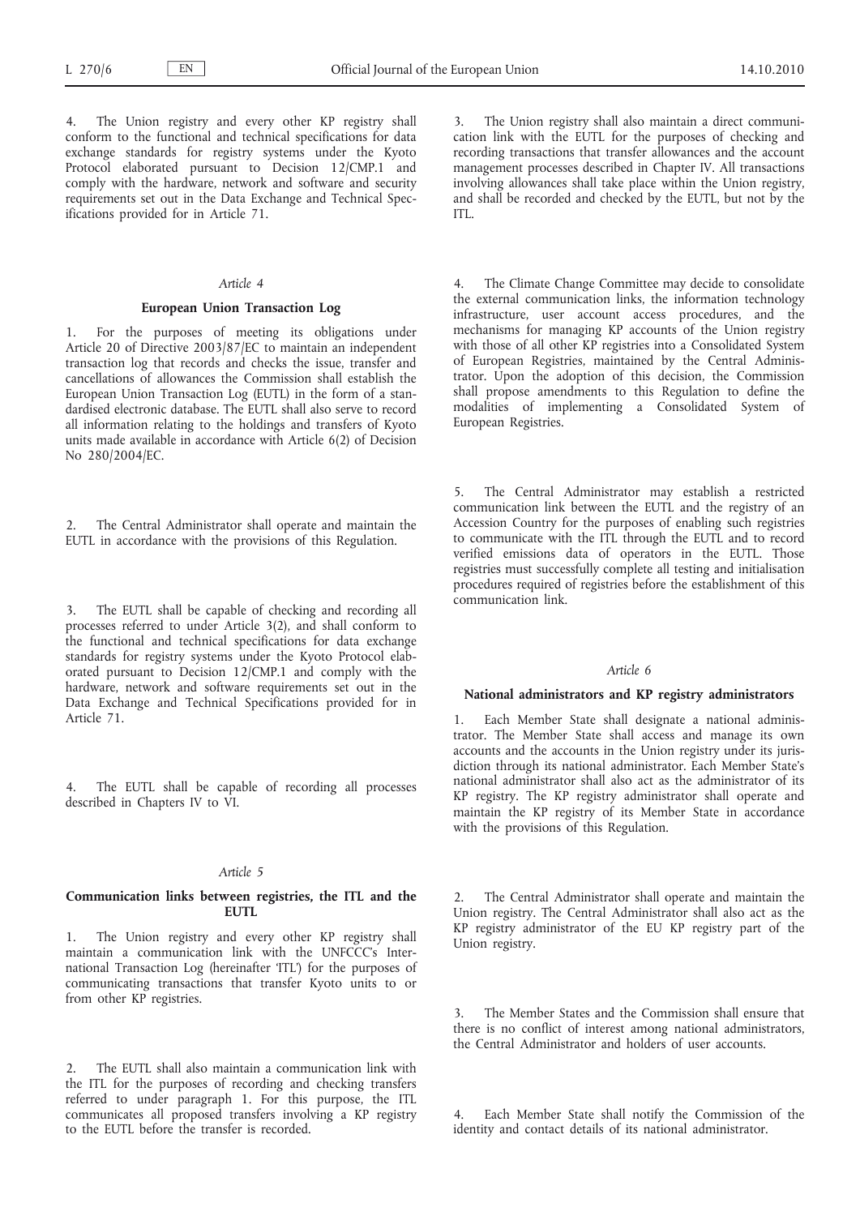4. The Union registry and every other KP registry shall conform to the functional and technical specifications for data exchange standards for registry systems under the Kyoto Protocol elaborated pursuant to Decision 12/CMP.1 and comply with the hardware, network and software and security requirements set out in the Data Exchange and Technical Specifications provided for in Article 71.

*Article 4*

**European Union Transaction Log**

1. For the purposes of meeting its obligations under Article 20 of Directive 2003/87/EC to maintain an independent transaction log that records and checks the issue, transfer and cancellations of allowances the Commission shall establish the European Union Transaction Log (EUTL) in the form of a standardised electronic database. The EUTL shall also serve to record all information relating to the holdings and transfers of Kyoto units made available in accordance with Article 6(2) of Decision No 280/2004/EC.

2. The Central Administrator shall operate and maintain the EUTL in accordance with the provisions of this Regulation.

3. The EUTL shall be capable of checking and recording all processes referred to under Article 3(2), and shall conform to the functional and technical specifications for data exchange standards for registry systems under the Kyoto Protocol elaborated pursuant to Decision 12/CMP.1 and comply with the hardware, network and software requirements set out in the Data Exchange and Technical Specifications provided for in Article 71.

4. The EUTL shall be capable of recording all processes described in Chapters IV to VI.

*Article 5*

**Communication links between registries, the ITL and the EUTL**

1. The Union registry and every other KP registry shall maintain a communication link with the UNFCCC's International Transaction Log (hereinafter 'ITL') for the purposes of communicating transactions that transfer Kyoto units to or from other KP registries.

2. The EUTL shall also maintain a communication link with the ITL for the purposes of recording and checking transfers referred to under paragraph 1. For this purpose, the ITL communicates all proposed transfers involving a KP registry to the EUTL before the transfer is recorded.

3. The Union registry shall also maintain a direct communication link with the EUTL for the purposes of checking and recording transactions that transfer allowances and the account management processes described in Chapter IV. All transactions involving allowances shall take place within the Union registry, and shall be recorded and checked by the EUTL, but not by the ITL.

4. The Climate Change Committee may decide to consolidate the external communication links, the information technology infrastructure, user account access procedures, and the mechanisms for managing KP accounts of the Union registry with those of all other KP registries into a Consolidated System of European Registries, maintained by the Central Administrator. Upon the adoption of this decision, the Commission shall propose amendments to this Regulation to define the modalities of implementing a Consolidated System of European Registries.

5. The Central Administrator may establish a restricted communication link between the EUTL and the registry of an Accession Country for the purposes of enabling such registries to communicate with the ITL through the EUTL and to record verified emissions data of operators in the EUTL. Those registries must successfully complete all testing and initialisation procedures required of registries before the establishment of this communication link.

*Article 6*

**National administrators and KP registry administrators**

1. Each Member State shall designate a national administrator. The Member State shall access and manage its own accounts and the accounts in the Union registry under its jurisdiction through its national administrator. Each Member State's national administrator shall also act as the administrator of its KP registry. The KP registry administrator shall operate and maintain the KP registry of its Member State in accordance with the provisions of this Regulation.

2. The Central Administrator shall operate and maintain the Union registry. The Central Administrator shall also act as the KP registry administrator of the EU KP registry part of the Union registry.

3. The Member States and the Commission shall ensure that there is no conflict of interest among national administrators, the Central Administrator and holders of user accounts.

4. Each Member State shall notify the Commission of the identity and contact details of its national administrator.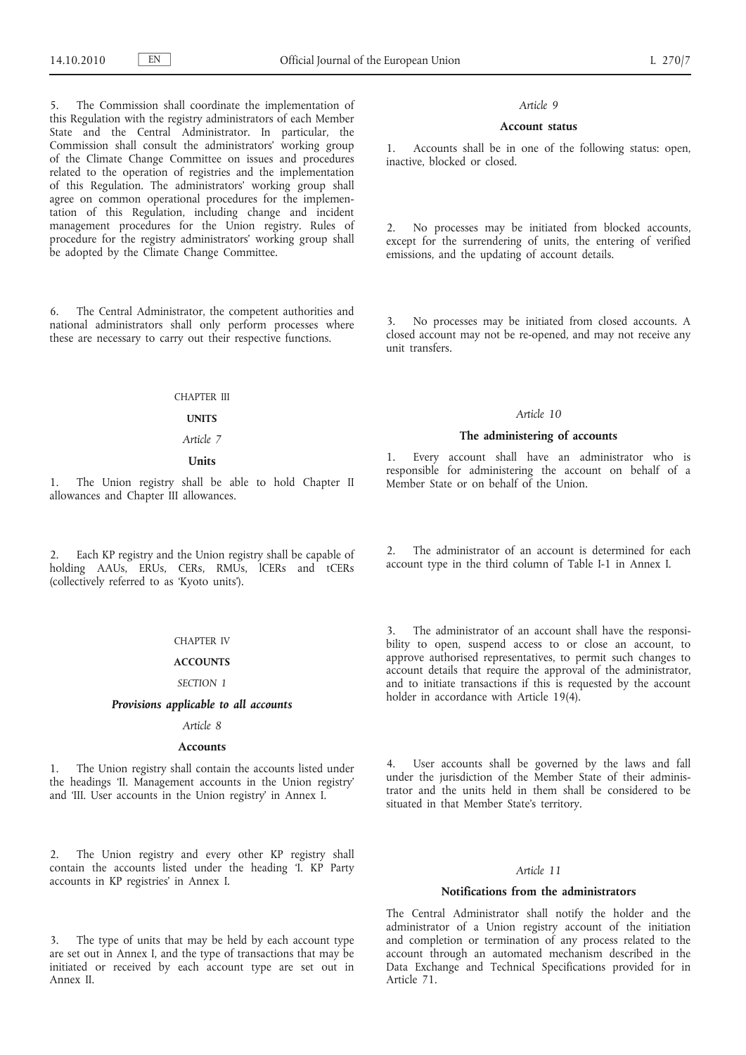5. The Commission shall coordinate the implementation of this Regulation with the registry administrators of each Member State and the Central Administrator. In particular, the Commission shall consult the administrators' working group of the Climate Change Committee on issues and procedures related to the operation of registries and the implementation of this Regulation. The administrators' working group shall agree on common operational procedures for the implementation of this Regulation, including change and incident management procedures for the Union registry. Rules of procedure for the registry administrators' working group shall be adopted by the Climate Change Committee.

6. The Central Administrator, the competent authorities and national administrators shall only perform processes where these are necessary to carry out their respective functions.

CHAPTER III

**UNITS**

*Article 7*

**Units**

1. The Union registry shall be able to hold Chapter II allowances and Chapter III allowances.

2. Each KP registry and the Union registry shall be capable of holding AAUs, ERUs, CERs, RMUs, lCERs and tCERs (collectively referred to as 'Kyoto units').

CHAPTER IV

**ACCOUNTS**

*SECTION 1*

***Provisions applicable to all accounts***

*Article 8*

**Accounts**

1. The Union registry shall contain the accounts listed under the headings 'II. Management accounts in the Union registry' and 'III. User accounts in the Union registry' in Annex I.

2. The Union registry and every other KP registry shall contain the accounts listed under the heading 'I. KP Party accounts in KP registries' in Annex I.

3. The type of units that may be held by each account type are set out in Annex I, and the type of transactions that may be initiated or received by each account type are set out in Annex II.

*Article 9*

**Account status**

1. Accounts shall be in one of the following status: open, inactive, blocked or closed.

2. No processes may be initiated from blocked accounts, except for the surrendering of units, the entering of verified emissions, and the updating of account details.

3. No processes may be initiated from closed accounts. A closed account may not be re-opened, and may not receive any unit transfers.

*Article 10*

**The administering of accounts**

1. Every account shall have an administrator who is responsible for administering the account on behalf of a Member State or on behalf of the Union.

2. The administrator of an account is determined for each account type in the third column of Table I-1 in Annex I.

3. The administrator of an account shall have the responsibility to open, suspend access to or close an account, to approve authorised representatives, to permit such changes to account details that require the approval of the administrator, and to initiate transactions if this is requested by the account holder in accordance with Article 19(4).

4. User accounts shall be governed by the laws and fall under the jurisdiction of the Member State of their administrator and the units held in them shall be considered to be situated in that Member State's territory.

*Article 11*

**Notifications from the administrators**

The Central Administrator shall notify the holder and the administrator of a Union registry account of the initiation and completion or termination of any process related to the account through an automated mechanism described in the Data Exchange and Technical Specifications provided for in Article 71.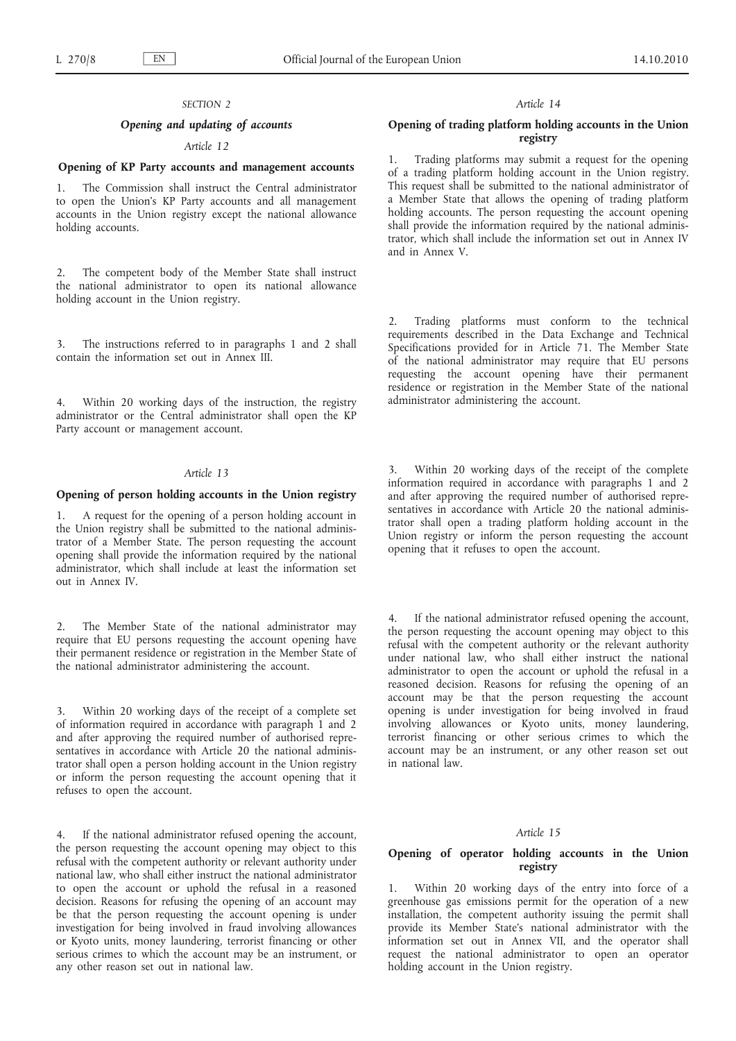*SECTION 2*

***Opening and updating of accounts***

*Article 12*

**Opening of KP Party accounts and management accounts**

1. The Commission shall instruct the Central administrator to open the Union's KP Party accounts and all management accounts in the Union registry except the national allowance holding accounts.

2. The competent body of the Member State shall instruct the national administrator to open its national allowance holding account in the Union registry.

3. The instructions referred to in paragraphs 1 and 2 shall contain the information set out in Annex III.

4. Within 20 working days of the instruction, the registry administrator or the Central administrator shall open the KP Party account or management account.

*Article 13*

**Opening of person holding accounts in the Union registry**

1. A request for the opening of a person holding account in the Union registry shall be submitted to the national administrator of a Member State. The person requesting the account opening shall provide the information required by the national administrator, which shall include at least the information set out in Annex IV.

2. The Member State of the national administrator may require that EU persons requesting the account opening have their permanent residence or registration in the Member State of the national administrator administering the account.

3. Within 20 working days of the receipt of a complete set of information required in accordance with paragraph 1 and 2 and after approving the required number of authorised representatives in accordance with Article 20 the national administrator shall open a person holding account in the Union registry or inform the person requesting the account opening that it refuses to open the account.

4. If the national administrator refused opening the account, the person requesting the account opening may object to this refusal with the competent authority or relevant authority under national law, who shall either instruct the national administrator to open the account or uphold the refusal in a reasoned decision. Reasons for refusing the opening of an account may be that the person requesting the account opening is under investigation for being involved in fraud involving allowances or Kyoto units, money laundering, terrorist financing or other serious crimes to which the account may be an instrument, or any other reason set out in national law.

*Article 14*

**Opening of trading platform holding accounts in the Union registry**

1. Trading platforms may submit a request for the opening of a trading platform holding account in the Union registry. This request shall be submitted to the national administrator of a Member State that allows the opening of trading platform holding accounts. The person requesting the account opening shall provide the information required by the national administrator, which shall include the information set out in Annex IV and in Annex V.

2. Trading platforms must conform to the technical requirements described in the Data Exchange and Technical Specifications provided for in Article 71. The Member State of the national administrator may require that EU persons requesting the account opening have their permanent residence or registration in the Member State of the national administrator administering the account.

3. Within 20 working days of the receipt of the complete information required in accordance with paragraphs 1 and 2 and after approving the required number of authorised representatives in accordance with Article 20 the national administrator shall open a trading platform holding account in the Union registry or inform the person requesting the account opening that it refuses to open the account.

4. If the national administrator refused opening the account, the person requesting the account opening may object to this refusal with the competent authority or the relevant authority under national law, who shall either instruct the national administrator to open the account or uphold the refusal in a reasoned decision. Reasons for refusing the opening of an account may be that the person requesting the account opening is under investigation for being involved in fraud involving allowances or Kyoto units, money laundering, terrorist financing or other serious crimes to which the account may be an instrument, or any other reason set out in national law.

*Article 15*

**Opening of operator holding accounts in the Union registry**

1. Within 20 working days of the entry into force of a greenhouse gas emissions permit for the operation of a new installation, the competent authority issuing the permit shall provide its Member State's national administrator with the information set out in Annex VII, and the operator shall request the national administrator to open an operator holding account in the Union registry.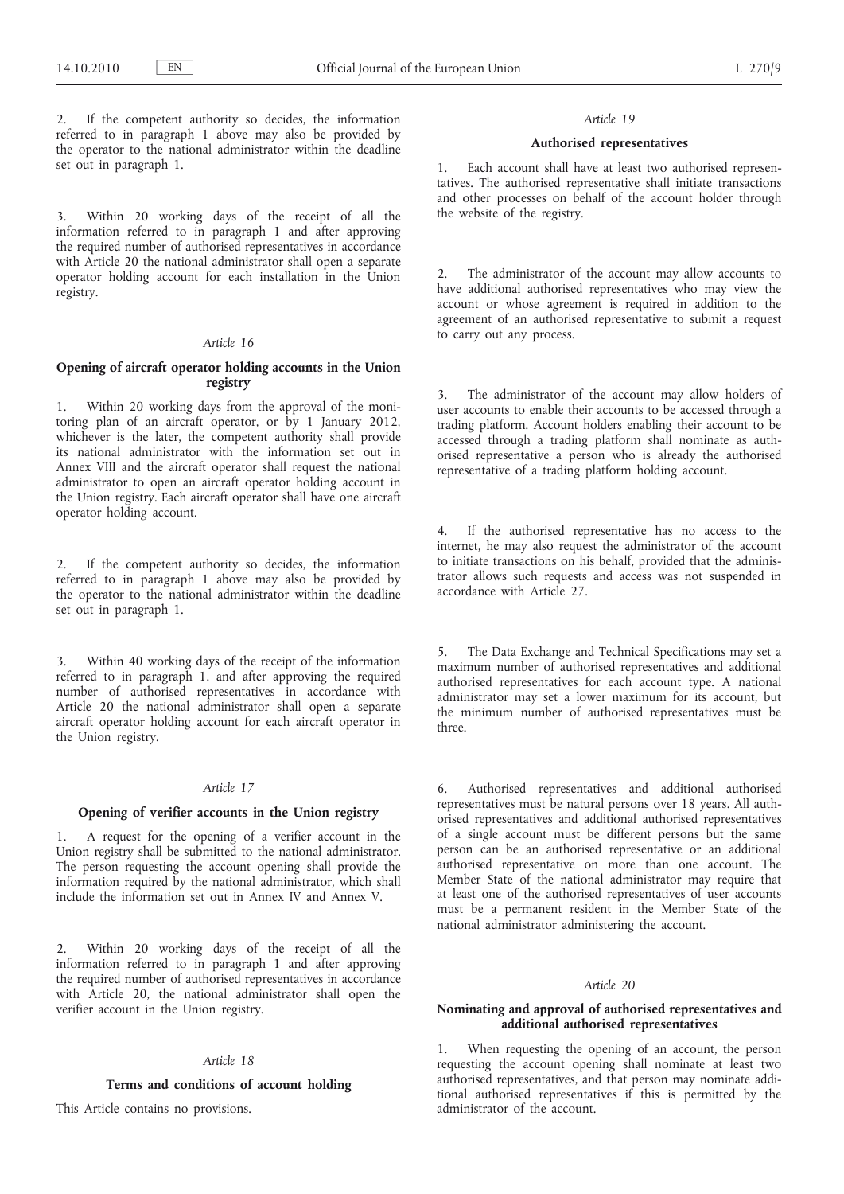2. If the competent authority so decides, the information referred to in paragraph 1 above may also be provided by the operator to the national administrator within the deadline set out in paragraph 1.

3. Within 20 working days of the receipt of all the information referred to in paragraph 1 and after approving the required number of authorised representatives in accordance with Article 20 the national administrator shall open a separate operator holding account for each installation in the Union registry.

*Article 16*

**Opening of aircraft operator holding accounts in the Union registry**

1. Within 20 working days from the approval of the monitoring plan of an aircraft operator, or by 1 January 2012, whichever is the later, the competent authority shall provide its national administrator with the information set out in Annex VIII and the aircraft operator shall request the national administrator to open an aircraft operator holding account in the Union registry. Each aircraft operator shall have one aircraft operator holding account.

2. If the competent authority so decides, the information referred to in paragraph 1 above may also be provided by the operator to the national administrator within the deadline set out in paragraph 1.

3. Within 40 working days of the receipt of the information referred to in paragraph 1. and after approving the required number of authorised representatives in accordance with Article 20 the national administrator shall open a separate aircraft operator holding account for each aircraft operator in the Union registry.

*Article 17*

**Opening of verifier accounts in the Union registry**

1. A request for the opening of a verifier account in the Union registry shall be submitted to the national administrator. The person requesting the account opening shall provide the information required by the national administrator, which shall include the information set out in Annex IV and Annex V.

2. Within 20 working days of the receipt of all the information referred to in paragraph 1 and after approving the required number of authorised representatives in accordance with Article 20, the national administrator shall open the verifier account in the Union registry.

*Article 18*

**Terms and conditions of account holding**

This Article contains no provisions.

*Article 19*

**Authorised representatives**

1. Each account shall have at least two authorised representatives. The authorised representative shall initiate transactions and other processes on behalf of the account holder through the website of the registry.

2. The administrator of the account may allow accounts to have additional authorised representatives who may view the account or whose agreement is required in addition to the agreement of an authorised representative to submit a request to carry out any process.

3. The administrator of the account may allow holders of user accounts to enable their accounts to be accessed through a trading platform. Account holders enabling their account to be accessed through a trading platform shall nominate as authorised representative a person who is already the authorised representative of a trading platform holding account.

4. If the authorised representative has no access to the internet, he may also request the administrator of the account to initiate transactions on his behalf, provided that the administrator allows such requests and access was not suspended in accordance with Article 27.

5. The Data Exchange and Technical Specifications may set a maximum number of authorised representatives and additional authorised representatives for each account type. A national administrator may set a lower maximum for its account, but the minimum number of authorised representatives must be three.

6. Authorised representatives and additional authorised representatives must be natural persons over 18 years. All authorised representatives and additional authorised representatives of a single account must be different persons but the same person can be an authorised representative or an additional authorised representative on more than one account. The Member State of the national administrator may require that at least one of the authorised representatives of user accounts must be a permanent resident in the Member State of the national administrator administering the account.

*Article 20*

**Nominating and approval of authorised representatives and additional authorised representatives**

1. When requesting the opening of an account, the person requesting the account opening shall nominate at least two authorised representatives, and that person may nominate additional authorised representatives if this is permitted by the administrator of the account.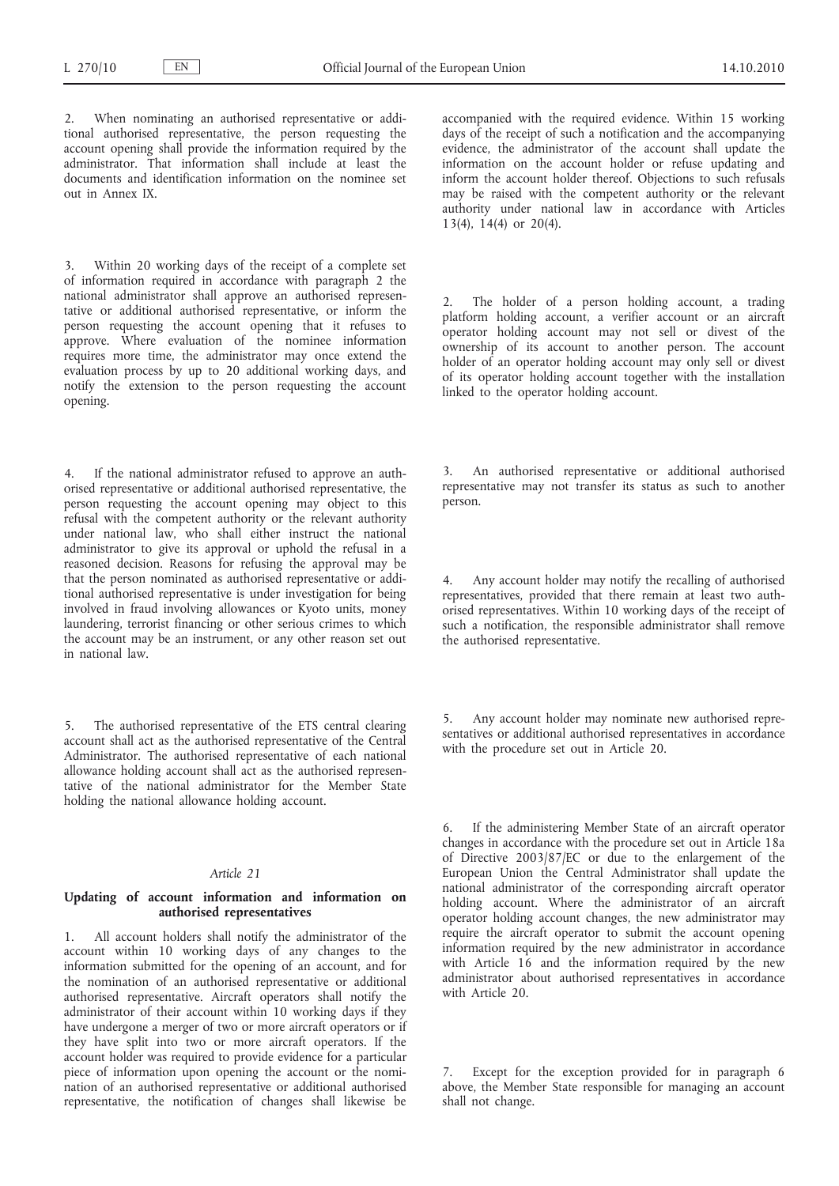2. When nominating an authorised representative or additional authorised representative, the person requesting the account opening shall provide the information required by the administrator. That information shall include at least the documents and identification information on the nominee set out in Annex IX.

3. Within 20 working days of the receipt of a complete set of information required in accordance with paragraph 2 the national administrator shall approve an authorised representative or additional authorised representative, or inform the person requesting the account opening that it refuses to approve. Where evaluation of the nominee information requires more time, the administrator may once extend the evaluation process by up to 20 additional working days, and notify the extension to the person requesting the account opening.

4. If the national administrator refused to approve an authorised representative or additional authorised representative, the person requesting the account opening may object to this refusal with the competent authority or the relevant authority under national law, who shall either instruct the national administrator to give its approval or uphold the refusal in a reasoned decision. Reasons for refusing the approval may be that the person nominated as authorised representative or additional authorised representative is under investigation for being involved in fraud involving allowances or Kyoto units, money laundering, terrorist financing or other serious crimes to which the account may be an instrument, or any other reason set out in national law.

5. The authorised representative of the ETS central clearing account shall act as the authorised representative of the Central Administrator. The authorised representative of each national allowance holding account shall act as the authorised representative of the national administrator for the Member State holding the national allowance holding account.

*Article 21*

**Updating of account information and information on authorised representatives**

1. All account holders shall notify the administrator of the account within 10 working days of any changes to the information submitted for the opening of an account, and for the nomination of an authorised representative or additional authorised representative. Aircraft operators shall notify the administrator of their account within 10 working days if they have undergone a merger of two or more aircraft operators or if they have split into two or more aircraft operators. If the account holder was required to provide evidence for a particular piece of information upon opening the account or the nomination of an authorised representative or additional authorised representative, the notification of changes shall likewise be accompanied with the required evidence. Within 15 working days of the receipt of such a notification and the accompanying evidence, the administrator of the account shall update the information on the account holder or refuse updating and inform the account holder thereof. Objections to such refusals may be raised with the competent authority or the relevant authority under national law in accordance with Articles 13(4), 14(4) or 20(4).

2. The holder of a person holding account, a trading platform holding account, a verifier account or an aircraft operator holding account may not sell or divest of the ownership of its account to another person. The account holder of an operator holding account may only sell or divest of its operator holding account together with the installation linked to the operator holding account.

3. An authorised representative or additional authorised representative may not transfer its status as such to another person.

4. Any account holder may notify the recalling of authorised representatives, provided that there remain at least two authorised representatives. Within 10 working days of the receipt of such a notification, the responsible administrator shall remove the authorised representative.

5. Any account holder may nominate new authorised representatives or additional authorised representatives in accordance with the procedure set out in Article 20.

6. If the administering Member State of an aircraft operator changes in accordance with the procedure set out in Article 18a of Directive 2003/87/EC or due to the enlargement of the European Union the Central Administrator shall update the national administrator of the corresponding aircraft operator holding account. Where the administrator of an aircraft operator holding account changes, the new administrator may require the aircraft operator to submit the account opening information required by the new administrator in accordance with Article 16 and the information required by the new administrator about authorised representatives in accordance with Article 20.

7. Except for the exception provided for in paragraph 6 above, the Member State responsible for managing an account shall not change.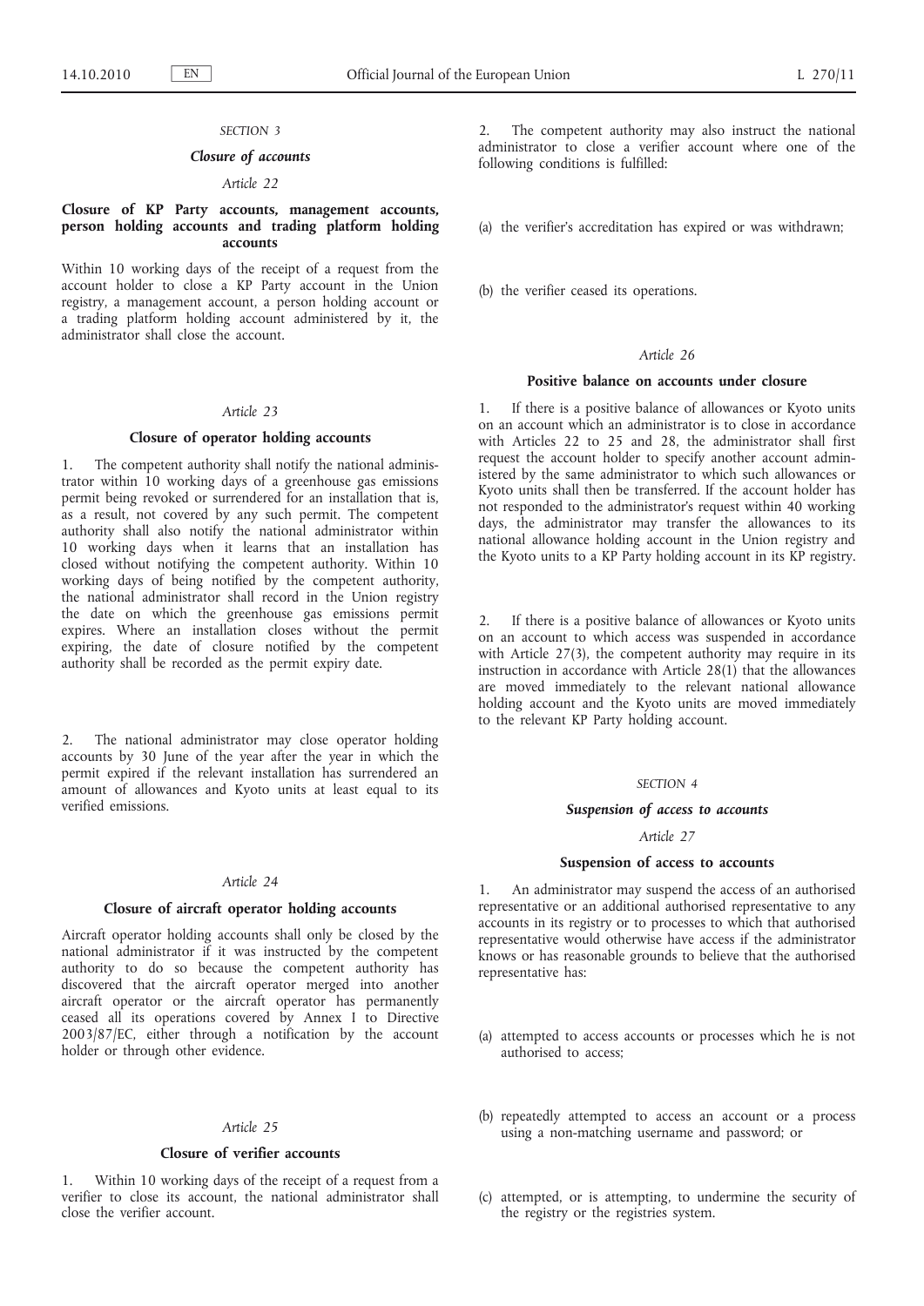*SECTION 3*

*Closure of accounts*

*Article 22*

**Closure of KP Party accounts, management accounts, person holding accounts and trading platform holding accounts**

Within 10 working days of the receipt of a request from the account holder to close a KP Party account in the Union registry, a management account, a person holding account or a trading platform holding account administered by it, the administrator shall close the account.

*Article 23*

**Closure of operator holding accounts**

1. The competent authority shall notify the national administrator within 10 working days of a greenhouse gas emissions permit being revoked or surrendered for an installation that is, as a result, not covered by any such permit. The competent authority shall also notify the national administrator within 10 working days when it learns that an installation has closed without notifying the competent authority. Within 10 working days of being notified by the competent authority, the national administrator shall record in the Union registry the date on which the greenhouse gas emissions permit expires. Where an installation closes without the permit expiring, the date of closure notified by the competent authority shall be recorded as the permit expiry date.

2. The national administrator may close operator holding accounts by 30 June of the year after the year in which the permit expired if the relevant installation has surrendered an amount of allowances and Kyoto units at least equal to its verified emissions.

*Article 24*

**Closure of aircraft operator holding accounts**

Aircraft operator holding accounts shall only be closed by the national administrator if it was instructed by the competent authority to do so because the competent authority has discovered that the aircraft operator merged into another aircraft operator or the aircraft operator has permanently ceased all its operations covered by Annex I to Directive 2003/87/EC, either through a notification by the account holder or through other evidence.

*Article 25*

**Closure of verifier accounts**

1. Within 10 working days of the receipt of a request from a verifier to close its account, the national administrator shall close the verifier account.

2. The competent authority may also instruct the national administrator to close a verifier account where one of the following conditions is fulfilled:

(a) the verifier's accreditation has expired or was withdrawn;

(b) the verifier ceased its operations.

*Article 26*

**Positive balance on accounts under closure**

1. If there is a positive balance of allowances or Kyoto units on an account which an administrator is to close in accordance with Articles 22 to 25 and 28, the administrator shall first request the account holder to specify another account administered by the same administrator to which such allowances or Kyoto units shall then be transferred. If the account holder has not responded to the administrator's request within 40 working days, the administrator may transfer the allowances to its national allowance holding account in the Union registry and the Kyoto units to a KP Party holding account in its KP registry.

2. If there is a positive balance of allowances or Kyoto units on an account to which access was suspended in accordance with Article 27(3), the competent authority may require in its instruction in accordance with Article 28(1) that the allowances are moved immediately to the relevant national allowance holding account and the Kyoto units are moved immediately to the relevant KP Party holding account.

*SECTION 4*

*Suspension of access to accounts*

*Article 27*

**Suspension of access to accounts**

1. An administrator may suspend the access of an authorised representative or an additional authorised representative to any accounts in its registry or to processes to which that authorised representative would otherwise have access if the administrator knows or has reasonable grounds to believe that the authorised representative has:

(a) attempted to access accounts or processes which he is not authorised to access;

(b) repeatedly attempted to access an account or a process using a non-matching username and password; or

(c) attempted, or is attempting, to undermine the security of the registry or the registries system.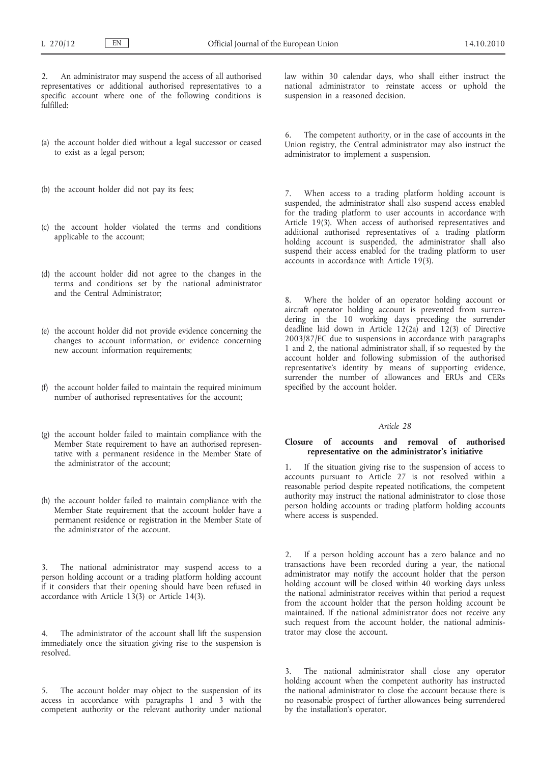2. An administrator may suspend the access of all authorised representatives or additional authorised representatives to a specific account where one of the following conditions is fulfilled:

(a) the account holder died without a legal successor or ceased to exist as a legal person;

(b) the account holder did not pay its fees;

(c) the account holder violated the terms and conditions applicable to the account;

(d) the account holder did not agree to the changes in the terms and conditions set by the national administrator and the Central Administrator;

(e) the account holder did not provide evidence concerning the changes to account information, or evidence concerning new account information requirements;

(f) the account holder failed to maintain the required minimum number of authorised representatives for the account;

(g) the account holder failed to maintain compliance with the Member State requirement to have an authorised representative with a permanent residence in the Member State of the administrator of the account;

(h) the account holder failed to maintain compliance with the Member State requirement that the account holder have a permanent residence or registration in the Member State of the administrator of the account.

3. The national administrator may suspend access to a person holding account or a trading platform holding account if it considers that their opening should have been refused in accordance with Article 13(3) or Article 14(3).

4. The administrator of the account shall lift the suspension immediately once the situation giving rise to the suspension is resolved.

5. The account holder may object to the suspension of its access in accordance with paragraphs 1 and 3 with the competent authority or the relevant authority under national law within 30 calendar days, who shall either instruct the national administrator to reinstate access or uphold the suspension in a reasoned decision.

6. The competent authority, or in the case of accounts in the Union registry, the Central administrator may also instruct the administrator to implement a suspension.

7. When access to a trading platform holding account is suspended, the administrator shall also suspend access enabled for the trading platform to user accounts in accordance with Article 19(3). When access of authorised representatives and additional authorised representatives of a trading platform holding account is suspended, the administrator shall also suspend their access enabled for the trading platform to user accounts in accordance with Article 19(3).

8. Where the holder of an operator holding account or aircraft operator holding account is prevented from surrendering in the 10 working days preceding the surrender deadline laid down in Article 12(2a) and 12(3) of Directive 2003/87/EC due to suspensions in accordance with paragraphs 1 and 2, the national administrator shall, if so requested by the account holder and following submission of the authorised representative's identity by means of supporting evidence, surrender the number of allowances and ERUs and CERs specified by the account holder.

*Article 28*

**Closure of accounts and removal of authorised representative on the administrator's initiative**

1. If the situation giving rise to the suspension of access to accounts pursuant to Article 27 is not resolved within a reasonable period despite repeated notifications, the competent authority may instruct the national administrator to close those person holding accounts or trading platform holding accounts where access is suspended.

2. If a person holding account has a zero balance and no transactions have been recorded during a year, the national administrator may notify the account holder that the person holding account will be closed within 40 working days unless the national administrator receives within that period a request from the account holder that the person holding account be maintained. If the national administrator does not receive any such request from the account holder, the national administrator may close the account.

3. The national administrator shall close any operator holding account when the competent authority has instructed the national administrator to close the account because there is no reasonable prospect of further allowances being surrendered by the installation's operator.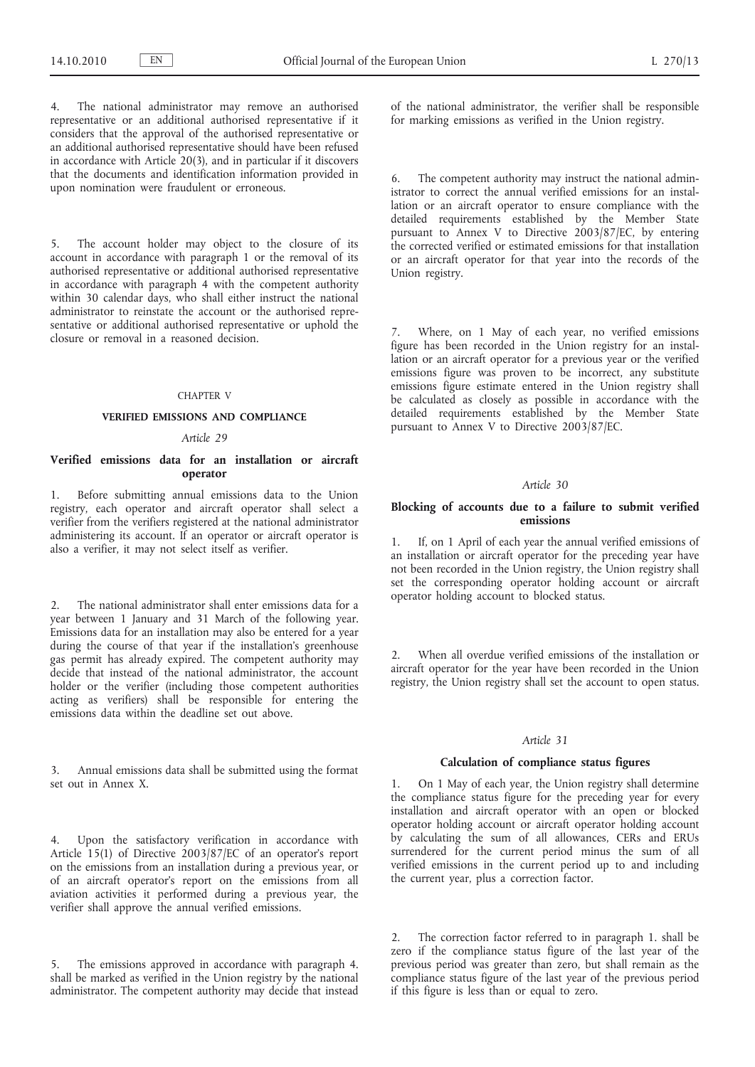4. The national administrator may remove an authorised representative or an additional authorised representative if it considers that the approval of the authorised representative or an additional authorised representative should have been refused in accordance with Article 20(3), and in particular if it discovers that the documents and identification information provided in upon nomination were fraudulent or erroneous.

5. The account holder may object to the closure of its account in accordance with paragraph 1 or the removal of its authorised representative or additional authorised representative in accordance with paragraph 4 with the competent authority within 30 calendar days, who shall either instruct the national administrator to reinstate the account or the authorised representative or additional authorised representative or uphold the closure or removal in a reasoned decision.

## CHAPTER V

## VERIFIED EMISSIONS AND COMPLIANCE

### *Article 29*

### Verified emissions data for an installation or aircraft operator

1. Before submitting annual emissions data to the Union registry, each operator and aircraft operator shall select a verifier from the verifiers registered at the national administrator administering its account. If an operator or aircraft operator is also a verifier, it may not select itself as verifier.

2. The national administrator shall enter emissions data for a year between 1 January and 31 March of the following year. Emissions data for an installation may also be entered for a year during the course of that year if the installation's greenhouse gas permit has already expired. The competent authority may decide that instead of the national administrator, the account holder or the verifier (including those competent authorities acting as verifiers) shall be responsible for entering the emissions data within the deadline set out above.

3. Annual emissions data shall be submitted using the format set out in Annex X.

4. Upon the satisfactory verification in accordance with Article 15(1) of Directive 2003/87/EC of an operator's report on the emissions from an installation during a previous year, or of an aircraft operator's report on the emissions from all aviation activities it performed during a previous year, the verifier shall approve the annual verified emissions.

5. The emissions approved in accordance with paragraph 4. shall be marked as verified in the Union registry by the national administrator. The competent authority may decide that instead of the national administrator, the verifier shall be responsible for marking emissions as verified in the Union registry.

6. The competent authority may instruct the national administrator to correct the annual verified emissions for an installation or an aircraft operator to ensure compliance with the detailed requirements established by the Member State pursuant to Annex V to Directive 2003/87/EC, by entering the corrected verified or estimated emissions for that installation or an aircraft operator for that year into the records of the Union registry.

7. Where, on 1 May of each year, no verified emissions figure has been recorded in the Union registry for an installation or an aircraft operator for a previous year or the verified emissions figure was proven to be incorrect, any substitute emissions figure estimate entered in the Union registry shall be calculated as closely as possible in accordance with the detailed requirements established by the Member State pursuant to Annex V to Directive 2003/87/EC.

### *Article 30*

### Blocking of accounts due to a failure to submit verified emissions

1. If, on 1 April of each year the annual verified emissions of an installation or aircraft operator for the preceding year have not been recorded in the Union registry, the Union registry shall set the corresponding operator holding account or aircraft operator holding account to blocked status.

2. When all overdue verified emissions of the installation or aircraft operator for the year have been recorded in the Union registry, the Union registry shall set the account to open status.

### *Article 31*

### Calculation of compliance status figures

1. On 1 May of each year, the Union registry shall determine the compliance status figure for the preceding year for every installation and aircraft operator with an open or blocked operator holding account or aircraft operator holding account by calculating the sum of all allowances, CERs and ERUs surrendered for the current period minus the sum of all verified emissions in the current period up to and including the current year, plus a correction factor.

2. The correction factor referred to in paragraph 1. shall be zero if the compliance status figure of the last year of the previous period was greater than zero, but shall remain as the compliance status figure of the last year of the previous period if this figure is less than or equal to zero.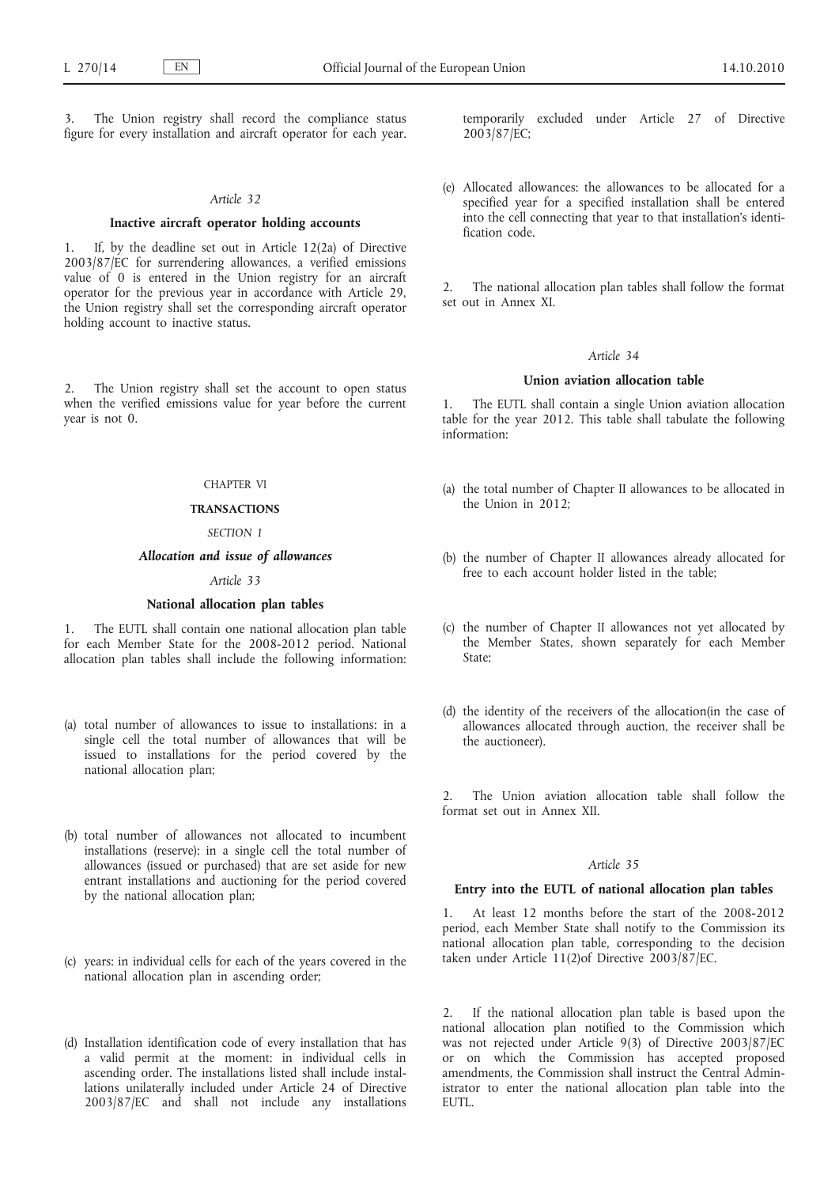3. The Union registry shall record the compliance status figure for every installation and aircraft operator for each year.

*Article 32*

**Inactive aircraft operator holding accounts**

1. If, by the deadline set out in Article 12(2a) of Directive 2003/87/EC for surrendering allowances, a verified emissions value of 0 is entered in the Union registry for an aircraft operator for the previous year in accordance with Article 29, the Union registry shall set the corresponding aircraft operator holding account to inactive status.

2. The Union registry shall set the account to open status when the verified emissions value for year before the current year is not 0.

CHAPTER VI

**TRANSACTIONS**

*SECTION 1*

***Allocation and issue of allowances***

*Article 33*

**National allocation plan tables**

1. The EUTL shall contain one national allocation plan table for each Member State for the 2008-2012 period. National allocation plan tables shall include the following information:

(a) total number of allowances to issue to installations: in a single cell the total number of allowances that will be issued to installations for the period covered by the national allocation plan;

(b) total number of allowances not allocated to incumbent installations (reserve): in a single cell the total number of allowances (issued or purchased) that are set aside for new entrant installations and auctioning for the period covered by the national allocation plan;

(c) years: in individual cells for each of the years covered in the national allocation plan in ascending order;

(d) Installation identification code of every installation that has a valid permit at the moment: in individual cells in ascending order. The installations listed shall include installations unilaterally included under Article 24 of Directive 2003/87/EC and shall not include any installations temporarily excluded under Article 27 of Directive 2003/87/EC;

(e) Allocated allowances: the allowances to be allocated for a specified year for a specified installation shall be entered into the cell connecting that year to that installation's identification code.

2. The national allocation plan tables shall follow the format set out in Annex XI.

*Article 34*

**Union aviation allocation table**

1. The EUTL shall contain a single Union aviation allocation table for the year 2012. This table shall tabulate the following information:

(a) the total number of Chapter II allowances to be allocated in the Union in 2012;

(b) the number of Chapter II allowances already allocated for free to each account holder listed in the table;

(c) the number of Chapter II allowances not yet allocated by the Member States, shown separately for each Member State;

(d) the identity of the receivers of the allocation(in the case of allowances allocated through auction, the receiver shall be the auctioneer).

2. The Union aviation allocation table shall follow the format set out in Annex XII.

*Article 35*

**Entry into the EUTL of national allocation plan tables**

1. At least 12 months before the start of the 2008-2012 period, each Member State shall notify to the Commission its national allocation plan table, corresponding to the decision taken under Article 11(2)of Directive 2003/87/EC.

2. If the national allocation plan table is based upon the national allocation plan notified to the Commission which was not rejected under Article 9(3) of Directive 2003/87/EC or on which the Commission has accepted proposed amendments, the Commission shall instruct the Central Administrator to enter the national allocation plan table into the EUTL.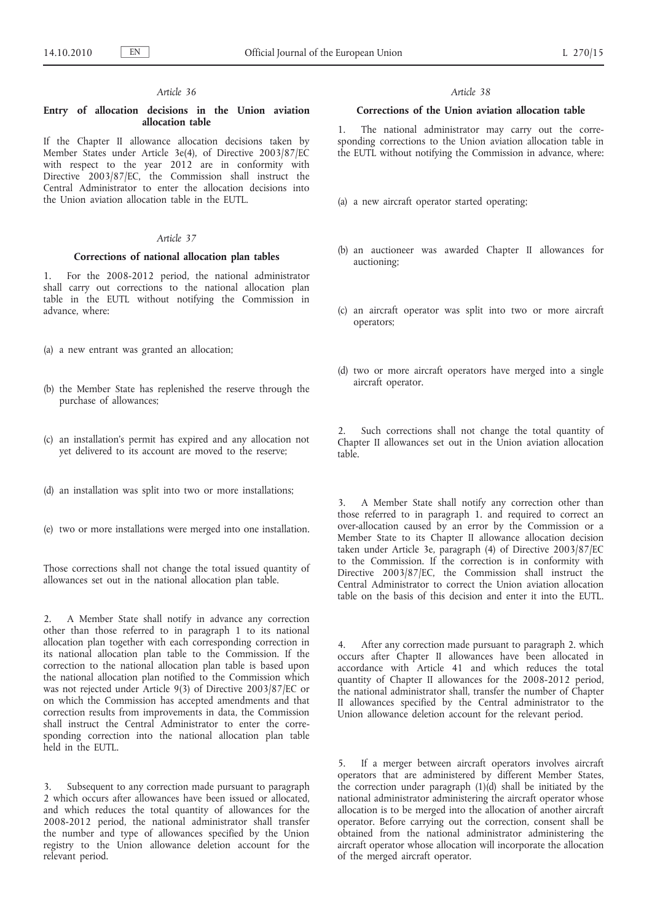*Article 36*

### Entry of allocation decisions in the Union aviation allocation table

If the Chapter II allowance allocation decisions taken by Member States under Article 3e(4), of Directive 2003/87/EC with respect to the year 2012 are in conformity with Directive 2003/87/EC, the Commission shall instruct the Central Administrator to enter the allocation decisions into the Union aviation allocation table in the EUTL.

*Article 37*

### Corrections of national allocation plan tables

1. For the 2008-2012 period, the national administrator shall carry out corrections to the national allocation plan table in the EUTL without notifying the Commission in advance, where:

(a) a new entrant was granted an allocation;

(b) the Member State has replenished the reserve through the purchase of allowances;

(c) an installation's permit has expired and any allocation not yet delivered to its account are moved to the reserve;

(d) an installation was split into two or more installations;

(e) two or more installations were merged into one installation.

Those corrections shall not change the total issued quantity of allowances set out in the national allocation plan table.

2. A Member State shall notify in advance any correction other than those referred to in paragraph 1 to its national allocation plan together with each corresponding correction in its national allocation plan table to the Commission. If the correction to the national allocation plan table is based upon the national allocation plan notified to the Commission which was not rejected under Article 9(3) of Directive 2003/87/EC or on which the Commission has accepted amendments and that correction results from improvements in data, the Commission shall instruct the Central Administrator to enter the corresponding correction into the national allocation plan table held in the EUTL.

3. Subsequent to any correction made pursuant to paragraph 2 which occurs after allowances have been issued or allocated, and which reduces the total quantity of allowances for the 2008-2012 period, the national administrator shall transfer the number and type of allowances specified by the Union registry to the Union allowance deletion account for the relevant period.

*Article 38*

### Corrections of the Union aviation allocation table

1. The national administrator may carry out the corresponding corrections to the Union aviation allocation table in the EUTL without notifying the Commission in advance, where:

(a) a new aircraft operator started operating;

(b) an auctioneer was awarded Chapter II allowances for auctioning;

(c) an aircraft operator was split into two or more aircraft operators;

(d) two or more aircraft operators have merged into a single aircraft operator.

2. Such corrections shall not change the total quantity of Chapter II allowances set out in the Union aviation allocation table.

3. A Member State shall notify any correction other than those referred to in paragraph 1. and required to correct an over-allocation caused by an error by the Commission or a Member State to its Chapter II allowance allocation decision taken under Article 3e, paragraph (4) of Directive 2003/87/EC to the Commission. If the correction is in conformity with Directive 2003/87/EC, the Commission shall instruct the Central Administrator to correct the Union aviation allocation table on the basis of this decision and enter it into the EUTL.

4. After any correction made pursuant to paragraph 2. which occurs after Chapter II allowances have been allocated in accordance with Article 41 and which reduces the total quantity of Chapter II allowances for the 2008-2012 period, the national administrator shall, transfer the number of Chapter II allowances specified by the Central administrator to the Union allowance deletion account for the relevant period.

5. If a merger between aircraft operators involves aircraft operators that are administered by different Member States, the correction under paragraph (1)(d) shall be initiated by the national administrator administering the aircraft operator whose allocation is to be merged into the allocation of another aircraft operator. Before carrying out the correction, consent shall be obtained from the national administrator administering the aircraft operator whose allocation will incorporate the allocation of the merged aircraft operator.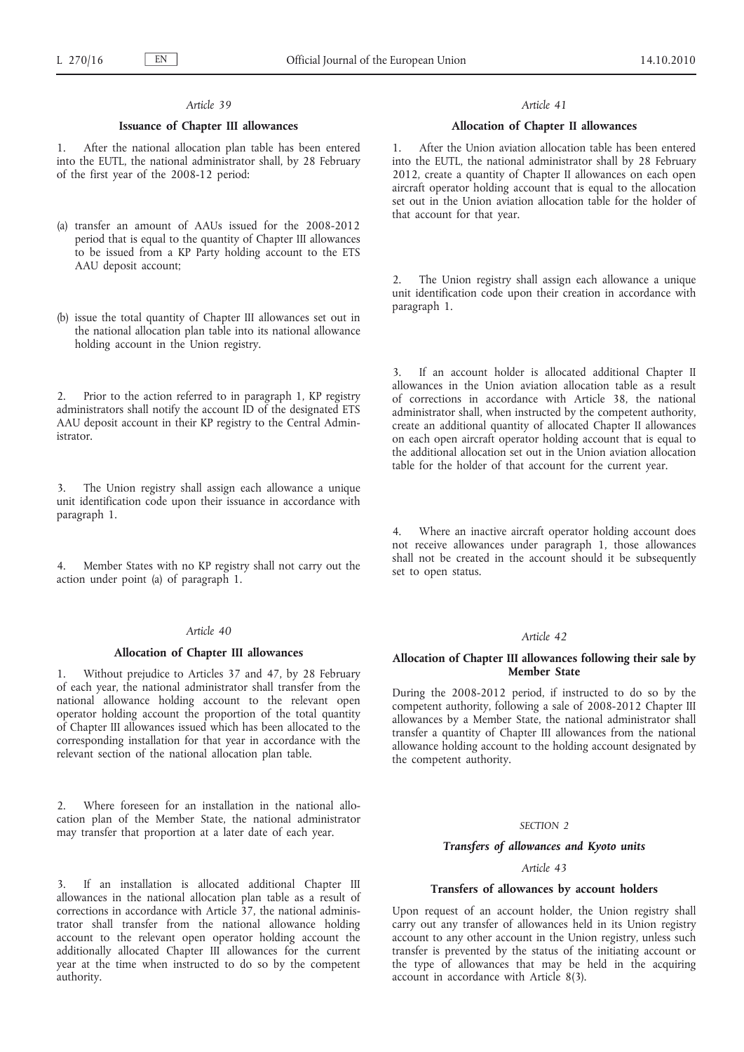*Article 39*

**Issuance of Chapter III allowances**

1. After the national allocation plan table has been entered into the EUTL, the national administrator shall, by 28 February of the first year of the 2008-12 period:

(a) transfer an amount of AAUs issued for the 2008-2012 period that is equal to the quantity of Chapter III allowances to be issued from a KP Party holding account to the ETS AAU deposit account;

(b) issue the total quantity of Chapter III allowances set out in the national allocation plan table into its national allowance holding account in the Union registry.

2. Prior to the action referred to in paragraph 1, KP registry administrators shall notify the account ID of the designated ETS AAU deposit account in their KP registry to the Central Administrator.

3. The Union registry shall assign each allowance a unique unit identification code upon their issuance in accordance with paragraph 1.

4. Member States with no KP registry shall not carry out the action under point (a) of paragraph 1.

*Article 40*

**Allocation of Chapter III allowances**

1. Without prejudice to Articles 37 and 47, by 28 February of each year, the national administrator shall transfer from the national allowance holding account to the relevant open operator holding account the proportion of the total quantity of Chapter III allowances issued which has been allocated to the corresponding installation for that year in accordance with the relevant section of the national allocation plan table.

2. Where foreseen for an installation in the national allocation plan of the Member State, the national administrator may transfer that proportion at a later date of each year.

3. If an installation is allocated additional Chapter III allowances in the national allocation plan table as a result of corrections in accordance with Article 37, the national administrator shall transfer from the national allowance holding account to the relevant open operator holding account the additionally allocated Chapter III allowances for the current year at the time when instructed to do so by the competent authority.

*Article 41*

**Allocation of Chapter II allowances**

1. After the Union aviation allocation table has been entered into the EUTL, the national administrator shall by 28 February 2012, create a quantity of Chapter II allowances on each open aircraft operator holding account that is equal to the allocation set out in the Union aviation allocation table for the holder of that account for that year.

2. The Union registry shall assign each allowance a unique unit identification code upon their creation in accordance with paragraph 1.

3. If an account holder is allocated additional Chapter II allowances in the Union aviation allocation table as a result of corrections in accordance with Article 38, the national administrator shall, when instructed by the competent authority, create an additional quantity of allocated Chapter II allowances on each open aircraft operator holding account that is equal to the additional allocation set out in the Union aviation allocation table for the holder of that account for the current year.

4. Where an inactive aircraft operator holding account does not receive allowances under paragraph 1, those allowances shall not be created in the account should it be subsequently set to open status.

*Article 42*

**Allocation of Chapter III allowances following their sale by Member State**

During the 2008-2012 period, if instructed to do so by the competent authority, following a sale of 2008-2012 Chapter III allowances by a Member State, the national administrator shall transfer a quantity of Chapter III allowances from the national allowance holding account to the holding account designated by the competent authority.

SECTION 2

***Transfers of allowances and Kyoto units***

*Article 43*

**Transfers of allowances by account holders**

Upon request of an account holder, the Union registry shall carry out any transfer of allowances held in its Union registry account to any other account in the Union registry, unless such transfer is prevented by the status of the initiating account or the type of allowances that may be held in the acquiring account in accordance with Article 8(3).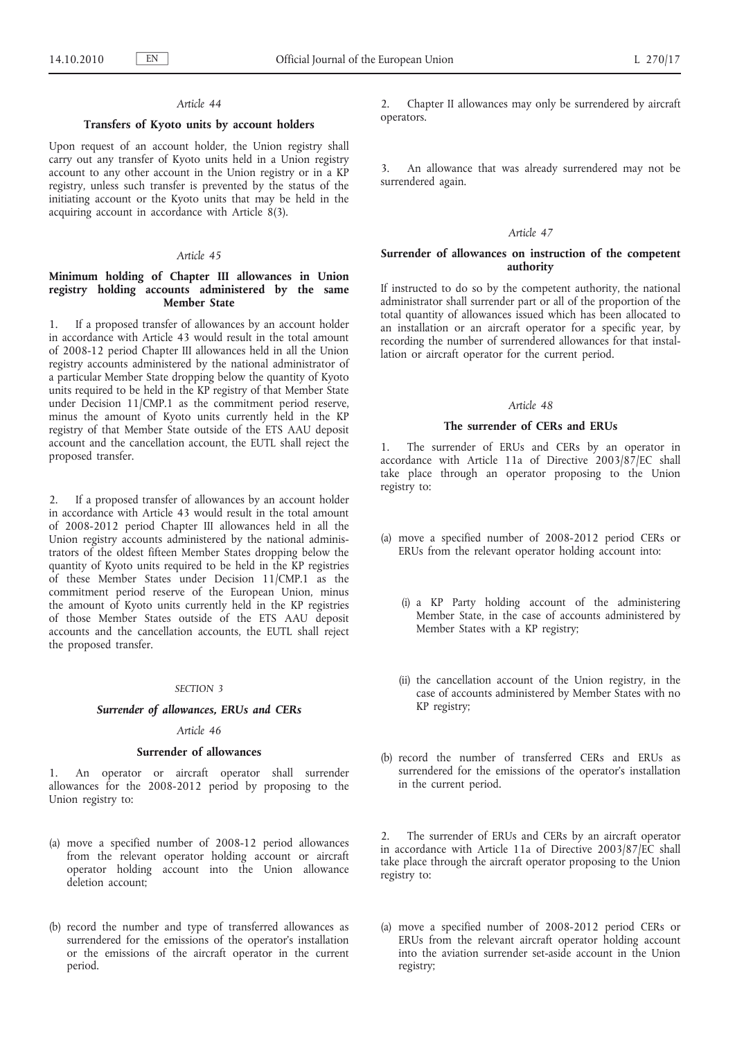*Article 44*

**Transfers of Kyoto units by account holders**

Upon request of an account holder, the Union registry shall carry out any transfer of Kyoto units held in a Union registry account to any other account in the Union registry or in a KP registry, unless such transfer is prevented by the status of the initiating account or the Kyoto units that may be held in the acquiring account in accordance with Article 8(3).

*Article 45*

**Minimum holding of Chapter III allowances in Union registry holding accounts administered by the same Member State**

1. If a proposed transfer of allowances by an account holder in accordance with Article 43 would result in the total amount of 2008-12 period Chapter III allowances held in all the Union registry accounts administered by the national administrator of a particular Member State dropping below the quantity of Kyoto units required to be held in the KP registry of that Member State under Decision 11/CMP.1 as the commitment period reserve, minus the amount of Kyoto units currently held in the KP registry of that Member State outside of the ETS AAU deposit account and the cancellation account, the EUTL shall reject the proposed transfer.

2. If a proposed transfer of allowances by an account holder in accordance with Article 43 would result in the total amount of 2008-2012 period Chapter III allowances held in all the Union registry accounts administered by the national administrators of the oldest fifteen Member States dropping below the quantity of Kyoto units required to be held in the KP registries of these Member States under Decision 11/CMP.1 as the commitment period reserve of the European Union, minus the amount of Kyoto units currently held in the KP registries of those Member States outside of the ETS AAU deposit accounts and the cancellation accounts, the EUTL shall reject the proposed transfer.

*SECTION 3*

***Surrender of allowances, ERUs and CERs***

*Article 46*

**Surrender of allowances**

1. An operator or aircraft operator shall surrender allowances for the 2008-2012 period by proposing to the Union registry to:

(a) move a specified number of 2008-12 period allowances from the relevant operator holding account or aircraft operator holding account into the Union allowance deletion account;

(b) record the number and type of transferred allowances as surrendered for the emissions of the operator's installation or the emissions of the aircraft operator in the current period.

2. Chapter II allowances may only be surrendered by aircraft operators.

3. An allowance that was already surrendered may not be surrendered again.

*Article 47*

**Surrender of allowances on instruction of the competent authority**

If instructed to do so by the competent authority, the national administrator shall surrender part or all of the proportion of the total quantity of allowances issued which has been allocated to an installation or an aircraft operator for a specific year, by recording the number of surrendered allowances for that installation or aircraft operator for the current period.

*Article 48*

**The surrender of CERs and ERUs**

1. The surrender of ERUs and CERs by an operator in accordance with Article 11a of Directive 2003/87/EC shall take place through an operator proposing to the Union registry to:

(a) move a specified number of 2008-2012 period CERs or ERUs from the relevant operator holding account into:

   (i) a KP Party holding account of the administering Member State, in the case of accounts administered by Member States with a KP registry;

   (ii) the cancellation account of the Union registry, in the case of accounts administered by Member States with no KP registry;

(b) record the number of transferred CERs and ERUs as surrendered for the emissions of the operator's installation in the current period.

2. The surrender of ERUs and CERs by an aircraft operator in accordance with Article 11a of Directive 2003/87/EC shall take place through the aircraft operator proposing to the Union registry to:

(a) move a specified number of 2008-2012 period CERs or ERUs from the relevant aircraft operator holding account into the aviation surrender set-aside account in the Union registry;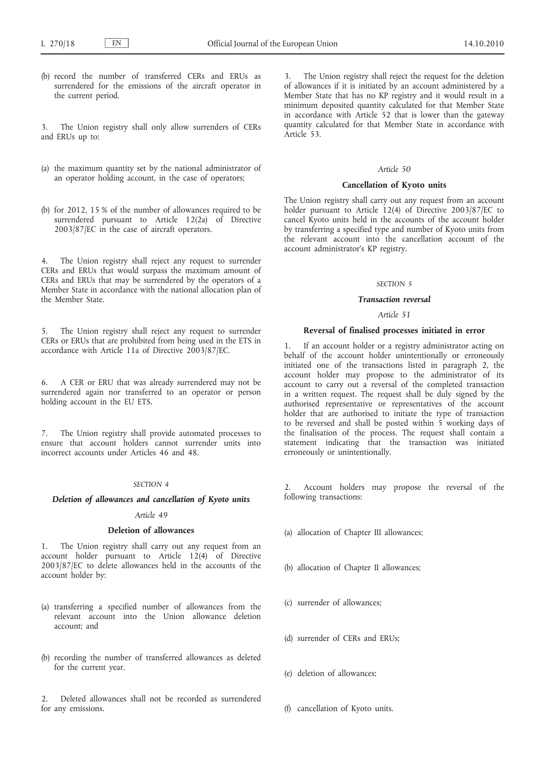(b) record the number of transferred CERs and ERUs as surrendered for the emissions of the aircraft operator in the current period.

3. The Union registry shall only allow surrenders of CERs and ERUs up to:

(a) the maximum quantity set by the national administrator of an operator holding account, in the case of operators;

(b) for 2012, 15 % of the number of allowances required to be surrendered pursuant to Article 12(2a) of Directive 2003/87/EC in the case of aircraft operators.

4. The Union registry shall reject any request to surrender CERs and ERUs that would surpass the maximum amount of CERs and ERUs that may be surrendered by the operators of a Member State in accordance with the national allocation plan of the Member State.

5. The Union registry shall reject any request to surrender CERs or ERUs that are prohibited from being used in the ETS in accordance with Article 11a of Directive 2003/87/EC.

6. A CER or ERU that was already surrendered may not be surrendered again nor transferred to an operator or person holding account in the EU ETS.

7. The Union registry shall provide automated processes to ensure that account holders cannot surrender units into incorrect accounts under Articles 46 and 48.

*SECTION 4*

***Deletion of allowances and cancellation of Kyoto units***

*Article 49*

**Deletion of allowances**

1. The Union registry shall carry out any request from an account holder pursuant to Article 12(4) of Directive 2003/87/EC to delete allowances held in the accounts of the account holder by:

(a) transferring a specified number of allowances from the relevant account into the Union allowance deletion account; and

(b) recording the number of transferred allowances as deleted for the current year.

2. Deleted allowances shall not be recorded as surrendered for any emissions.

3. The Union registry shall reject the request for the deletion of allowances if it is initiated by an account administered by a Member State that has no KP registry and it would result in a minimum deposited quantity calculated for that Member State in accordance with Article 52 that is lower than the gateway quantity calculated for that Member State in accordance with Article 53.

*Article 50*

**Cancellation of Kyoto units**

The Union registry shall carry out any request from an account holder pursuant to Article 12(4) of Directive 2003/87/EC to cancel Kyoto units held in the accounts of the account holder by transferring a specified type and number of Kyoto units from the relevant account into the cancellation account of the account administrator's KP registry.

*SECTION 5*

***Transaction reversal***

*Article 51*

**Reversal of finalised processes initiated in error**

1. If an account holder or a registry administrator acting on behalf of the account holder unintentionally or erroneously initiated one of the transactions listed in paragraph 2, the account holder may propose to the administrator of its account to carry out a reversal of the completed transaction in a written request. The request shall be duly signed by the authorised representative or representatives of the account holder that are authorised to initiate the type of transaction to be reversed and shall be posted within 5 working days of the finalisation of the process. The request shall contain a statement indicating that the transaction was initiated erroneously or unintentionally.

2. Account holders may propose the reversal of the following transactions:

(a) allocation of Chapter III allowances;

(b) allocation of Chapter II allowances;

(c) surrender of allowances;

(d) surrender of CERs and ERUs;

(e) deletion of allowances;

(f) cancellation of Kyoto units.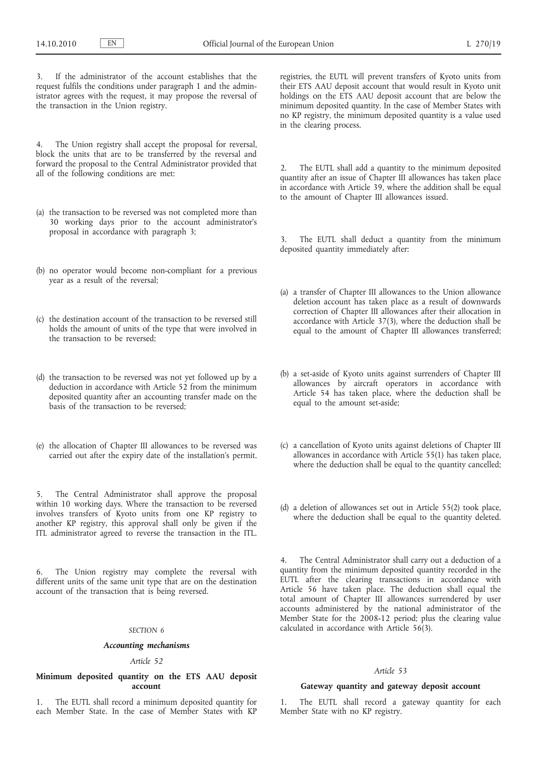3. If the administrator of the account establishes that the request fulfils the conditions under paragraph 1 and the administrator agrees with the request, it may propose the reversal of the transaction in the Union registry.

4. The Union registry shall accept the proposal for reversal, block the units that are to be transferred by the reversal and forward the proposal to the Central Administrator provided that all of the following conditions are met:

(a) the transaction to be reversed was not completed more than 30 working days prior to the account administrator's proposal in accordance with paragraph 3;

(b) no operator would become non-compliant for a previous year as a result of the reversal;

(c) the destination account of the transaction to be reversed still holds the amount of units of the type that were involved in the transaction to be reversed;

(d) the transaction to be reversed was not yet followed up by a deduction in accordance with Article 52 from the minimum deposited quantity after an accounting transfer made on the basis of the transaction to be reversed;

(e) the allocation of Chapter III allowances to be reversed was carried out after the expiry date of the installation's permit.

5. The Central Administrator shall approve the proposal within 10 working days. Where the transaction to be reversed involves transfers of Kyoto units from one KP registry to another KP registry, this approval shall only be given if the ITL administrator agreed to reverse the transaction in the ITL.

6. The Union registry may complete the reversal with different units of the same unit type that are on the destination account of the transaction that is being reversed.

## SECTION 6

### *Accounting mechanisms*

*Article 52*

**Minimum deposited quantity on the ETS AAU deposit account**

1. The EUTL shall record a minimum deposited quantity for each Member State. In the case of Member States with KP registries, the EUTL will prevent transfers of Kyoto units from their ETS AAU deposit account that would result in Kyoto unit holdings on the ETS AAU deposit account that are below the minimum deposited quantity. In the case of Member States with no KP registry, the minimum deposited quantity is a value used in the clearing process.

2. The EUTL shall add a quantity to the minimum deposited quantity after an issue of Chapter III allowances has taken place in accordance with Article 39, where the addition shall be equal to the amount of Chapter III allowances issued.

3. The EUTL shall deduct a quantity from the minimum deposited quantity immediately after:

(a) a transfer of Chapter III allowances to the Union allowance deletion account has taken place as a result of downwards correction of Chapter III allowances after their allocation in accordance with Article 37(3), where the deduction shall be equal to the amount of Chapter III allowances transferred;

(b) a set-aside of Kyoto units against surrenders of Chapter III allowances by aircraft operators in accordance with Article 54 has taken place, where the deduction shall be equal to the amount set-aside;

(c) a cancellation of Kyoto units against deletions of Chapter III allowances in accordance with Article 55(1) has taken place, where the deduction shall be equal to the quantity cancelled;

(d) a deletion of allowances set out in Article 55(2) took place, where the deduction shall be equal to the quantity deleted.

4. The Central Administrator shall carry out a deduction of a quantity from the minimum deposited quantity recorded in the EUTL after the clearing transactions in accordance with Article 56 have taken place. The deduction shall equal the total amount of Chapter III allowances surrendered by user accounts administered by the national administrator of the Member State for the 2008-12 period; plus the clearing value calculated in accordance with Article 56(3).

*Article 53*

**Gateway quantity and gateway deposit account**

1. The EUTL shall record a gateway quantity for each Member State with no KP registry.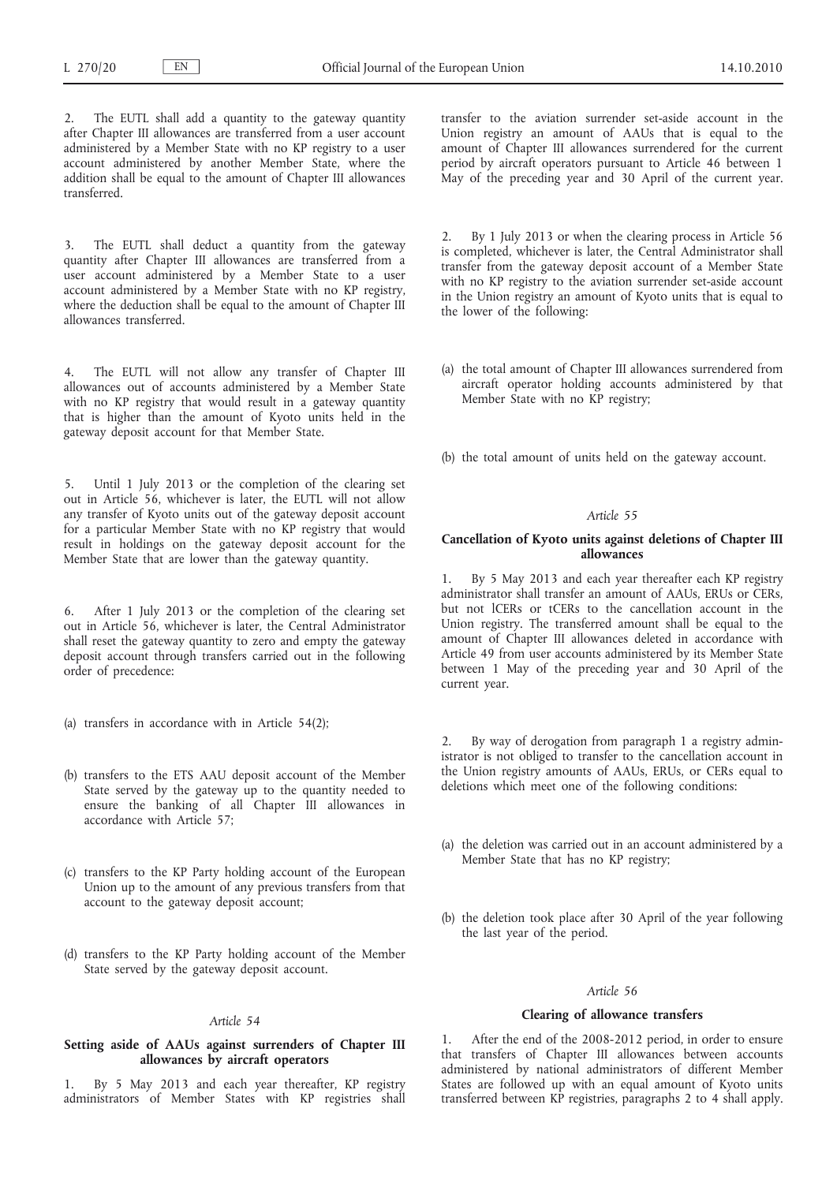2. The EUTL shall add a quantity to the gateway quantity after Chapter III allowances are transferred from a user account administered by a Member State with no KP registry to a user account administered by another Member State, where the addition shall be equal to the amount of Chapter III allowances transferred.

3. The EUTL shall deduct a quantity from the gateway quantity after Chapter III allowances are transferred from a user account administered by a Member State to a user account administered by a Member State with no KP registry, where the deduction shall be equal to the amount of Chapter III allowances transferred.

4. The EUTL will not allow any transfer of Chapter III allowances out of accounts administered by a Member State with no KP registry that would result in a gateway quantity that is higher than the amount of Kyoto units held in the gateway deposit account for that Member State.

5. Until 1 July 2013 or the completion of the clearing set out in Article 56, whichever is later, the EUTL will not allow any transfer of Kyoto units out of the gateway deposit account for a particular Member State with no KP registry that would result in holdings on the gateway deposit account for the Member State that are lower than the gateway quantity.

6. After 1 July 2013 or the completion of the clearing set out in Article 56, whichever is later, the Central Administrator shall reset the gateway quantity to zero and empty the gateway deposit account through transfers carried out in the following order of precedence:

(a) transfers in accordance with in Article 54(2);

(b) transfers to the ETS AAU deposit account of the Member State served by the gateway up to the quantity needed to ensure the banking of all Chapter III allowances in accordance with Article 57;

(c) transfers to the KP Party holding account of the European Union up to the amount of any previous transfers from that account to the gateway deposit account;

(d) transfers to the KP Party holding account of the Member State served by the gateway deposit account.

*Article 54*

**Setting aside of AAUs against surrenders of Chapter III allowances by aircraft operators**

1. By 5 May 2013 and each year thereafter, KP registry administrators of Member States with KP registries shall transfer to the aviation surrender set-aside account in the Union registry an amount of AAUs that is equal to the amount of Chapter III allowances surrendered for the current period by aircraft operators pursuant to Article 46 between 1 May of the preceding year and 30 April of the current year.

2. By 1 July 2013 or when the clearing process in Article 56 is completed, whichever is later, the Central Administrator shall transfer from the gateway deposit account of a Member State with no KP registry to the aviation surrender set-aside account in the Union registry an amount of Kyoto units that is equal to the lower of the following:

(a) the total amount of Chapter III allowances surrendered from aircraft operator holding accounts administered by that Member State with no KP registry;

(b) the total amount of units held on the gateway account.

*Article 55*

**Cancellation of Kyoto units against deletions of Chapter III allowances**

1. By 5 May 2013 and each year thereafter each KP registry administrator shall transfer an amount of AAUs, ERUs or CERs, but not lCERs or tCERs to the cancellation account in the Union registry. The transferred amount shall be equal to the amount of Chapter III allowances deleted in accordance with Article 49 from user accounts administered by its Member State between 1 May of the preceding year and 30 April of the current year.

2. By way of derogation from paragraph 1 a registry administrator is not obliged to transfer to the cancellation account in the Union registry amounts of AAUs, ERUs, or CERs equal to deletions which meet one of the following conditions:

(a) the deletion was carried out in an account administered by a Member State that has no KP registry;

(b) the deletion took place after 30 April of the year following the last year of the period.

*Article 56*

**Clearing of allowance transfers**

1. After the end of the 2008-2012 period, in order to ensure that transfers of Chapter III allowances between accounts administered by national administrators of different Member States are followed up with an equal amount of Kyoto units transferred between KP registries, paragraphs 2 to 4 shall apply.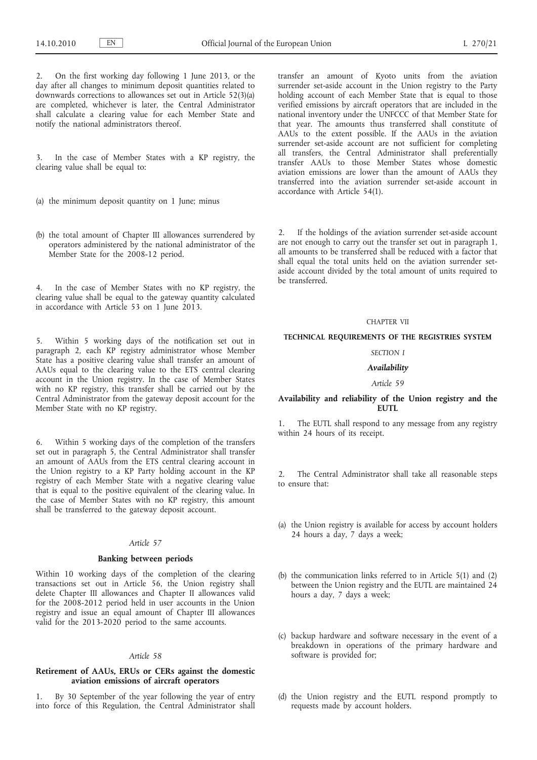2. On the first working day following 1 June 2013, or the day after all changes to minimum deposit quantities related to downwards corrections to allowances set out in Article 52(3)(a) are completed, whichever is later, the Central Administrator shall calculate a clearing value for each Member State and notify the national administrators thereof.

3. In the case of Member States with a KP registry, the clearing value shall be equal to:

(a) the minimum deposit quantity on 1 June; minus

(b) the total amount of Chapter III allowances surrendered by operators administered by the national administrator of the Member State for the 2008-12 period.

4. In the case of Member States with no KP registry, the clearing value shall be equal to the gateway quantity calculated in accordance with Article 53 on 1 June 2013.

5. Within 5 working days of the notification set out in paragraph 2, each KP registry administrator whose Member State has a positive clearing value shall transfer an amount of AAUs equal to the clearing value to the ETS central clearing account in the Union registry. In the case of Member States with no KP registry, this transfer shall be carried out by the Central Administrator from the gateway deposit account for the Member State with no KP registry.

6. Within 5 working days of the completion of the transfers set out in paragraph 5, the Central Administrator shall transfer an amount of AAUs from the ETS central clearing account in the Union registry to a KP Party holding account in the KP registry of each Member State with a negative clearing value that is equal to the positive equivalent of the clearing value. In the case of Member States with no KP registry, this amount shall be transferred to the gateway deposit account.

*Article 57*

**Banking between periods**

Within 10 working days of the completion of the clearing transactions set out in Article 56, the Union registry shall delete Chapter III allowances and Chapter II allowances valid for the 2008-2012 period held in user accounts in the Union registry and issue an equal amount of Chapter III allowances valid for the 2013-2020 period to the same accounts.

*Article 58*

**Retirement of AAUs, ERUs or CERs against the domestic aviation emissions of aircraft operators**

1. By 30 September of the year following the year of entry into force of this Regulation, the Central Administrator shall transfer an amount of Kyoto units from the aviation surrender set-aside account in the Union registry to the Party holding account of each Member State that is equal to those verified emissions by aircraft operators that are included in the national inventory under the UNFCCC of that Member State for that year. The amounts thus transferred shall constitute of AAUs to the extent possible. If the AAUs in the aviation surrender set-aside account are not sufficient for completing all transfers, the Central Administrator shall preferentially transfer AAUs to those Member States whose domestic aviation emissions are lower than the amount of AAUs they transferred into the aviation surrender set-aside account in accordance with Article 54(1).

2. If the holdings of the aviation surrender set-aside account are not enough to carry out the transfer set out in paragraph 1, all amounts to be transferred shall be reduced with a factor that shall equal the total units held on the aviation surrender set-aside account divided by the total amount of units required to be transferred.

CHAPTER VII

**TECHNICAL REQUIREMENTS OF THE REGISTRIES SYSTEM**

*SECTION I*

***Availability***

*Article 59*

**Availability and reliability of the Union registry and the EUTL**

1. The EUTL shall respond to any message from any registry within 24 hours of its receipt.

2. The Central Administrator shall take all reasonable steps to ensure that:

(a) the Union registry is available for access by account holders 24 hours a day, 7 days a week;

(b) the communication links referred to in Article 5(1) and (2) between the Union registry and the EUTL are maintained 24 hours a day, 7 days a week;

(c) backup hardware and software necessary in the event of a breakdown in operations of the primary hardware and software is provided for;

(d) the Union registry and the EUTL respond promptly to requests made by account holders.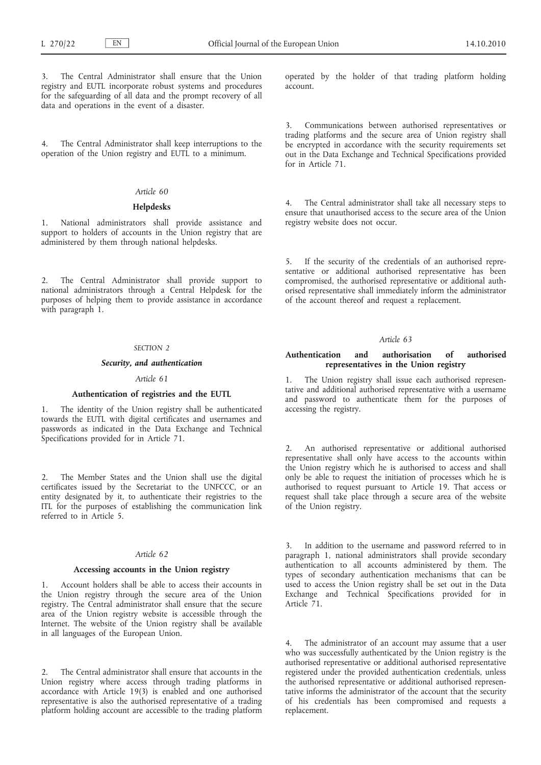3. The Central Administrator shall ensure that the Union registry and EUTL incorporate robust systems and procedures for the safeguarding of all data and the prompt recovery of all data and operations in the event of a disaster.

4. The Central Administrator shall keep interruptions to the operation of the Union registry and EUTL to a minimum.

*Article 60*

**Helpdesks**

1. National administrators shall provide assistance and support to holders of accounts in the Union registry that are administered by them through national helpdesks.

2. The Central Administrator shall provide support to national administrators through a Central Helpdesk for the purposes of helping them to provide assistance in accordance with paragraph 1.

*SECTION 2*

***Security, and authentication***

*Article 61*

**Authentication of registries and the EUTL**

1. The identity of the Union registry shall be authenticated towards the EUTL with digital certificates and usernames and passwords as indicated in the Data Exchange and Technical Specifications provided for in Article 71.

2. The Member States and the Union shall use the digital certificates issued by the Secretariat to the UNFCCC, or an entity designated by it, to authenticate their registries to the ITL for the purposes of establishing the communication link referred to in Article 5.

*Article 62*

**Accessing accounts in the Union registry**

1. Account holders shall be able to access their accounts in the Union registry through the secure area of the Union registry. The Central administrator shall ensure that the secure area of the Union registry website is accessible through the Internet. The website of the Union registry shall be available in all languages of the European Union.

2. The Central administrator shall ensure that accounts in the Union registry where access through trading platforms in accordance with Article 19(3) is enabled and one authorised representative is also the authorised representative of a trading platform holding account are accessible to the trading platform operated by the holder of that trading platform holding account.

3. Communications between authorised representatives or trading platforms and the secure area of Union registry shall be encrypted in accordance with the security requirements set out in the Data Exchange and Technical Specifications provided for in Article 71.

4. The Central administrator shall take all necessary steps to ensure that unauthorised access to the secure area of the Union registry website does not occur.

5. If the security of the credentials of an authorised representative or additional authorised representative has been compromised, the authorised representative or additional authorised representative shall immediately inform the administrator of the account thereof and request a replacement.

*Article 63*

**Authentication and authorisation of authorised representatives in the Union registry**

1. The Union registry shall issue each authorised representative and additional authorised representative with a username and password to authenticate them for the purposes of accessing the registry.

2. An authorised representative or additional authorised representative shall only have access to the accounts within the Union registry which he is authorised to access and shall only be able to request the initiation of processes which he is authorised to request pursuant to Article 19. That access or request shall take place through a secure area of the website of the Union registry.

3. In addition to the username and password referred to in paragraph 1, national administrators shall provide secondary authentication to all accounts administered by them. The types of secondary authentication mechanisms that can be used to access the Union registry shall be set out in the Data Exchange and Technical Specifications provided for in Article 71.

4. The administrator of an account may assume that a user who was successfully authenticated by the Union registry is the authorised representative or additional authorised representative registered under the provided authentication credentials, unless the authorised representative or additional authorised representative informs the administrator of the account that the security of his credentials has been compromised and requests a replacement.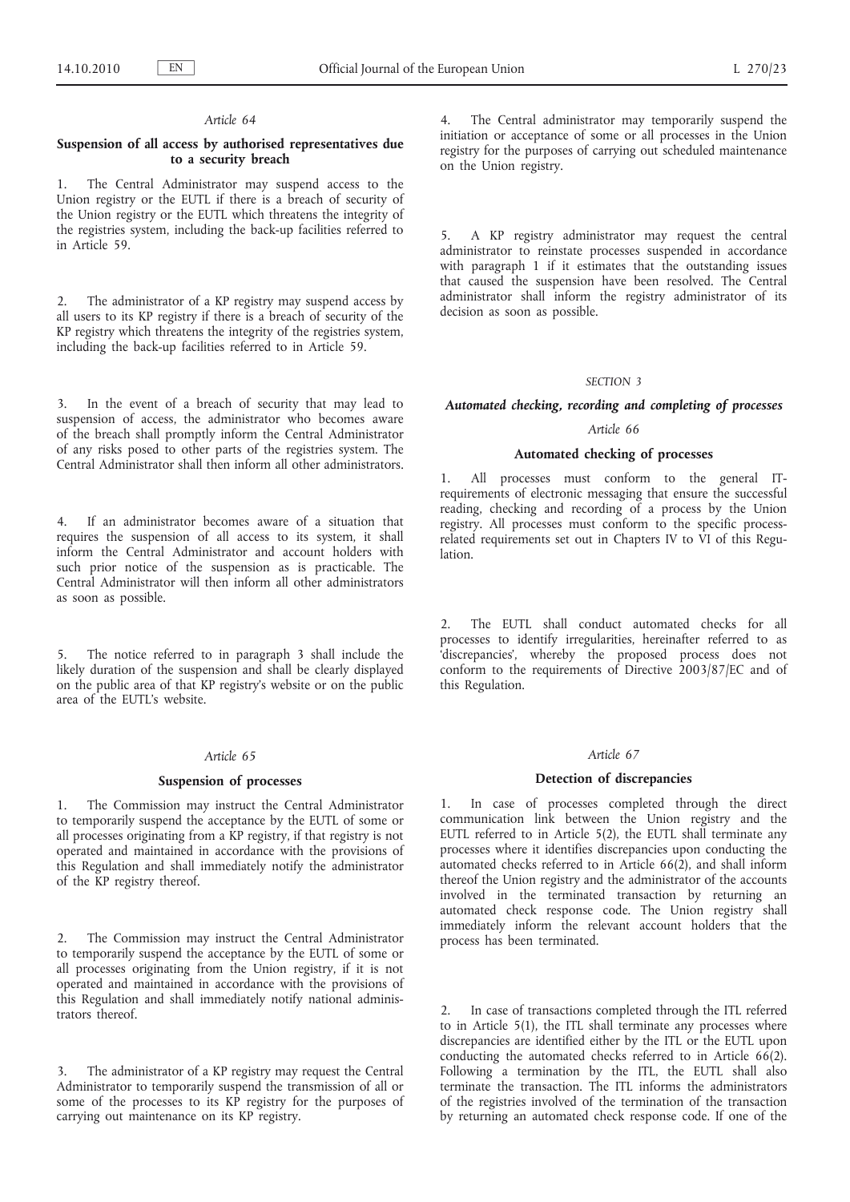*Article 64*

**Suspension of all access by authorised representatives due to a security breach**

1. The Central Administrator may suspend access to the Union registry or the EUTL if there is a breach of security of the Union registry or the EUTL which threatens the integrity of the registries system, including the back-up facilities referred to in Article 59.

2. The administrator of a KP registry may suspend access by all users to its KP registry if there is a breach of security of the KP registry which threatens the integrity of the registries system, including the back-up facilities referred to in Article 59.

3. In the event of a breach of security that may lead to suspension of access, the administrator who becomes aware of the breach shall promptly inform the Central Administrator of any risks posed to other parts of the registries system. The Central Administrator shall then inform all other administrators.

4. If an administrator becomes aware of a situation that requires the suspension of all access to its system, it shall inform the Central Administrator and account holders with such prior notice of the suspension as is practicable. The Central Administrator will then inform all other administrators as soon as possible.

5. The notice referred to in paragraph 3 shall include the likely duration of the suspension and shall be clearly displayed on the public area of that KP registry's website or on the public area of the EUTL's website.

*Article 65*

**Suspension of processes**

1. The Commission may instruct the Central Administrator to temporarily suspend the acceptance by the EUTL of some or all processes originating from a KP registry, if that registry is not operated and maintained in accordance with the provisions of this Regulation and shall immediately notify the administrator of the KP registry thereof.

2. The Commission may instruct the Central Administrator to temporarily suspend the acceptance by the EUTL of some or all processes originating from the Union registry, if it is not operated and maintained in accordance with the provisions of this Regulation and shall immediately notify national administrators thereof.

3. The administrator of a KP registry may request the Central Administrator to temporarily suspend the transmission of all or some of the processes to its KP registry for the purposes of carrying out maintenance on its KP registry.

4. The Central administrator may temporarily suspend the initiation or acceptance of some or all processes in the Union registry for the purposes of carrying out scheduled maintenance on the Union registry.

5. A KP registry administrator may request the central administrator to reinstate processes suspended in accordance with paragraph 1 if it estimates that the outstanding issues that caused the suspension have been resolved. The Central administrator shall inform the registry administrator of its decision as soon as possible.

*SECTION 3*

***Automated checking, recording and completing of processes***

*Article 66*

**Automated checking of processes**

1. All processes must conform to the general IT-requirements of electronic messaging that ensure the successful reading, checking and recording of a process by the Union registry. All processes must conform to the specific process-related requirements set out in Chapters IV to VI of this Regulation.

2. The EUTL shall conduct automated checks for all processes to identify irregularities, hereinafter referred to as 'discrepancies', whereby the proposed process does not conform to the requirements of Directive 2003/87/EC and of this Regulation.

*Article 67*

**Detection of discrepancies**

1. In case of processes completed through the direct communication link between the Union registry and the EUTL referred to in Article 5(2), the EUTL shall terminate any processes where it identifies discrepancies upon conducting the automated checks referred to in Article 66(2), and shall inform thereof the Union registry and the administrator of the accounts involved in the terminated transaction by returning an automated check response code. The Union registry shall immediately inform the relevant account holders that the process has been terminated.

2. In case of transactions completed through the ITL referred to in Article 5(1), the ITL shall terminate any processes where discrepancies are identified either by the ITL or the EUTL upon conducting the automated checks referred to in Article 66(2). Following a termination by the ITL, the EUTL shall also terminate the transaction. The ITL informs the administrators of the registries involved of the termination of the transaction by returning an automated check response code. If one of the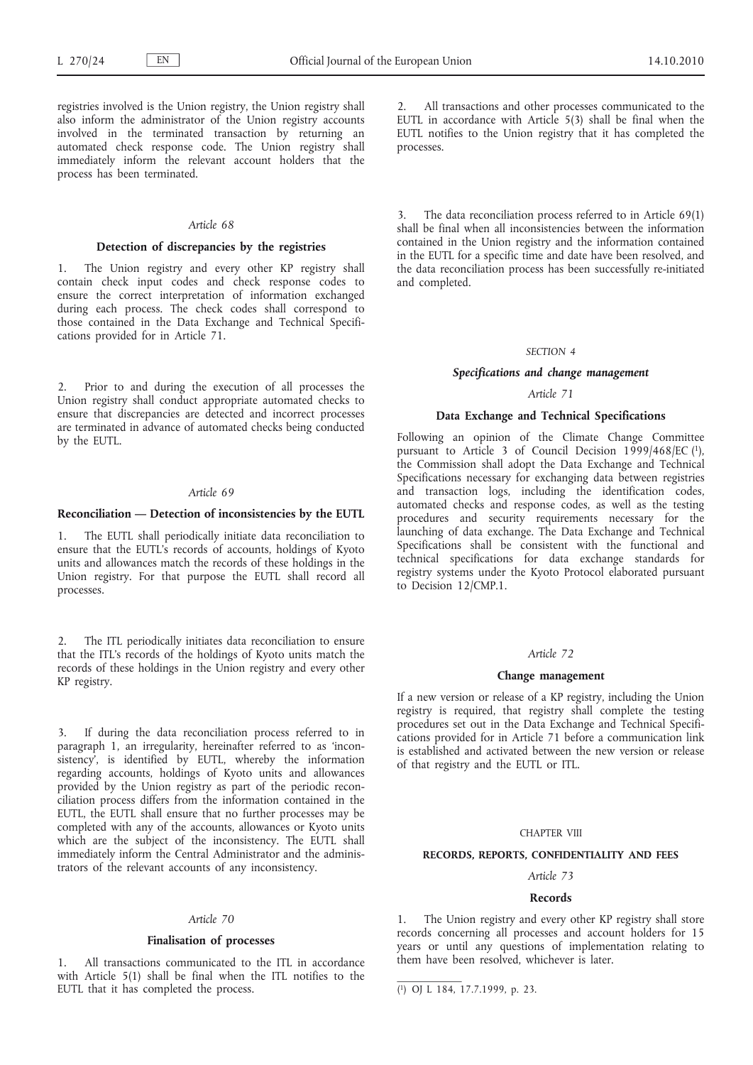registries involved is the Union registry, the Union registry shall also inform the administrator of the Union registry accounts involved in the terminated transaction by returning an automated check response code. The Union registry shall immediately inform the relevant account holders that the process has been terminated.

*Article 68*

**Detection of discrepancies by the registries**

1. The Union registry and every other KP registry shall contain check input codes and check response codes to ensure the correct interpretation of information exchanged during each process. The check codes shall correspond to those contained in the Data Exchange and Technical Specifications provided for in Article 71.

2. Prior to and during the execution of all processes the Union registry shall conduct appropriate automated checks to ensure that discrepancies are detected and incorrect processes are terminated in advance of automated checks being conducted by the EUTL.

*Article 69*

**Reconciliation — Detection of inconsistencies by the EUTL**

1. The EUTL shall periodically initiate data reconciliation to ensure that the EUTL's records of accounts, holdings of Kyoto units and allowances match the records of these holdings in the Union registry. For that purpose the EUTL shall record all processes.

2. The ITL periodically initiates data reconciliation to ensure that the ITL's records of the holdings of Kyoto units match the records of these holdings in the Union registry and every other KP registry.

3. If during the data reconciliation process referred to in paragraph 1, an irregularity, hereinafter referred to as 'inconsistency', is identified by EUTL, whereby the information regarding accounts, holdings of Kyoto units and allowances provided by the Union registry as part of the periodic reconciliation process differs from the information contained in the EUTL, the EUTL shall ensure that no further processes may be completed with any of the accounts, allowances or Kyoto units which are the subject of the inconsistency. The EUTL shall immediately inform the Central Administrator and the administrators of the relevant accounts of any inconsistency.

*Article 70*

**Finalisation of processes**

1. All transactions communicated to the ITL in accordance with Article 5(1) shall be final when the ITL notifies to the EUTL that it has completed the process.

2. All transactions and other processes communicated to the EUTL in accordance with Article 5(3) shall be final when the EUTL notifies to the Union registry that it has completed the processes.

3. The data reconciliation process referred to in Article 69(1) shall be final when all inconsistencies between the information contained in the Union registry and the information contained in the EUTL for a specific time and date have been resolved, and the data reconciliation process has been successfully re-initiated and completed.

SECTION 4

***Specifications and change management***

*Article 71*

**Data Exchange and Technical Specifications**

Following an opinion of the Climate Change Committee pursuant to Article 3 of Council Decision 1999/468/EC [1], the Commission shall adopt the Data Exchange and Technical Specifications necessary for exchanging data between registries and transaction logs, including the identification codes, automated checks and response codes, as well as the testing procedures and security requirements necessary for the launching of data exchange. The Data Exchange and Technical Specifications shall be consistent with the functional and technical specifications for data exchange standards for registry systems under the Kyoto Protocol elaborated pursuant to Decision 12/CMP.1.

*Article 72*

**Change management**

If a new version or release of a KP registry, including the Union registry is required, that registry shall complete the testing procedures set out in the Data Exchange and Technical Specifications provided for in Article 71 before a communication link is established and activated between the new version or release of that registry and the EUTL or ITL.

CHAPTER VIII

**RECORDS, REPORTS, CONFIDENTIALITY AND FEES**

*Article 73*

**Records**

1. The Union registry and every other KP registry shall store records concerning all processes and account holders for 15 years or until any questions of implementation relating to them have been resolved, whichever is later.

---

[1] OJ L 184, 17.7.1999, p. 23.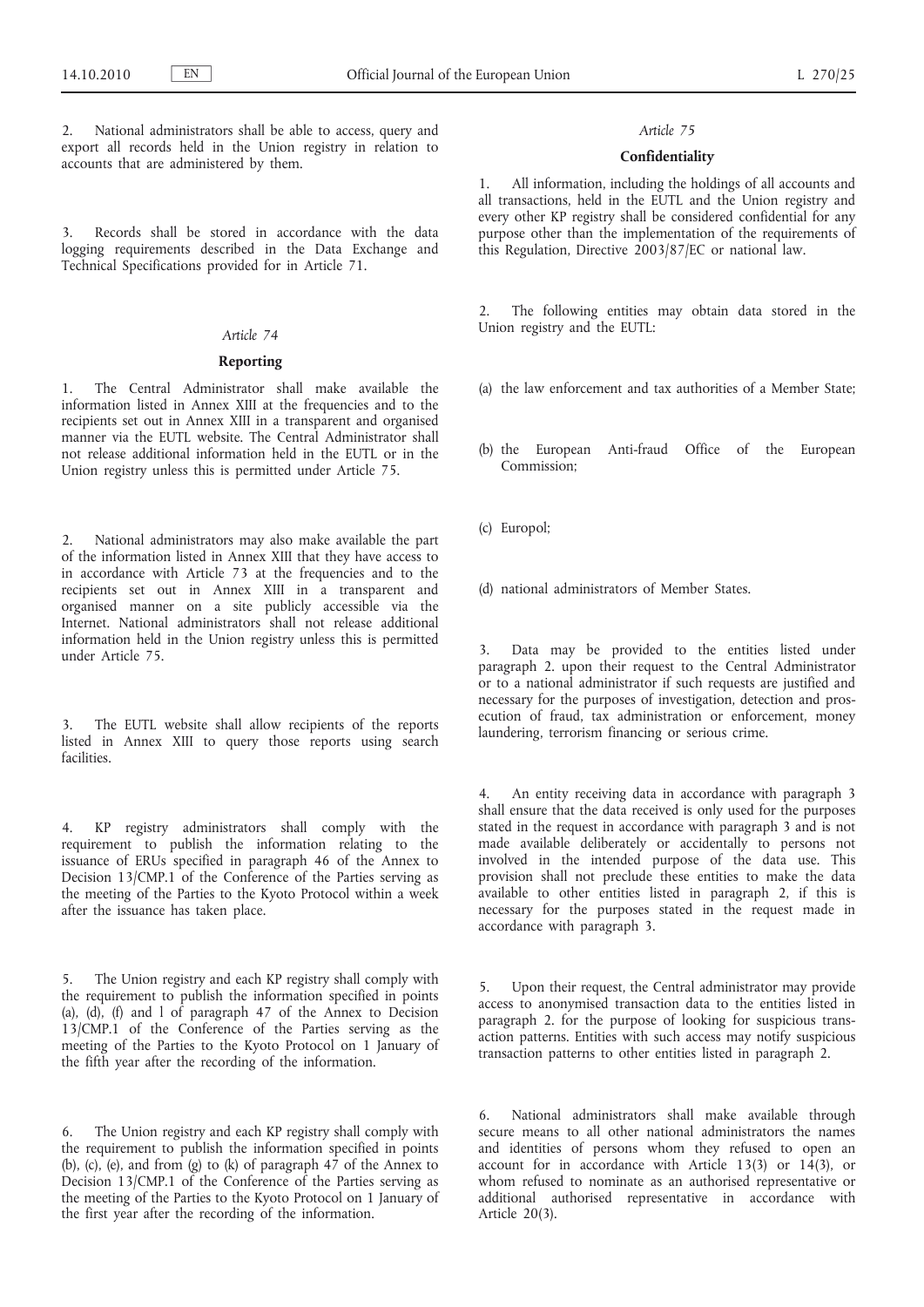2. National administrators shall be able to access, query and export all records held in the Union registry in relation to accounts that are administered by them.

3. Records shall be stored in accordance with the data logging requirements described in the Data Exchange and Technical Specifications provided for in Article 71.

*Article 74*

**Reporting**

1. The Central Administrator shall make available the information listed in Annex XIII at the frequencies and to the recipients set out in Annex XIII in a transparent and organised manner via the EUTL website. The Central Administrator shall not release additional information held in the EUTL or in the Union registry unless this is permitted under Article 75.

2. National administrators may also make available the part of the information listed in Annex XIII that they have access to in accordance with Article 73 at the frequencies and to the recipients set out in Annex XIII in a transparent and organised manner on a site publicly accessible via the Internet. National administrators shall not release additional information held in the Union registry unless this is permitted under Article 75.

3. The EUTL website shall allow recipients of the reports listed in Annex XIII to query those reports using search facilities.

4. KP registry administrators shall comply with the requirement to publish the information relating to the issuance of ERUs specified in paragraph 46 of the Annex to Decision 13/CMP.1 of the Conference of the Parties serving as the meeting of the Parties to the Kyoto Protocol within a week after the issuance has taken place.

5. The Union registry and each KP registry shall comply with the requirement to publish the information specified in points (a), (d), (f) and l of paragraph 47 of the Annex to Decision 13/CMP.1 of the Conference of the Parties serving as the meeting of the Parties to the Kyoto Protocol on 1 January of the fifth year after the recording of the information.

6. The Union registry and each KP registry shall comply with the requirement to publish the information specified in points (b), (c), (e), and from (g) to (k) of paragraph 47 of the Annex to Decision 13/CMP.1 of the Conference of the Parties serving as the meeting of the Parties to the Kyoto Protocol on 1 January of the first year after the recording of the information.

*Article 75*

**Confidentiality**

1. All information, including the holdings of all accounts and all transactions, held in the EUTL and the Union registry and every other KP registry shall be considered confidential for any purpose other than the implementation of the requirements of this Regulation, Directive 2003/87/EC or national law.

2. The following entities may obtain data stored in the Union registry and the EUTL:

(a) the law enforcement and tax authorities of a Member State;

(b) the European Anti-fraud Office of the European Commission;

(c) Europol;

(d) national administrators of Member States.

3. Data may be provided to the entities listed under paragraph 2. upon their request to the Central Administrator or to a national administrator if such requests are justified and necessary for the purposes of investigation, detection and prosecution of fraud, tax administration or enforcement, money laundering, terrorism financing or serious crime.

4. An entity receiving data in accordance with paragraph 3 shall ensure that the data received is only used for the purposes stated in the request in accordance with paragraph 3 and is not made available deliberately or accidentally to persons not involved in the intended purpose of the data use. This provision shall not preclude these entities to make the data available to other entities listed in paragraph 2, if this is necessary for the purposes stated in the request made in accordance with paragraph 3.

5. Upon their request, the Central administrator may provide access to anonymised transaction data to the entities listed in paragraph 2. for the purpose of looking for suspicious transaction patterns. Entities with such access may notify suspicious transaction patterns to other entities listed in paragraph 2.

6. National administrators shall make available through secure means to all other national administrators the names and identities of persons whom they refused to open an account for in accordance with Article 13(3) or 14(3), or whom refused to nominate as an authorised representative or additional authorised representative in accordance with Article 20(3).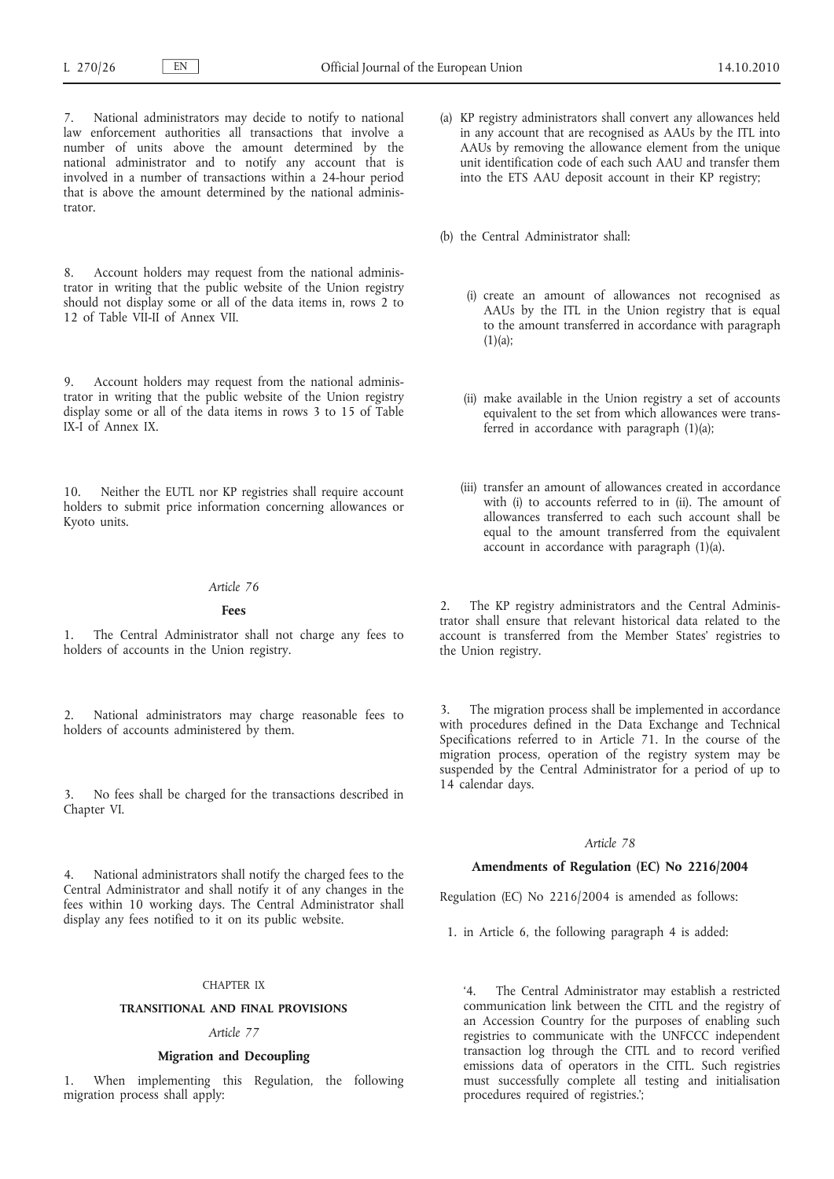7. National administrators may decide to notify to national law enforcement authorities all transactions that involve a number of units above the amount determined by the national administrator and to notify any account that is involved in a number of transactions within a 24-hour period that is above the amount determined by the national administrator.

8. Account holders may request from the national administrator in writing that the public website of the Union registry should not display some or all of the data items in, rows 2 to 12 of Table VII-II of Annex VII.

9. Account holders may request from the national administrator in writing that the public website of the Union registry display some or all of the data items in rows 3 to 15 of Table IX-I of Annex IX.

10. Neither the EUTL nor KP registries shall require account holders to submit price information concerning allowances or Kyoto units.

*Article 76*

**Fees**

1. The Central Administrator shall not charge any fees to holders of accounts in the Union registry.

2. National administrators may charge reasonable fees to holders of accounts administered by them.

3. No fees shall be charged for the transactions described in Chapter VI.

4. National administrators shall notify the charged fees to the Central Administrator and shall notify it of any changes in the fees within 10 working days. The Central Administrator shall display any fees notified to it on its public website.

CHAPTER IX

**TRANSITIONAL AND FINAL PROVISIONS**

*Article 77*

**Migration and Decoupling**

1. When implementing this Regulation, the following migration process shall apply:

(a) KP registry administrators shall convert any allowances held in any account that are recognised as AAUs by the ITL into AAUs by removing the allowance element from the unique unit identification code of each such AAU and transfer them into the ETS AAU deposit account in their KP registry;

(b) the Central Administrator shall:

(i) create an amount of allowances not recognised as AAUs by the ITL in the Union registry that is equal to the amount transferred in accordance with paragraph (1)(a);

(ii) make available in the Union registry a set of accounts equivalent to the set from which allowances were transferred in accordance with paragraph (1)(a);

(iii) transfer an amount of allowances created in accordance with (i) to accounts referred to in (ii). The amount of allowances transferred to each such account shall be equal to the amount transferred from the equivalent account in accordance with paragraph (1)(a).

2. The KP registry administrators and the Central Administrator shall ensure that relevant historical data related to the account is transferred from the Member States' registries to the Union registry.

3. The migration process shall be implemented in accordance with procedures defined in the Data Exchange and Technical Specifications referred to in Article 71. In the course of the migration process, operation of the registry system may be suspended by the Central Administrator for a period of up to 14 calendar days.

*Article 78*

**Amendments of Regulation (EC) No 2216/2004**

Regulation (EC) No 2216/2004 is amended as follows:

1. in Article 6, the following paragraph 4 is added:

'4. The Central Administrator may establish a restricted communication link between the CITL and the registry of an Accession Country for the purposes of enabling such registries to communicate with the UNFCCC independent transaction log through the CITL and to record verified emissions data of operators in the CITL. Such registries must successfully complete all testing and initialisation procedures required of registries.';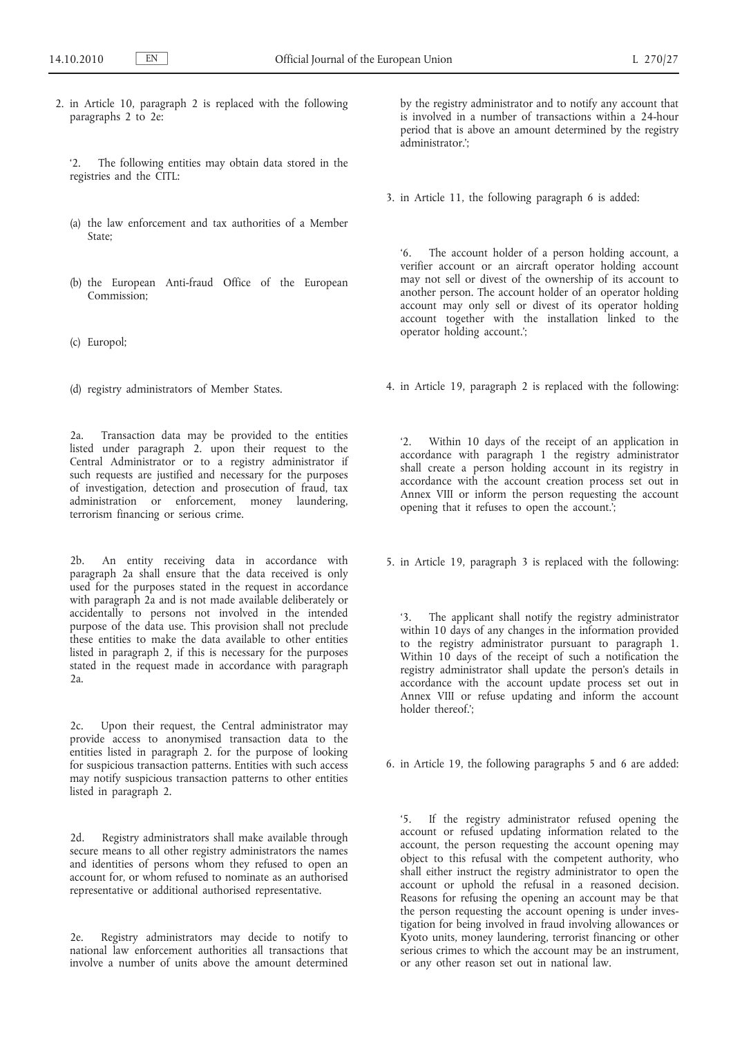2. in Article 10, paragraph 2 is replaced with the following paragraphs 2 to 2e:

‘2. The following entities may obtain data stored in the registries and the CITL:

(a) the law enforcement and tax authorities of a Member State;

(b) the European Anti-fraud Office of the European Commission;

(c) Europol;

(d) registry administrators of Member States.

2a. Transaction data may be provided to the entities listed under paragraph 2. upon their request to the Central Administrator or to a registry administrator if such requests are justified and necessary for the purposes of investigation, detection and prosecution of fraud, tax administration or enforcement, money laundering, terrorism financing or serious crime.

2b. An entity receiving data in accordance with paragraph 2a shall ensure that the data received is only used for the purposes stated in the request in accordance with paragraph 2a and is not made available deliberately or accidentally to persons not involved in the intended purpose of the data use. This provision shall not preclude these entities to make the data available to other entities listed in paragraph 2, if this is necessary for the purposes stated in the request made in accordance with paragraph 2a.

2c. Upon their request, the Central administrator may provide access to anonymised transaction data to the entities listed in paragraph 2. for the purpose of looking for suspicious transaction patterns. Entities with such access may notify suspicious transaction patterns to other entities listed in paragraph 2.

2d. Registry administrators shall make available through secure means to all other registry administrators the names and identities of persons whom they refused to open an account for, or whom refused to nominate as an authorised representative or additional authorised representative.

2e. Registry administrators may decide to notify to national law enforcement authorities all transactions that involve a number of units above the amount determined by the registry administrator and to notify any account that is involved in a number of transactions within a 24-hour period that is above an amount determined by the registry administrator.’;

3. in Article 11, the following paragraph 6 is added:

‘6. The account holder of a person holding account, a verifier account or an aircraft operator holding account may not sell or divest of the ownership of its account to another person. The account holder of an operator holding account may only sell or divest of its operator holding account together with the installation linked to the operator holding account.’;

4. in Article 19, paragraph 2 is replaced with the following:

‘2. Within 10 days of the receipt of an application in accordance with paragraph 1 the registry administrator shall create a person holding account in its registry in accordance with the account creation process set out in Annex VIII or inform the person requesting the account opening that it refuses to open the account.’;

5. in Article 19, paragraph 3 is replaced with the following:

‘3. The applicant shall notify the registry administrator within 10 days of any changes in the information provided to the registry administrator pursuant to paragraph 1. Within 10 days of the receipt of such a notification the registry administrator shall update the person's details in accordance with the account update process set out in Annex VIII or refuse updating and inform the account holder thereof.’;

6. in Article 19, the following paragraphs 5 and 6 are added:

‘5. If the registry administrator refused opening the account or refused updating information related to the account, the person requesting the account opening may object to this refusal with the competent authority, who shall either instruct the registry administrator to open the account or uphold the refusal in a reasoned decision. Reasons for refusing the opening an account may be that the person requesting the account opening is under investigation for being involved in fraud involving allowances or Kyoto units, money laundering, terrorist financing or other serious crimes to which the account may be an instrument, or any other reason set out in national law.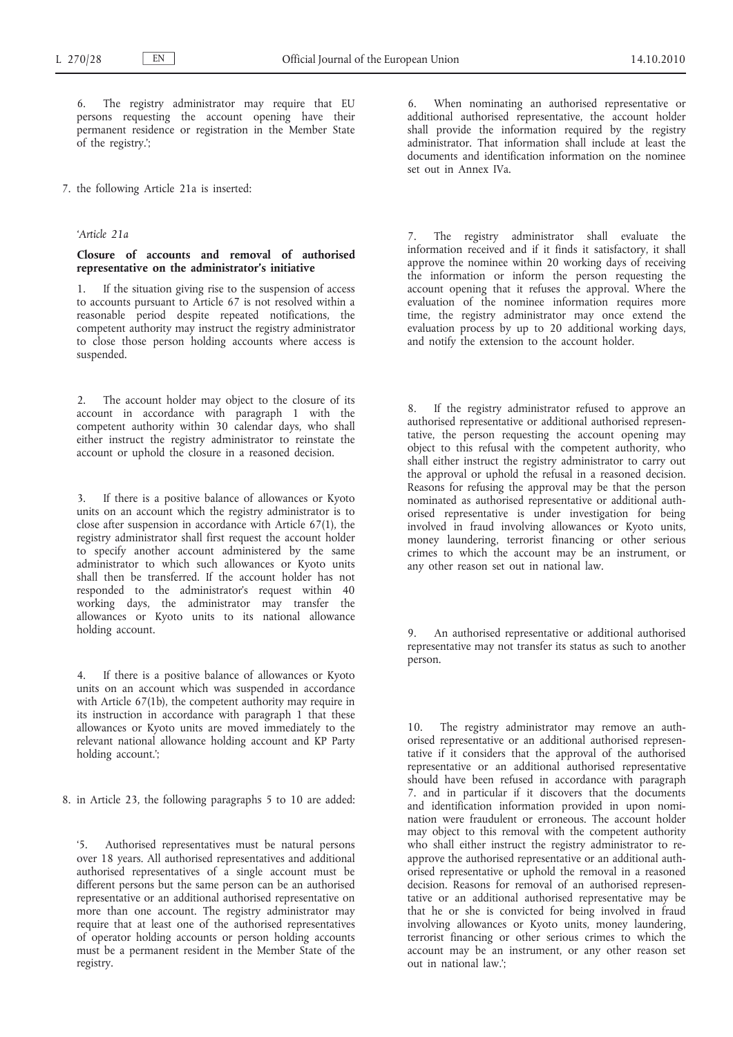6. The registry administrator may require that EU persons requesting the account opening have their permanent residence or registration in the Member State of the registry.';

7. the following Article 21a is inserted:

'*Article 21a*

**Closure of accounts and removal of authorised representative on the administrator's initiative**

1. If the situation giving rise to the suspension of access to accounts pursuant to Article 67 is not resolved within a reasonable period despite repeated notifications, the competent authority may instruct the registry administrator to close those person holding accounts where access is suspended.

2. The account holder may object to the closure of its account in accordance with paragraph 1 with the competent authority within 30 calendar days, who shall either instruct the registry administrator to reinstate the account or uphold the closure in a reasoned decision.

3. If there is a positive balance of allowances or Kyoto units on an account which the registry administrator is to close after suspension in accordance with Article 67(1), the registry administrator shall first request the account holder to specify another account administered by the same administrator to which such allowances or Kyoto units shall then be transferred. If the account holder has not responded to the administrator's request within 40 working days, the administrator may transfer the allowances or Kyoto units to its national allowance holding account.

4. If there is a positive balance of allowances or Kyoto units on an account which was suspended in accordance with Article 67(1b), the competent authority may require in its instruction in accordance with paragraph 1 that these allowances or Kyoto units are moved immediately to the relevant national allowance holding account and KP Party holding account.';

8. in Article 23, the following paragraphs 5 to 10 are added:

'5. Authorised representatives must be natural persons over 18 years. All authorised representatives and additional authorised representatives of a single account must be different persons but the same person can be an authorised representative or an additional authorised representative on more than one account. The registry administrator may require that at least one of the authorised representatives of operator holding accounts or person holding accounts must be a permanent resident in the Member State of the registry.

6. When nominating an authorised representative or additional authorised representative, the account holder shall provide the information required by the registry administrator. That information shall include at least the documents and identification information on the nominee set out in Annex IVa.

7. The registry administrator shall evaluate the information received and if it finds it satisfactory, it shall approve the nominee within 20 working days of receiving the information or inform the person requesting the account opening that it refuses the approval. Where the evaluation of the nominee information requires more time, the registry administrator may once extend the evaluation process by up to 20 additional working days, and notify the extension to the account holder.

8. If the registry administrator refused to approve an authorised representative or additional authorised representative, the person requesting the account opening may object to this refusal with the competent authority, who shall either instruct the registry administrator to carry out the approval or uphold the refusal in a reasoned decision. Reasons for refusing the approval may be that the person nominated as authorised representative or additional authorised representative is under investigation for being involved in fraud involving allowances or Kyoto units, money laundering, terrorist financing or other serious crimes to which the account may be an instrument, or any other reason set out in national law.

9. An authorised representative or additional authorised representative may not transfer its status as such to another person.

10. The registry administrator may remove an authorised representative or an additional authorised representative if it considers that the approval of the authorised representative or an additional authorised representative should have been refused in accordance with paragraph 7. and in particular if it discovers that the documents and identification information provided in upon nomination were fraudulent or erroneous. The account holder may object to this removal with the competent authority who shall either instruct the registry administrator to re-approve the authorised representative or an additional authorised representative or uphold the removal in a reasoned decision. Reasons for removal of an authorised representative or an additional authorised representative may be that he or she is convicted for being involved in fraud involving allowances or Kyoto units, money laundering, terrorist financing or other serious crimes to which the account may be an instrument, or any other reason set out in national law.';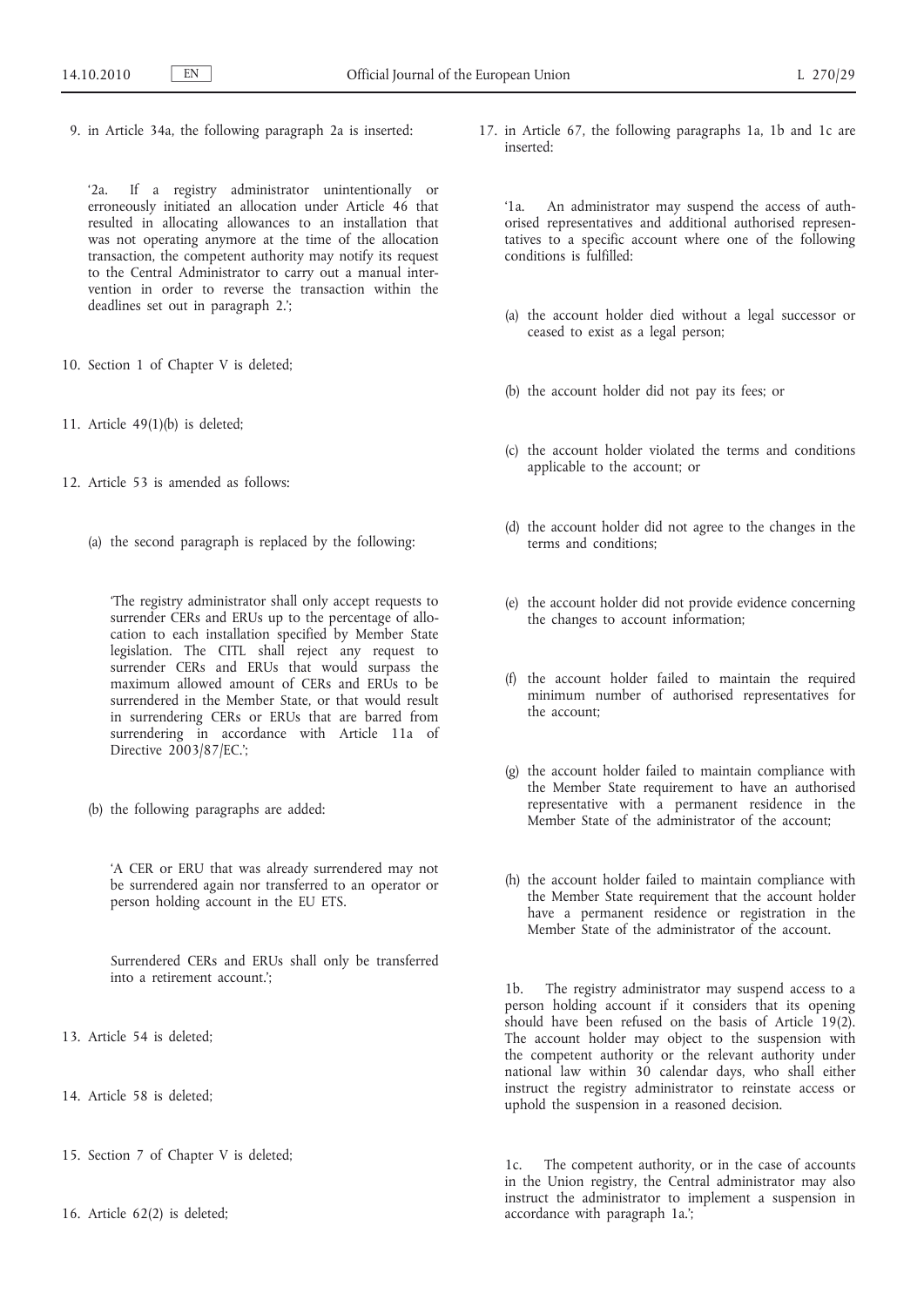9. in Article 34a, the following paragraph 2a is inserted:

'2a. If a registry administrator unintentionally or erroneously initiated an allocation under Article 46 that resulted in allocating allowances to an installation that was not operating anymore at the time of the allocation transaction, the competent authority may notify its request to the Central Administrator to carry out a manual intervention in order to reverse the transaction within the deadlines set out in paragraph 2.';

10. Section 1 of Chapter V is deleted;

11. Article 49(1)(b) is deleted;

12. Article 53 is amended as follows:

(a) the second paragraph is replaced by the following:

'The registry administrator shall only accept requests to surrender CERs and ERUs up to the percentage of allocation to each installation specified by Member State legislation. The CITL shall reject any request to surrender CERs and ERUs that would surpass the maximum allowed amount of CERs and ERUs to be surrendered in the Member State, or that would result in surrendering CERs or ERUs that are barred from surrendering in accordance with Article 11a of Directive 2003/87/EC.';

(b) the following paragraphs are added:

'A CER or ERU that was already surrendered may not be surrendered again nor transferred to an operator or person holding account in the EU ETS.

Surrendered CERs and ERUs shall only be transferred into a retirement account.';

13. Article 54 is deleted;

14. Article 58 is deleted;

15. Section 7 of Chapter V is deleted;

16. Article 62(2) is deleted;

17. in Article 67, the following paragraphs 1a, 1b and 1c are inserted:

'1a. An administrator may suspend the access of authorised representatives and additional authorised representatives to a specific account where one of the following conditions is fulfilled:

(a) the account holder died without a legal successor or ceased to exist as a legal person;

(b) the account holder did not pay its fees; or

(c) the account holder violated the terms and conditions applicable to the account; or

(d) the account holder did not agree to the changes in the terms and conditions;

(e) the account holder did not provide evidence concerning the changes to account information;

(f) the account holder failed to maintain the required minimum number of authorised representatives for the account;

(g) the account holder failed to maintain compliance with the Member State requirement to have an authorised representative with a permanent residence in the Member State of the administrator of the account;

(h) the account holder failed to maintain compliance with the Member State requirement that the account holder have a permanent residence or registration in the Member State of the administrator of the account.

1b. The registry administrator may suspend access to a person holding account if it considers that its opening should have been refused on the basis of Article 19(2). The account holder may object to the suspension with the competent authority or the relevant authority under national law within 30 calendar days, who shall either instruct the registry administrator to reinstate access or uphold the suspension in a reasoned decision.

1c. The competent authority, or in the case of accounts in the Union registry, the Central administrator may also instruct the administrator to implement a suspension in accordance with paragraph 1a.';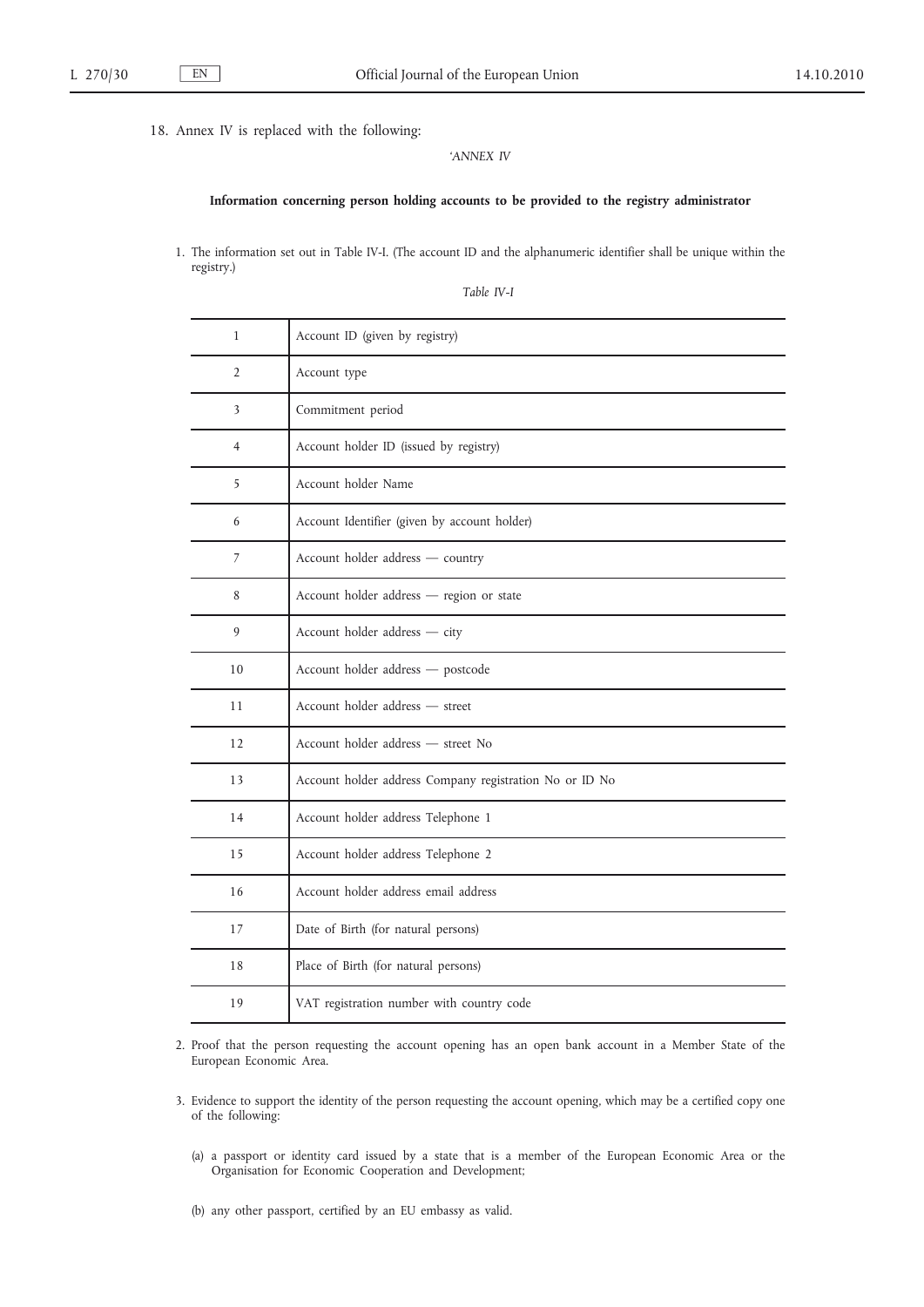18. Annex IV is replaced with the following:

'*ANNEX IV*

**Information concerning person holding accounts to be provided to the registry administrator**

1. The information set out in Table IV-I. (The account ID and the alphanumeric identifier shall be unique within the registry.)

*Table IV-I*

| | |
|---|---|
| 1 | Account ID (given by registry) |
| 2 | Account type |
| 3 | Commitment period |
| 4 | Account holder ID (issued by registry) |
| 5 | Account holder Name |
| 6 | Account Identifier (given by account holder) |
| 7 | Account holder address — country |
| 8 | Account holder address — region or state |
| 9 | Account holder address — city |
| 10 | Account holder address — postcode |
| 11 | Account holder address — street |
| 12 | Account holder address — street No |
| 13 | Account holder address Company registration No or ID No |
| 14 | Account holder address Telephone 1 |
| 15 | Account holder address Telephone 2 |
| 16 | Account holder address email address |
| 17 | Date of Birth (for natural persons) |
| 18 | Place of Birth (for natural persons) |
| 19 | VAT registration number with country code |

2. Proof that the person requesting the account opening has an open bank account in a Member State of the European Economic Area.

3. Evidence to support the identity of the person requesting the account opening, which may be a certified copy one of the following:

   (a) a passport or identity card issued by a state that is a member of the European Economic Area or the Organisation for Economic Cooperation and Development;

   (b) any other passport, certified by an EU embassy as valid.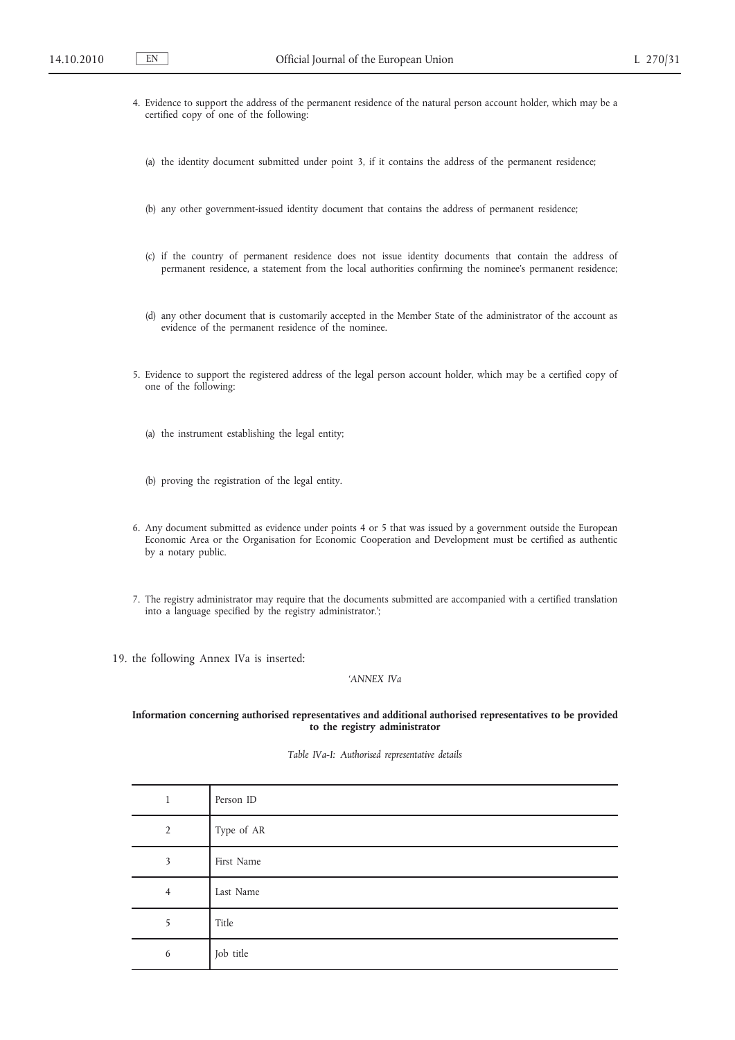4. Evidence to support the address of the permanent residence of the natural person account holder, which may be a certified copy of one of the following:

   (a) the identity document submitted under point 3, if it contains the address of the permanent residence;

   (b) any other government-issued identity document that contains the address of permanent residence;

   (c) if the country of permanent residence does not issue identity documents that contain the address of permanent residence, a statement from the local authorities confirming the nominee's permanent residence;

   (d) any other document that is customarily accepted in the Member State of the administrator of the account as evidence of the permanent residence of the nominee.

5. Evidence to support the registered address of the legal person account holder, which may be a certified copy of one of the following:

   (a) the instrument establishing the legal entity;

   (b) proving the registration of the legal entity.

6. Any document submitted as evidence under points 4 or 5 that was issued by a government outside the European Economic Area or the Organisation for Economic Cooperation and Development must be certified as authentic by a notary public.

7. The registry administrator may require that the documents submitted are accompanied with a certified translation into a language specified by the registry administrator.';

19. the following Annex IVa is inserted:

*'ANNEX IVa*

**Information concerning authorised representatives and additional authorised representatives to be provided to the registry administrator**

*Table IVa-I: Authorised representative details*

| | |
|---|---|
| 1 | Person ID |
| 2 | Type of AR |
| 3 | First Name |
| 4 | Last Name |
| 5 | Title |
| 6 | Job title |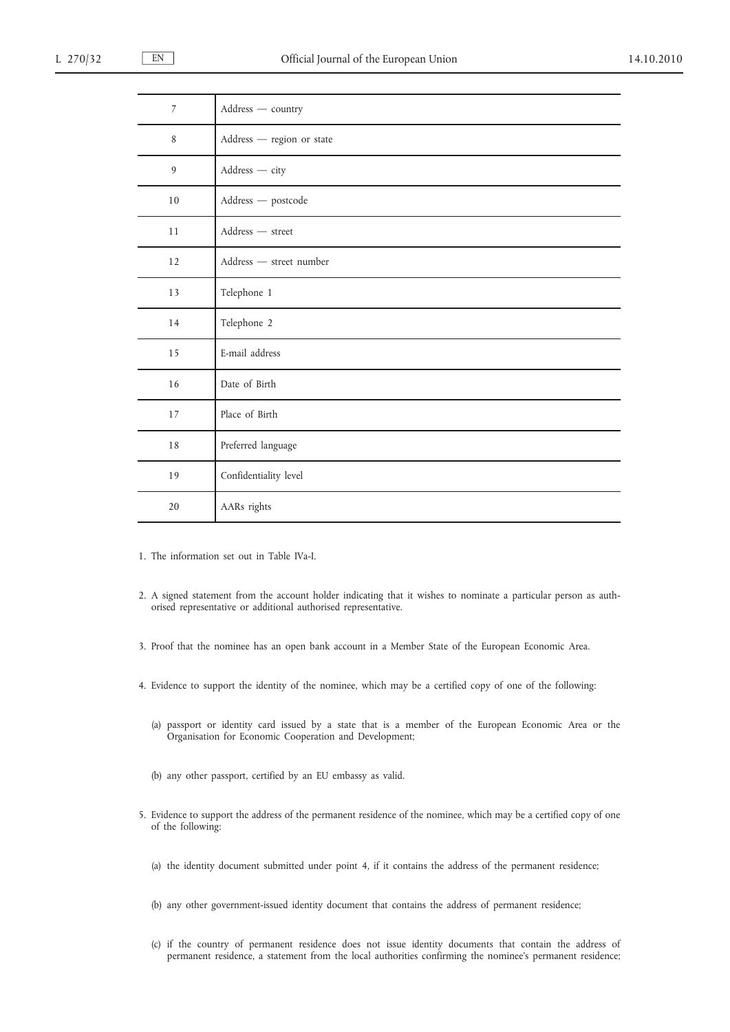| | |
|---|---|
| 7 | Address — country |
| 8 | Address — region or state |
| 9 | Address — city |
| 10 | Address — postcode |
| 11 | Address — street |
| 12 | Address — street number |
| 13 | Telephone 1 |
| 14 | Telephone 2 |
| 15 | E-mail address |
| 16 | Date of Birth |
| 17 | Place of Birth |
| 18 | Preferred language |
| 19 | Confidentiality level |
| 20 | AARs rights |

1. The information set out in Table IVa-I.

2. A signed statement from the account holder indicating that it wishes to nominate a particular person as authorised representative or additional authorised representative.

3. Proof that the nominee has an open bank account in a Member State of the European Economic Area.

4. Evidence to support the identity of the nominee, which may be a certified copy of one of the following:

   (a) passport or identity card issued by a state that is a member of the European Economic Area or the Organisation for Economic Cooperation and Development;

   (b) any other passport, certified by an EU embassy as valid.

5. Evidence to support the address of the permanent residence of the nominee, which may be a certified copy of one of the following:

   (a) the identity document submitted under point 4, if it contains the address of the permanent residence;

   (b) any other government-issued identity document that contains the address of permanent residence;

   (c) if the country of permanent residence does not issue identity documents that contain the address of permanent residence, a statement from the local authorities confirming the nominee's permanent residence;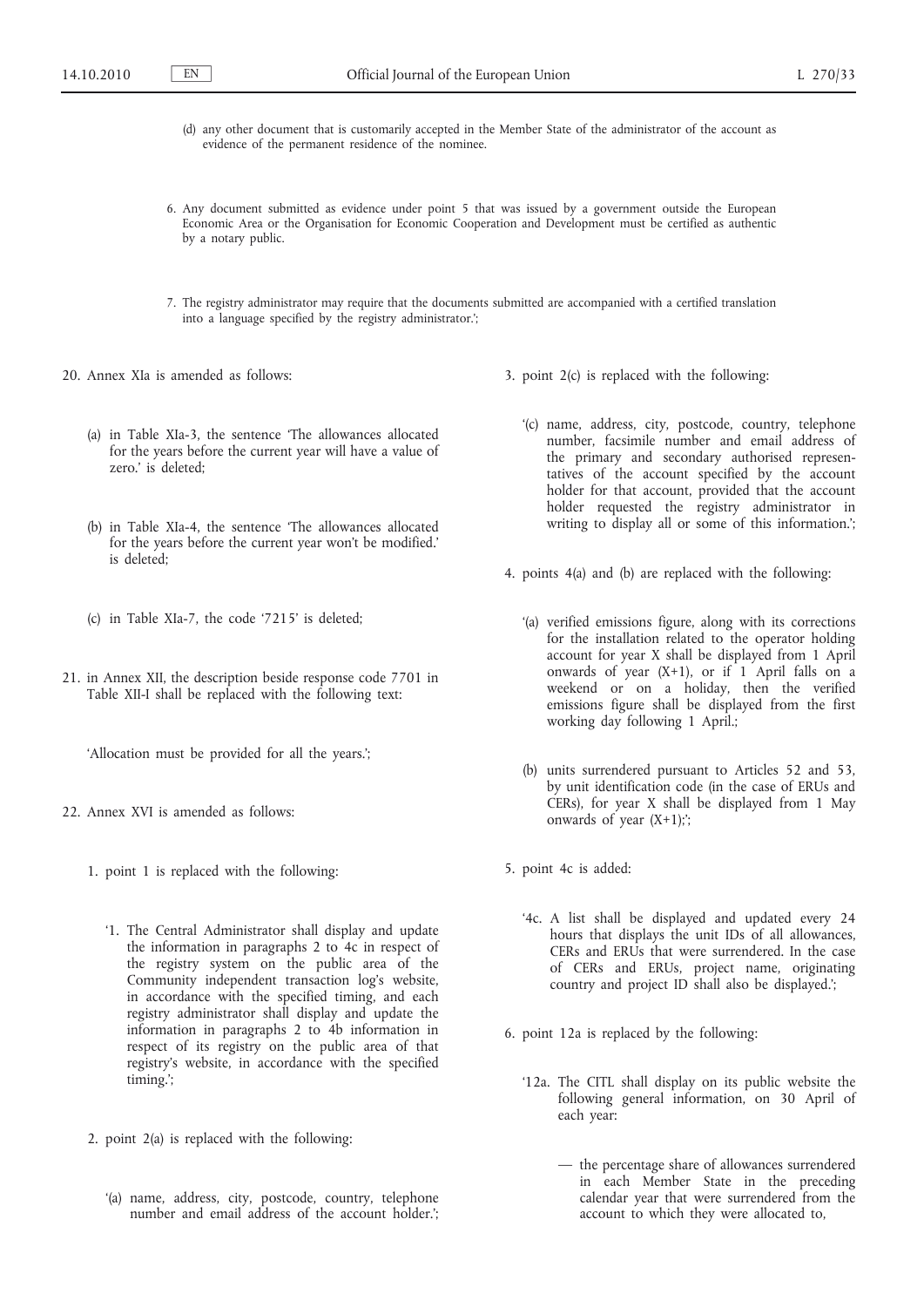(d) any other document that is customarily accepted in the Member State of the administrator of the account as evidence of the permanent residence of the nominee.

6. Any document submitted as evidence under point 5 that was issued by a government outside the European Economic Area or the Organisation for Economic Cooperation and Development must be certified as authentic by a notary public.

7. The registry administrator may require that the documents submitted are accompanied with a certified translation into a language specified by the registry administrator.';

20. Annex XIa is amended as follows:

(a) in Table XIa-3, the sentence 'The allowances allocated for the years before the current year will have a value of zero.' is deleted;

(b) in Table XIa-4, the sentence 'The allowances allocated for the years before the current year won't be modified.' is deleted;

(c) in Table XIa-7, the code '7215' is deleted;

21. in Annex XII, the description beside response code 7701 in Table XII-I shall be replaced with the following text:

'Allocation must be provided for all the years.';

22. Annex XVI is amended as follows:

1. point 1 is replaced with the following:

'1. The Central Administrator shall display and update the information in paragraphs 2 to 4c in respect of the registry system on the public area of the Community independent transaction log's website, in accordance with the specified timing, and each registry administrator shall display and update the information in paragraphs 2 to 4b information in respect of its registry on the public area of that registry's website, in accordance with the specified timing.';

2. point 2(a) is replaced with the following:

'(a) name, address, city, postcode, country, telephone number and email address of the account holder.';

3. point 2(c) is replaced with the following:

'(c) name, address, city, postcode, country, telephone number, facsimile number and email address of the primary and secondary authorised representatives of the account specified by the account holder for that account, provided that the account holder requested the registry administrator in writing to display all or some of this information.';

4. points 4(a) and (b) are replaced with the following:

'(a) verified emissions figure, along with its corrections for the installation related to the operator holding account for year X shall be displayed from 1 April onwards of year (X+1), or if 1 April falls on a weekend or on a holiday, then the verified emissions figure shall be displayed from the first working day following 1 April.;

(b) units surrendered pursuant to Articles 52 and 53, by unit identification code (in the case of ERUs and CERs), for year X shall be displayed from 1 May onwards of year (X+1);';

5. point 4c is added:

'4c. A list shall be displayed and updated every 24 hours that displays the unit IDs of all allowances, CERs and ERUs that were surrendered. In the case of CERs and ERUs, project name, originating country and project ID shall also be displayed.';

6. point 12a is replaced by the following:

'12a. The CITL shall display on its public website the following general information, on 30 April of each year:

— the percentage share of allowances surrendered in each Member State in the preceding calendar year that were surrendered from the account to which they were allocated to,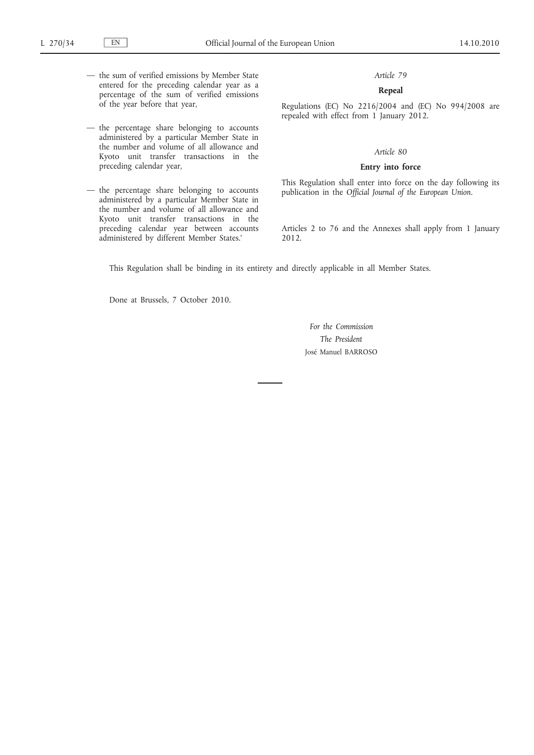— the sum of verified emissions by Member State entered for the preceding calendar year as a percentage of the sum of verified emissions of the year before that year,

— the percentage share belonging to accounts administered by a particular Member State in the number and volume of all allowance and Kyoto unit transfer transactions in the preceding calendar year,

— the percentage share belonging to accounts administered by a particular Member State in the number and volume of all allowance and Kyoto unit transfer transactions in the preceding calendar year between accounts administered by different Member States.'

*Article 79*

**Repeal**

Regulations (EC) No 2216/2004 and (EC) No 994/2008 are repealed with effect from 1 January 2012.

*Article 80*

**Entry into force**

This Regulation shall enter into force on the day following its publication in the *Official Journal of the European Union*.

Articles 2 to 76 and the Annexes shall apply from 1 January 2012.

This Regulation shall be binding in its entirety and directly applicable in all Member States.

Done at Brussels, 7 October 2010.

*For the Commission*
*The President*
José Manuel BARROSO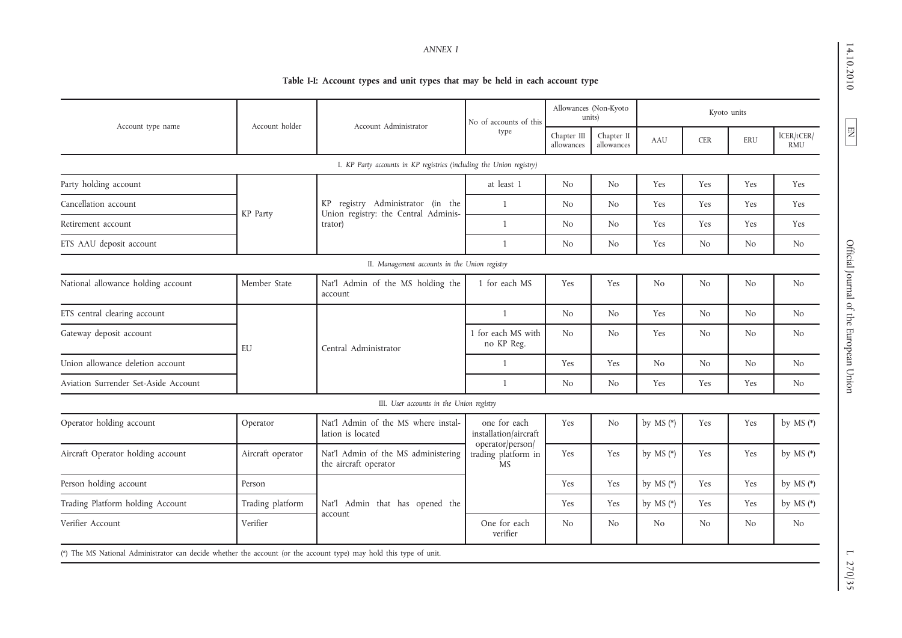ANNEX I

**Table I-I: Account types and unit types that may be held in each account type**

| Account type name | Account holder | Account Administrator | No of accounts of this type | Allowances (Non-Kyoto units) | | Kyoto units | | | |
|---|---|---|---|---|---|---|---|---|---|
| | | | | Chapter III allowances | Chapter II allowances | AAU | CER | ERU | lCER/tCER/RMU |
| *I. KP Party accounts in KP registries (including the Union registry)* | | | | | | | | | |
| Party holding account | KP Party | KP registry Administrator (in the Union registry: the Central Administrator) | at least 1 | No | No | Yes | Yes | Yes | Yes |
| Cancellation account | | | 1 | No | No | Yes | Yes | Yes | Yes |
| Retirement account | | | 1 | No | No | Yes | Yes | Yes | Yes |
| ETS AAU deposit account | | | 1 | No | No | Yes | No | No | No |
| *II. Management accounts in the Union registry* | | | | | | | | | |
| National allowance holding account | Member State | Nat'l Admin of the MS holding the account | 1 for each MS | Yes | Yes | No | No | No | No |
| ETS central clearing account | EU | Central Administrator | 1 | No | No | Yes | No | No | No |
| Gateway deposit account | | | 1 for each MS with no KP Reg. | No | No | Yes | No | No | No |
| Union allowance deletion account | | | 1 | Yes | Yes | No | No | No | No |
| Aviation Surrender Set-Aside Account | | | 1 | No | No | Yes | Yes | Yes | No |
| *III. User accounts in the Union registry* | | | | | | | | | |
| Operator holding account | Operator | Nat'l Admin of the MS where installation is located | one for each installation/aircraft operator/person/trading platform in MS | Yes | No | by MS (*) | Yes | Yes | by MS (*) |
| Aircraft Operator holding account | Aircraft operator | Nat'l Admin of the MS administering the aircraft operator | | Yes | Yes | by MS (*) | Yes | Yes | by MS (*) |
| Person holding account | Person | Nat'l Admin that has opened the account | | Yes | Yes | by MS (*) | Yes | Yes | by MS (*) |
| Trading Platform holding Account | Trading platform | | | Yes | Yes | by MS (*) | Yes | Yes | by MS (*) |
| Verifier Account | Verifier | | One for each verifier | No | No | No | No | No | No |

(*) The MS National Administrator can decide whether the account (or the account type) may hold this type of unit.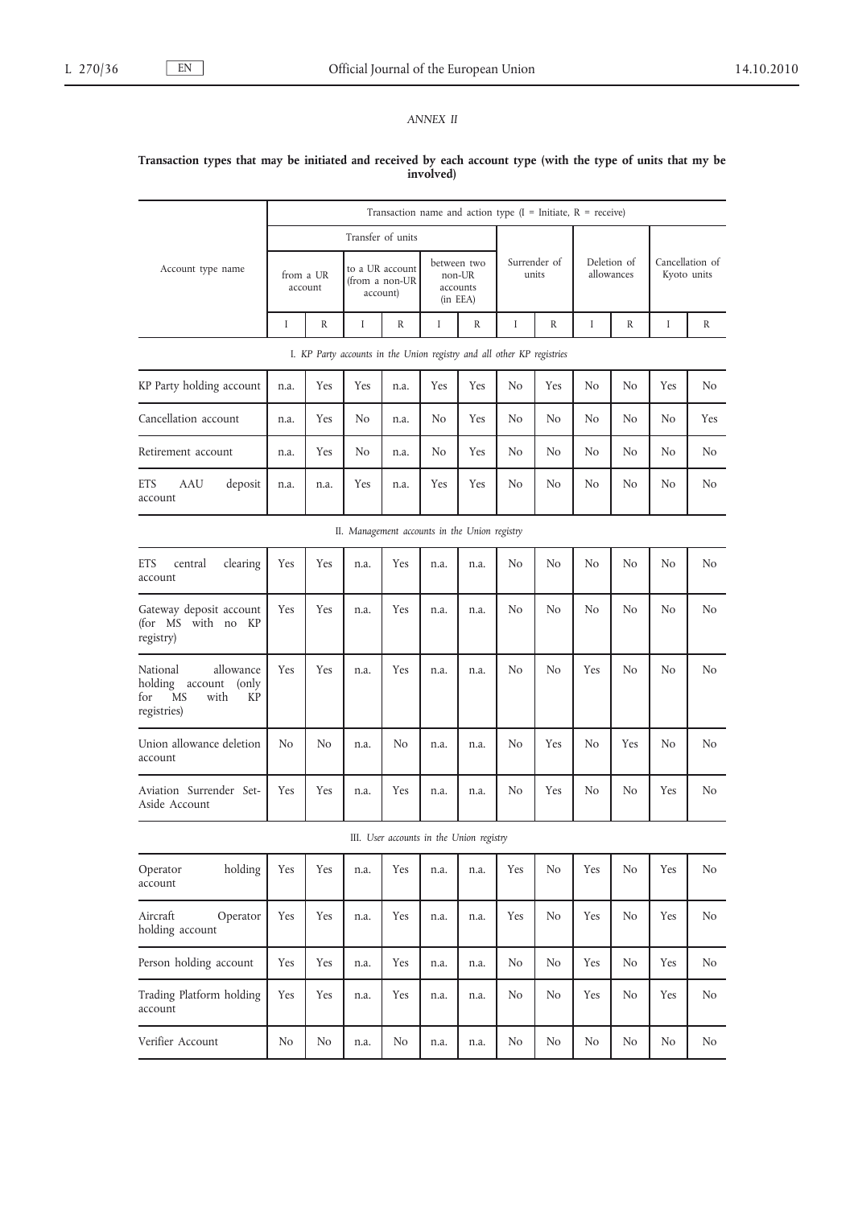*ANNEX II*

**Transaction types that may be initiated and received by each account type (with the type of units that my be involved)**

| Account type name | Transaction name and action type (I = Initiate, R = receive) | | | | | | | | | | | |
|---|---|---|---|---|---|---|---|---|---|---|---|---|
| | Transfer of units | | | | | | Surrender of units | | Deletion of allowances | | Cancellation of Kyoto units | |
| | from a UR account | | to a UR account (from a non-UR account) | | between two non-UR accounts (in EEA) | | | | | | | |
| | I | R | I | R | I | R | I | R | I | R | I | R |
| *I. KP Party accounts in the Union registry and all other KP registries* | | | | | | | | | | | | |
| KP Party holding account | n.a. | Yes | Yes | n.a. | Yes | Yes | No | Yes | No | No | Yes | No |
| Cancellation account | n.a. | Yes | No | n.a. | No | Yes | No | No | No | No | No | Yes |
| Retirement account | n.a. | Yes | No | n.a. | No | Yes | No | No | No | No | No | No |
| ETS AAU deposit account | n.a. | n.a. | Yes | n.a. | Yes | Yes | No | No | No | No | No | No |
| *II. Management accounts in the Union registry* | | | | | | | | | | | | |
| ETS central clearing account | Yes | Yes | n.a. | Yes | n.a. | n.a. | No | No | No | No | No | No |
| Gateway deposit account (for MS with no KP registry) | Yes | Yes | n.a. | Yes | n.a. | n.a. | No | No | No | No | No | No |
| National allowance holding account (only for MS with KP registries) | Yes | Yes | n.a. | Yes | n.a. | n.a. | No | No | Yes | No | No | No |
| Union allowance deletion account | No | No | n.a. | No | n.a. | n.a. | No | Yes | No | Yes | No | No |
| Aviation Surrender Set-Aside Account | Yes | Yes | n.a. | Yes | n.a. | n.a. | No | Yes | No | No | Yes | No |
| *III. User accounts in the Union registry* | | | | | | | | | | | | |
| Operator holding account | Yes | Yes | n.a. | Yes | n.a. | n.a. | Yes | No | Yes | No | Yes | No |
| Aircraft Operator holding account | Yes | Yes | n.a. | Yes | n.a. | n.a. | Yes | No | Yes | No | Yes | No |
| Person holding account | Yes | Yes | n.a. | Yes | n.a. | n.a. | No | No | Yes | No | Yes | No |
| Trading Platform holding account | Yes | Yes | n.a. | Yes | n.a. | n.a. | No | No | Yes | No | Yes | No |
| Verifier Account | No | No | n.a. | No | n.a. | n.a. | No | No | No | No | No | No |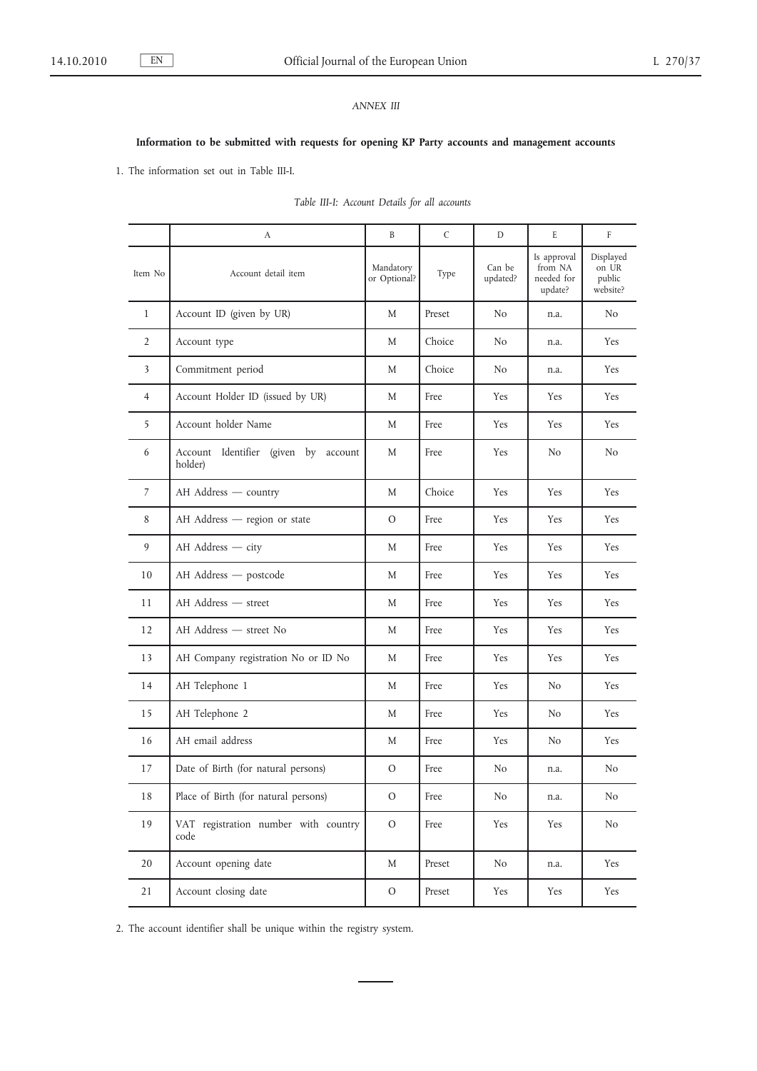*ANNEX III*

**Information to be submitted with requests for opening KP Party accounts and management accounts**

1. The information set out in Table III-I.

*Table III-I: Account Details for all accounts*

| | A | B | C | D | E | F |
|---|---|---|---|---|---|---|
| Item No | Account detail item | Mandatory or Optional? | Type | Can be updated? | Is approval from NA needed for update? | Displayed on UR public website? |
| 1 | Account ID (given by UR) | M | Preset | No | n.a. | No |
| 2 | Account type | M | Choice | No | n.a. | Yes |
| 3 | Commitment period | M | Choice | No | n.a. | Yes |
| 4 | Account Holder ID (issued by UR) | M | Free | Yes | Yes | Yes |
| 5 | Account holder Name | M | Free | Yes | Yes | Yes |
| 6 | Account Identifier (given by account holder) | M | Free | Yes | No | No |
| 7 | AH Address — country | M | Choice | Yes | Yes | Yes |
| 8 | AH Address — region or state | O | Free | Yes | Yes | Yes |
| 9 | AH Address — city | M | Free | Yes | Yes | Yes |
| 10 | AH Address — postcode | M | Free | Yes | Yes | Yes |
| 11 | AH Address — street | M | Free | Yes | Yes | Yes |
| 12 | AH Address — street No | M | Free | Yes | Yes | Yes |
| 13 | AH Company registration No or ID No | M | Free | Yes | Yes | Yes |
| 14 | AH Telephone 1 | M | Free | Yes | No | Yes |
| 15 | AH Telephone 2 | M | Free | Yes | No | Yes |
| 16 | AH email address | M | Free | Yes | No | Yes |
| 17 | Date of Birth (for natural persons) | O | Free | No | n.a. | No |
| 18 | Place of Birth (for natural persons) | O | Free | No | n.a. | No |
| 19 | VAT registration number with country code | O | Free | Yes | Yes | No |
| 20 | Account opening date | M | Preset | No | n.a. | Yes |
| 21 | Account closing date | O | Preset | Yes | Yes | Yes |

2. The account identifier shall be unique within the registry system.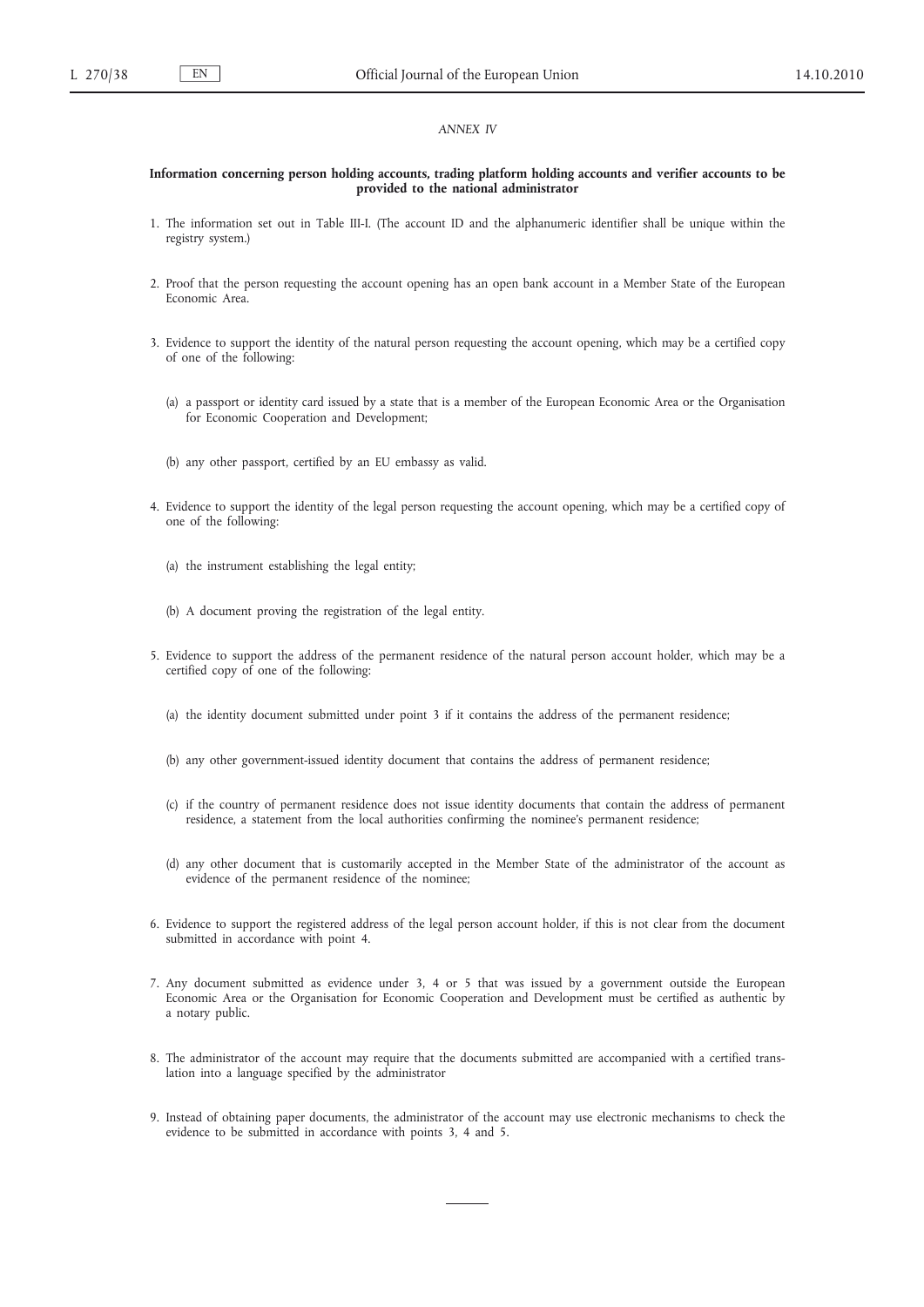*ANNEX IV*

**Information concerning person holding accounts, trading platform holding accounts and verifier accounts to be provided to the national administrator**

1. The information set out in Table III-I. (The account ID and the alphanumeric identifier shall be unique within the registry system.)

2. Proof that the person requesting the account opening has an open bank account in a Member State of the European Economic Area.

3. Evidence to support the identity of the natural person requesting the account opening, which may be a certified copy of one of the following:

   (a) a passport or identity card issued by a state that is a member of the European Economic Area or the Organisation for Economic Cooperation and Development;

   (b) any other passport, certified by an EU embassy as valid.

4. Evidence to support the identity of the legal person requesting the account opening, which may be a certified copy of one of the following:

   (a) the instrument establishing the legal entity;

   (b) A document proving the registration of the legal entity.

5. Evidence to support the address of the permanent residence of the natural person account holder, which may be a certified copy of one of the following:

   (a) the identity document submitted under point 3 if it contains the address of the permanent residence;

   (b) any other government-issued identity document that contains the address of permanent residence;

   (c) if the country of permanent residence does not issue identity documents that contain the address of permanent residence, a statement from the local authorities confirming the nominee's permanent residence;

   (d) any other document that is customarily accepted in the Member State of the administrator of the account as evidence of the permanent residence of the nominee;

6. Evidence to support the registered address of the legal person account holder, if this is not clear from the document submitted in accordance with point 4.

7. Any document submitted as evidence under 3, 4 or 5 that was issued by a government outside the European Economic Area or the Organisation for Economic Cooperation and Development must be certified as authentic by a notary public.

8. The administrator of the account may require that the documents submitted are accompanied with a certified translation into a language specified by the administrator

9. Instead of obtaining paper documents, the administrator of the account may use electronic mechanisms to check the evidence to be submitted in accordance with points 3, 4 and 5.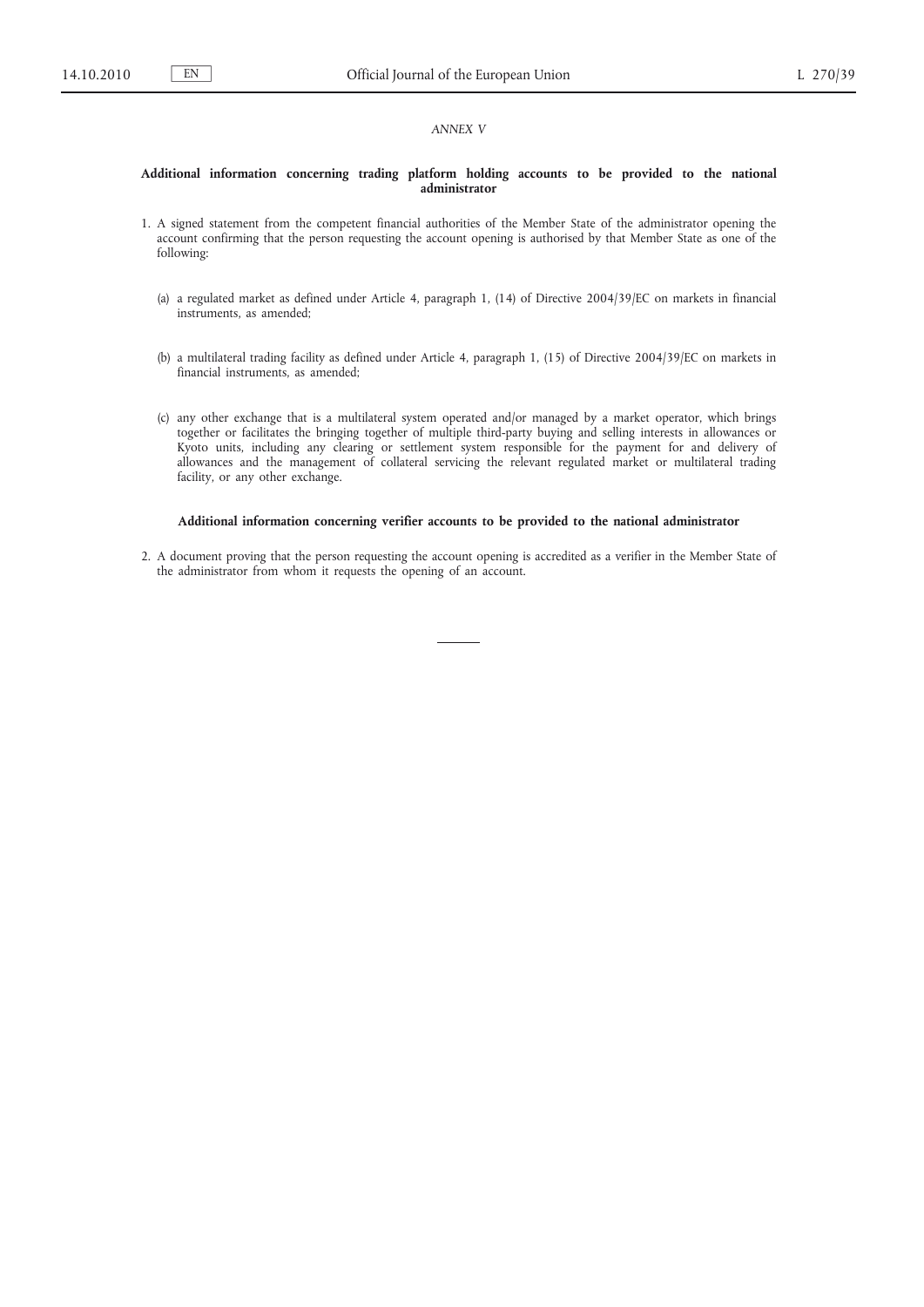*ANNEX V*

**Additional information concerning trading platform holding accounts to be provided to the national administrator**

1. A signed statement from the competent financial authorities of the Member State of the administrator opening the account confirming that the person requesting the account opening is authorised by that Member State as one of the following:

   (a) a regulated market as defined under Article 4, paragraph 1, (14) of Directive 2004/39/EC on markets in financial instruments, as amended;

   (b) a multilateral trading facility as defined under Article 4, paragraph 1, (15) of Directive 2004/39/EC on markets in financial instruments, as amended;

   (c) any other exchange that is a multilateral system operated and/or managed by a market operator, which brings together or facilitates the bringing together of multiple third-party buying and selling interests in allowances or Kyoto units, including any clearing or settlement system responsible for the payment for and delivery of allowances and the management of collateral servicing the relevant regulated market or multilateral trading facility, or any other exchange.

**Additional information concerning verifier accounts to be provided to the national administrator**

2. A document proving that the person requesting the account opening is accredited as a verifier in the Member State of the administrator from whom it requests the opening of an account.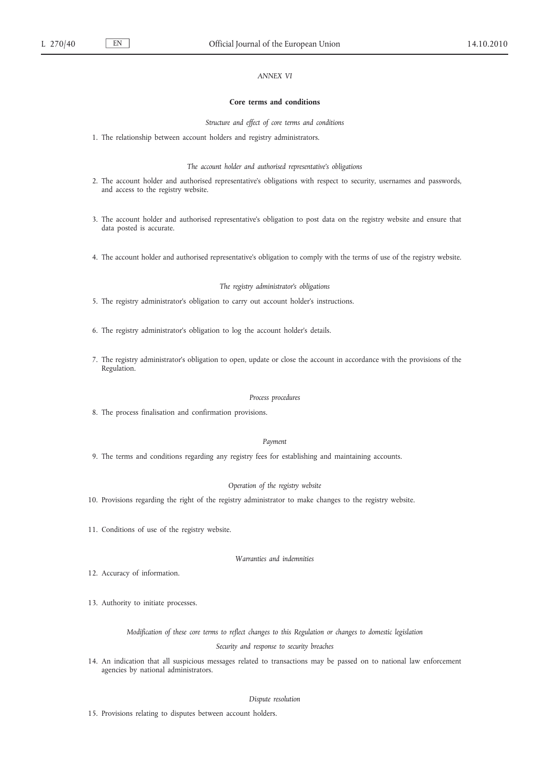*ANNEX VI*

## Core terms and conditions

*Structure and effect of core terms and conditions*

1. The relationship between account holders and registry administrators.

*The account holder and authorised representative's obligations*

2. The account holder and authorised representative's obligations with respect to security, usernames and passwords, and access to the registry website.

3. The account holder and authorised representative's obligation to post data on the registry website and ensure that data posted is accurate.

4. The account holder and authorised representative's obligation to comply with the terms of use of the registry website.

*The registry administrator's obligations*

5. The registry administrator's obligation to carry out account holder's instructions.

6. The registry administrator's obligation to log the account holder's details.

7. The registry administrator's obligation to open, update or close the account in accordance with the provisions of the Regulation.

*Process procedures*

8. The process finalisation and confirmation provisions.

*Payment*

9. The terms and conditions regarding any registry fees for establishing and maintaining accounts.

*Operation of the registry website*

10. Provisions regarding the right of the registry administrator to make changes to the registry website.

11. Conditions of use of the registry website.

*Warranties and indemnities*

12. Accuracy of information.

13. Authority to initiate processes.

*Modification of these core terms to reflect changes to this Regulation or changes to domestic legislation*

*Security and response to security breaches*

14. An indication that all suspicious messages related to transactions may be passed on to national law enforcement agencies by national administrators.

*Dispute resolution*

15. Provisions relating to disputes between account holders.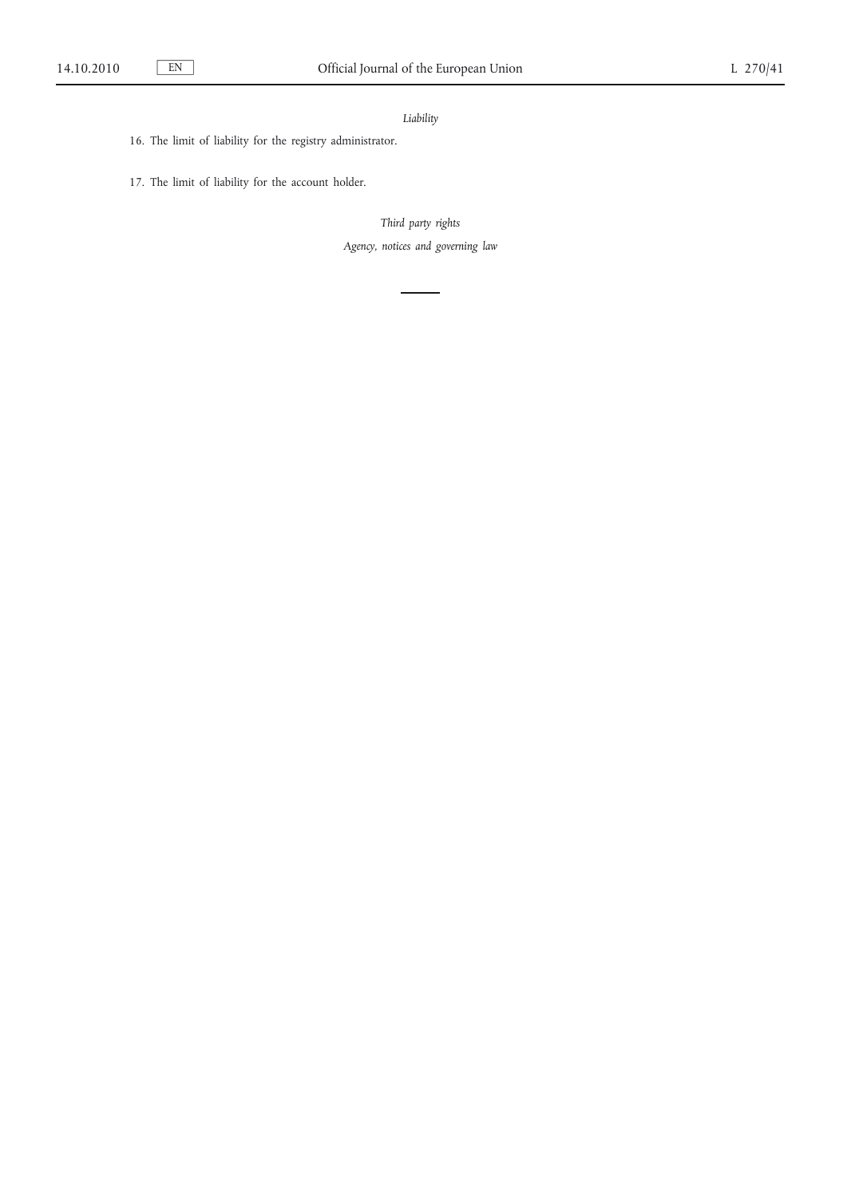*Liability*

16. The limit of liability for the registry administrator.

17. The limit of liability for the account holder.

*Third party rights*

*Agency, notices and governing law*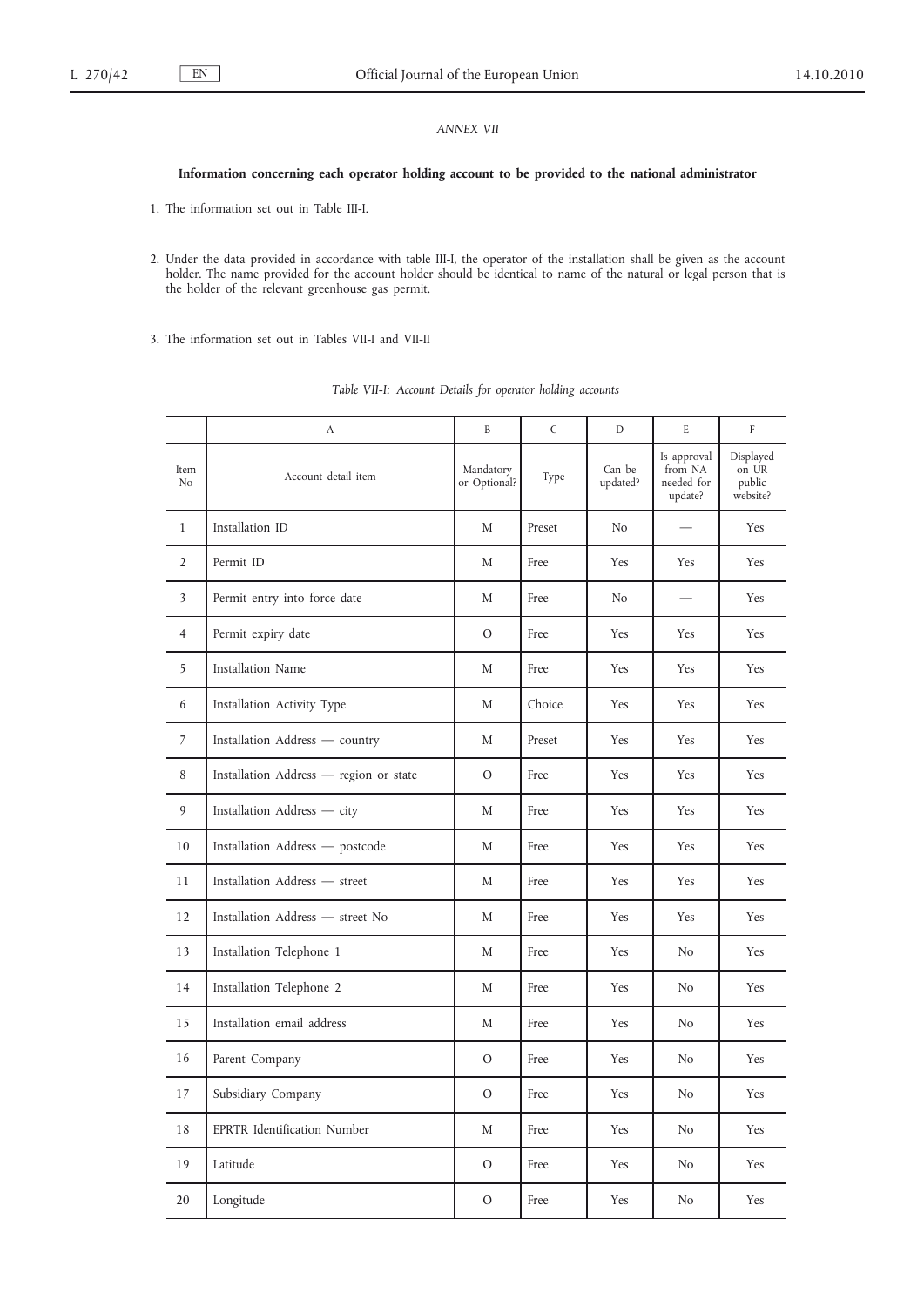*ANNEX VII*

## Information concerning each operator holding account to be provided to the national administrator

1. The information set out in Table III-I.

2. Under the data provided in accordance with table III-I, the operator of the installation shall be given as the account holder. The name provided for the account holder should be identical to name of the natural or legal person that is the holder of the relevant greenhouse gas permit.

3. The information set out in Tables VII-I and VII-II

*Table VII-I: Account Details for operator holding accounts*

| | A | B | C | D | E | F |
|---|---|---|---|---|---|---|
| Item No | Account detail item | Mandatory or Optional? | Type | Can be updated? | Is approval from NA needed for update? | Displayed on UR public website? |
| 1 | Installation ID | M | Preset | No | — | Yes |
| 2 | Permit ID | M | Free | Yes | Yes | Yes |
| 3 | Permit entry into force date | M | Free | No | — | Yes |
| 4 | Permit expiry date | O | Free | Yes | Yes | Yes |
| 5 | Installation Name | M | Free | Yes | Yes | Yes |
| 6 | Installation Activity Type | M | Choice | Yes | Yes | Yes |
| 7 | Installation Address — country | M | Preset | Yes | Yes | Yes |
| 8 | Installation Address — region or state | O | Free | Yes | Yes | Yes |
| 9 | Installation Address — city | M | Free | Yes | Yes | Yes |
| 10 | Installation Address — postcode | M | Free | Yes | Yes | Yes |
| 11 | Installation Address — street | M | Free | Yes | Yes | Yes |
| 12 | Installation Address — street No | M | Free | Yes | Yes | Yes |
| 13 | Installation Telephone 1 | M | Free | Yes | No | Yes |
| 14 | Installation Telephone 2 | M | Free | Yes | No | Yes |
| 15 | Installation email address | M | Free | Yes | No | Yes |
| 16 | Parent Company | O | Free | Yes | No | Yes |
| 17 | Subsidiary Company | O | Free | Yes | No | Yes |
| 18 | EPRTR Identification Number | M | Free | Yes | No | Yes |
| 19 | Latitude | O | Free | Yes | No | Yes |
| 20 | Longitude | O | Free | Yes | No | Yes |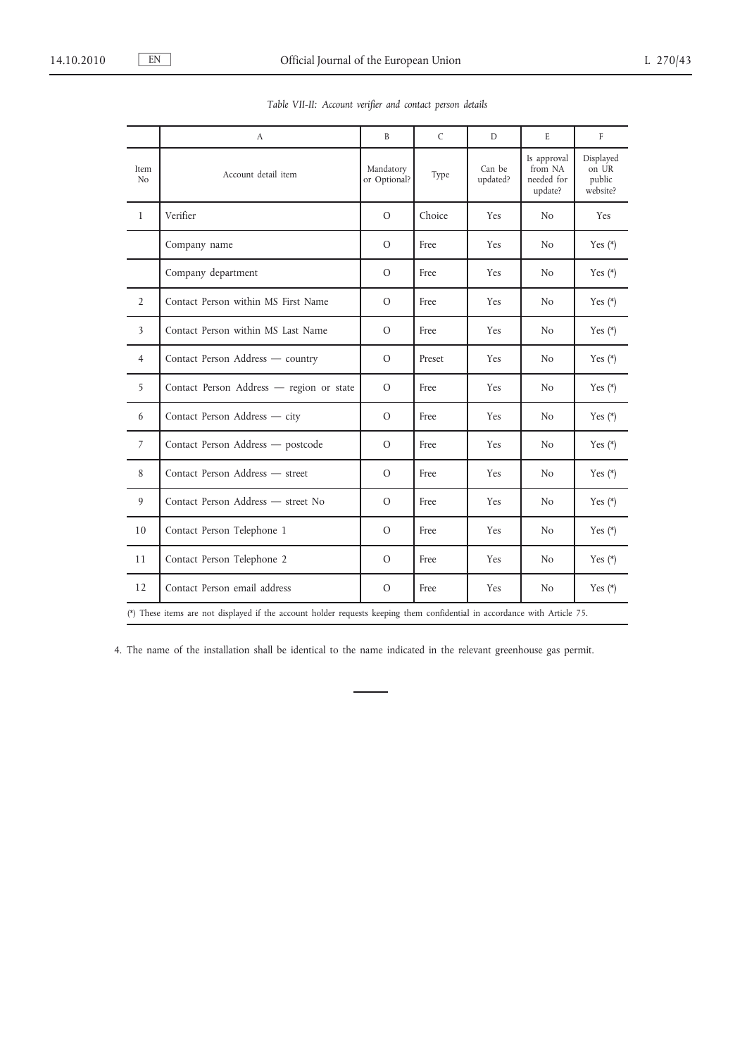*Table VII-II: Account verifier and contact person details*

| | A | B | C | D | E | F |
|---|---|---|---|---|---|---|
| Item No | Account detail item | Mandatory or Optional? | Type | Can be updated? | Is approval from NA needed for update? | Displayed on UR public website? |
| 1 | Verifier | O | Choice | Yes | No | Yes |
| | Company name | O | Free | Yes | No | Yes (*) |
| | Company department | O | Free | Yes | No | Yes (*) |
| 2 | Contact Person within MS First Name | O | Free | Yes | No | Yes (*) |
| 3 | Contact Person within MS Last Name | O | Free | Yes | No | Yes (*) |
| 4 | Contact Person Address — country | O | Preset | Yes | No | Yes (*) |
| 5 | Contact Person Address — region or state | O | Free | Yes | No | Yes (*) |
| 6 | Contact Person Address — city | O | Free | Yes | No | Yes (*) |
| 7 | Contact Person Address — postcode | O | Free | Yes | No | Yes (*) |
| 8 | Contact Person Address — street | O | Free | Yes | No | Yes (*) |
| 9 | Contact Person Address — street No | O | Free | Yes | No | Yes (*) |
| 10 | Contact Person Telephone 1 | O | Free | Yes | No | Yes (*) |
| 11 | Contact Person Telephone 2 | O | Free | Yes | No | Yes (*) |
| 12 | Contact Person email address | O | Free | Yes | No | Yes (*) |

(*) These items are not displayed if the account holder requests keeping them confidential in accordance with Article 75.

4. The name of the installation shall be identical to the name indicated in the relevant greenhouse gas permit.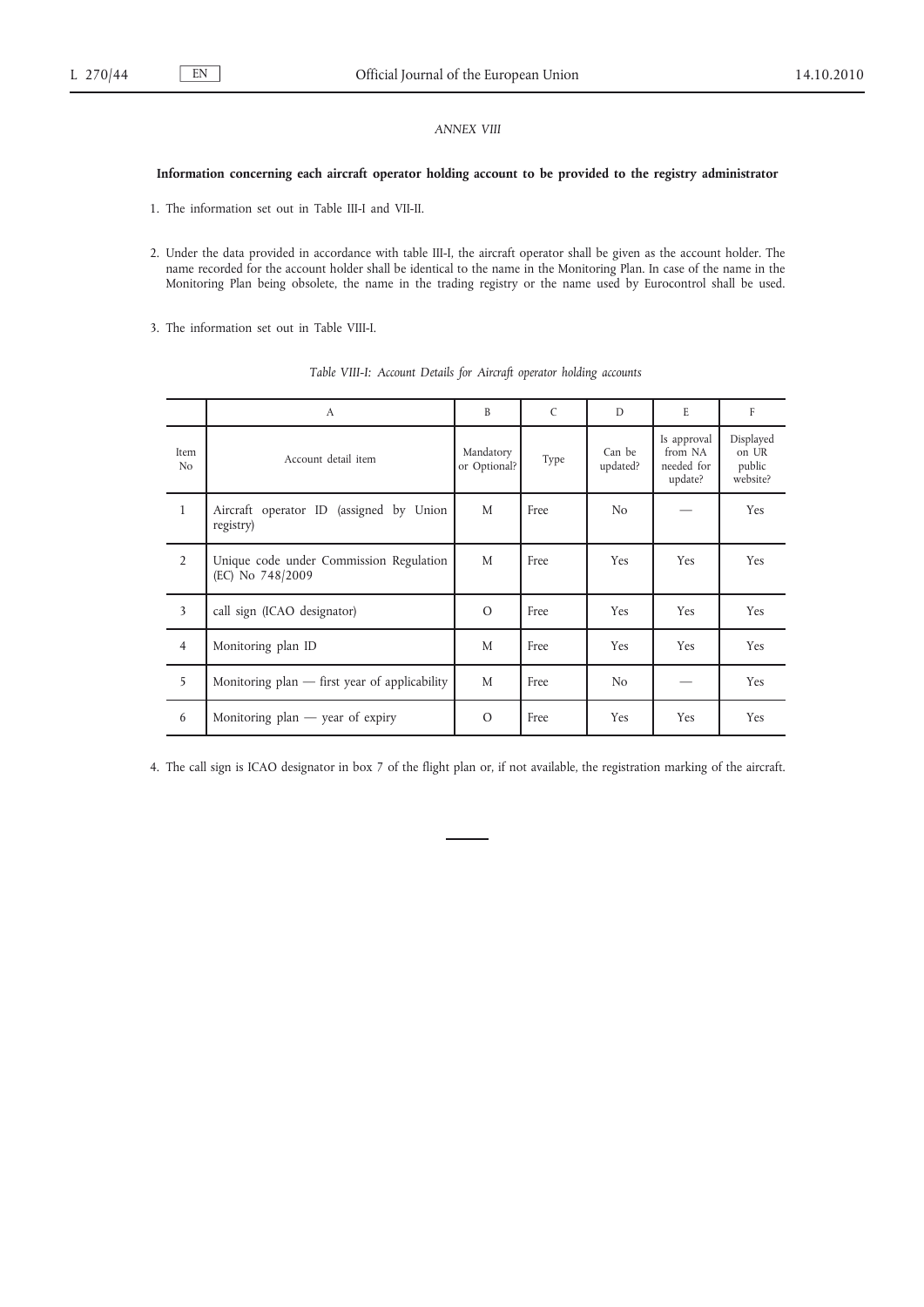*ANNEX VIII*

**Information concerning each aircraft operator holding account to be provided to the registry administrator**

1. The information set out in Table III-I and VII-II.

2. Under the data provided in accordance with table III-I, the aircraft operator shall be given as the account holder. The name recorded for the account holder shall be identical to the name in the Monitoring Plan. In case of the name in the Monitoring Plan being obsolete, the name in the trading registry or the name used by Eurocontrol shall be used.

3. The information set out in Table VIII-I.

*Table VIII-I: Account Details for Aircraft operator holding accounts*

| | A | B | C | D | E | F |
|---|---|---|---|---|---|---|
| Item No | Account detail item | Mandatory or Optional? | Type | Can be updated? | Is approval from NA needed for update? | Displayed on UR public website? |
| 1 | Aircraft operator ID (assigned by Union registry) | M | Free | No | — | Yes |
| 2 | Unique code under Commission Regulation (EC) No 748/2009 | M | Free | Yes | Yes | Yes |
| 3 | call sign (ICAO designator) | O | Free | Yes | Yes | Yes |
| 4 | Monitoring plan ID | M | Free | Yes | Yes | Yes |
| 5 | Monitoring plan — first year of applicability | M | Free | No | — | Yes |
| 6 | Monitoring plan — year of expiry | O | Free | Yes | Yes | Yes |

4. The call sign is ICAO designator in box 7 of the flight plan or, if not available, the registration marking of the aircraft.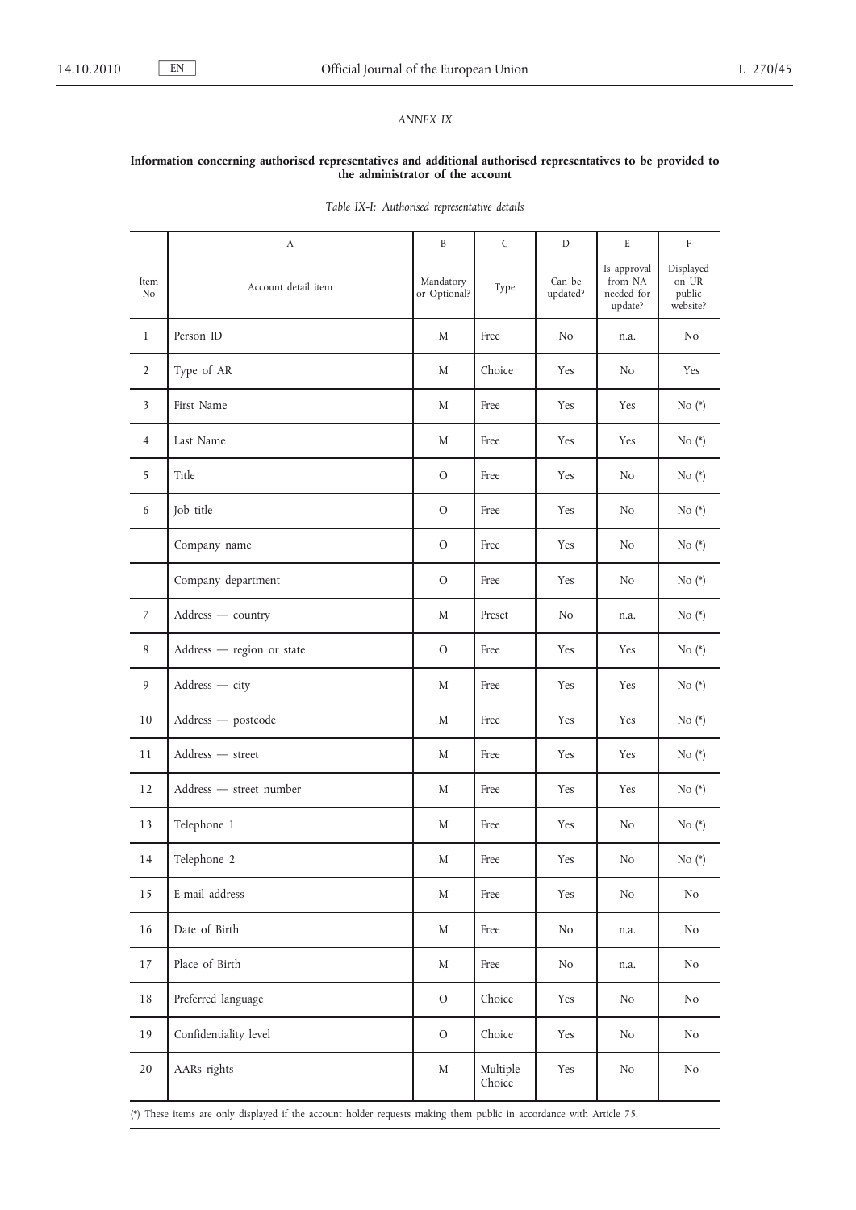*ANNEX IX*

**Information concerning authorised representatives and additional authorised representatives to be provided to the administrator of the account**

*Table IX-I: Authorised representative details*

| | A | B | C | D | E | F |
|---|---|---|---|---|---|---|
| Item No | Account detail item | Mandatory or Optional? | Type | Can be updated? | Is approval from NA needed for update? | Displayed on UR public website? |
| 1 | Person ID | M | Free | No | n.a. | No |
| 2 | Type of AR | M | Choice | Yes | No | Yes |
| 3 | First Name | M | Free | Yes | Yes | No (*) |
| 4 | Last Name | M | Free | Yes | Yes | No (*) |
| 5 | Title | O | Free | Yes | No | No (*) |
| 6 | Job title | O | Free | Yes | No | No (*) |
| | Company name | O | Free | Yes | No | No (*) |
| | Company department | O | Free | Yes | No | No (*) |
| 7 | Address — country | M | Preset | No | n.a. | No (*) |
| 8 | Address — region or state | O | Free | Yes | Yes | No (*) |
| 9 | Address — city | M | Free | Yes | Yes | No (*) |
| 10 | Address — postcode | M | Free | Yes | Yes | No (*) |
| 11 | Address — street | M | Free | Yes | Yes | No (*) |
| 12 | Address — street number | M | Free | Yes | Yes | No (*) |
| 13 | Telephone 1 | M | Free | Yes | No | No (*) |
| 14 | Telephone 2 | M | Free | Yes | No | No (*) |
| 15 | E-mail address | M | Free | Yes | No | No |
| 16 | Date of Birth | M | Free | No | n.a. | No |
| 17 | Place of Birth | M | Free | No | n.a. | No |
| 18 | Preferred language | O | Choice | Yes | No | No |
| 19 | Confidentiality level | O | Choice | Yes | No | No |
| 20 | AARs rights | M | Multiple Choice | Yes | No | No |

(*) These items are only displayed if the account holder requests making them public in accordance with Article 75.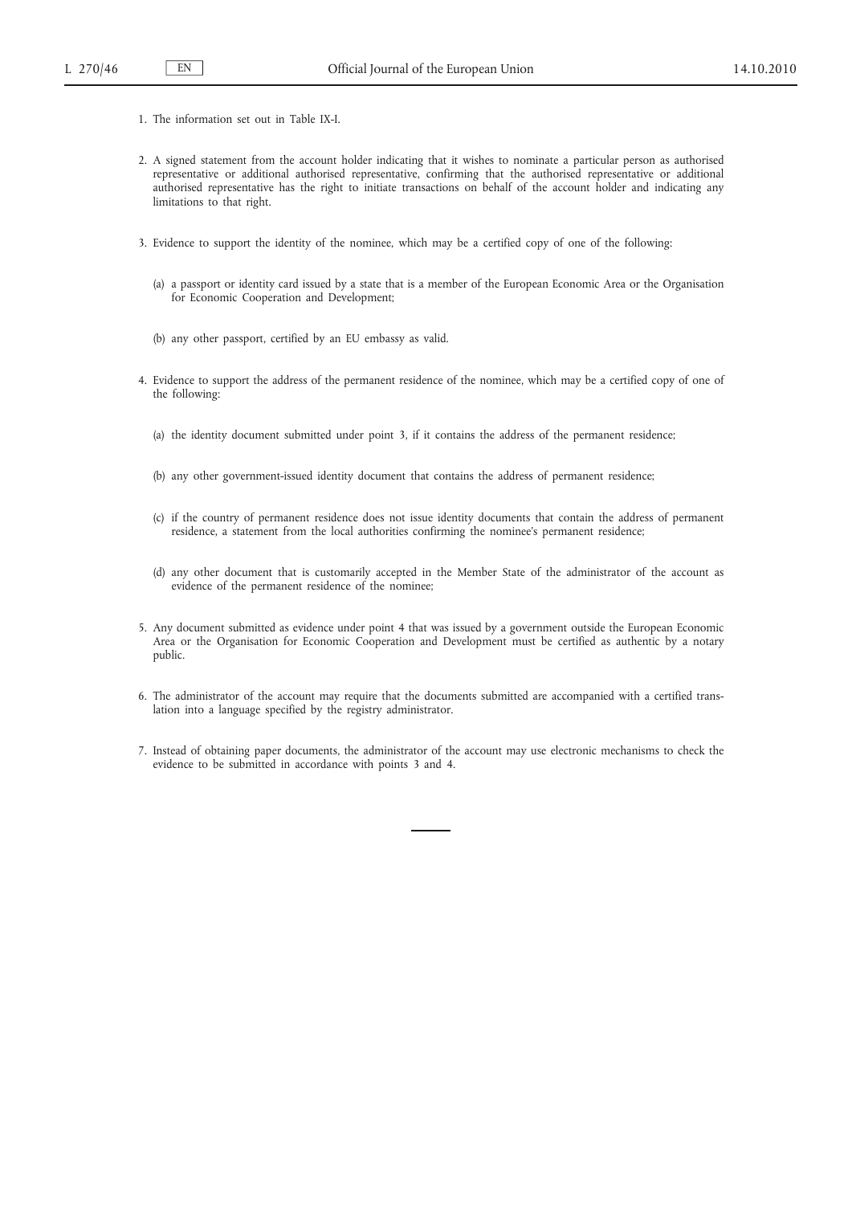1. The information set out in Table IX-I.

2. A signed statement from the account holder indicating that it wishes to nominate a particular person as authorised representative or additional authorised representative, confirming that the authorised representative or additional authorised representative has the right to initiate transactions on behalf of the account holder and indicating any limitations to that right.

3. Evidence to support the identity of the nominee, which may be a certified copy of one of the following:

   (a) a passport or identity card issued by a state that is a member of the European Economic Area or the Organisation for Economic Cooperation and Development;

   (b) any other passport, certified by an EU embassy as valid.

4. Evidence to support the address of the permanent residence of the nominee, which may be a certified copy of one of the following:

   (a) the identity document submitted under point 3, if it contains the address of the permanent residence;

   (b) any other government-issued identity document that contains the address of permanent residence;

   (c) if the country of permanent residence does not issue identity documents that contain the address of permanent residence, a statement from the local authorities confirming the nominee's permanent residence;

   (d) any other document that is customarily accepted in the Member State of the administrator of the account as evidence of the permanent residence of the nominee;

5. Any document submitted as evidence under point 4 that was issued by a government outside the European Economic Area or the Organisation for Economic Cooperation and Development must be certified as authentic by a notary public.

6. The administrator of the account may require that the documents submitted are accompanied with a certified translation into a language specified by the registry administrator.

7. Instead of obtaining paper documents, the administrator of the account may use electronic mechanisms to check the evidence to be submitted in accordance with points 3 and 4.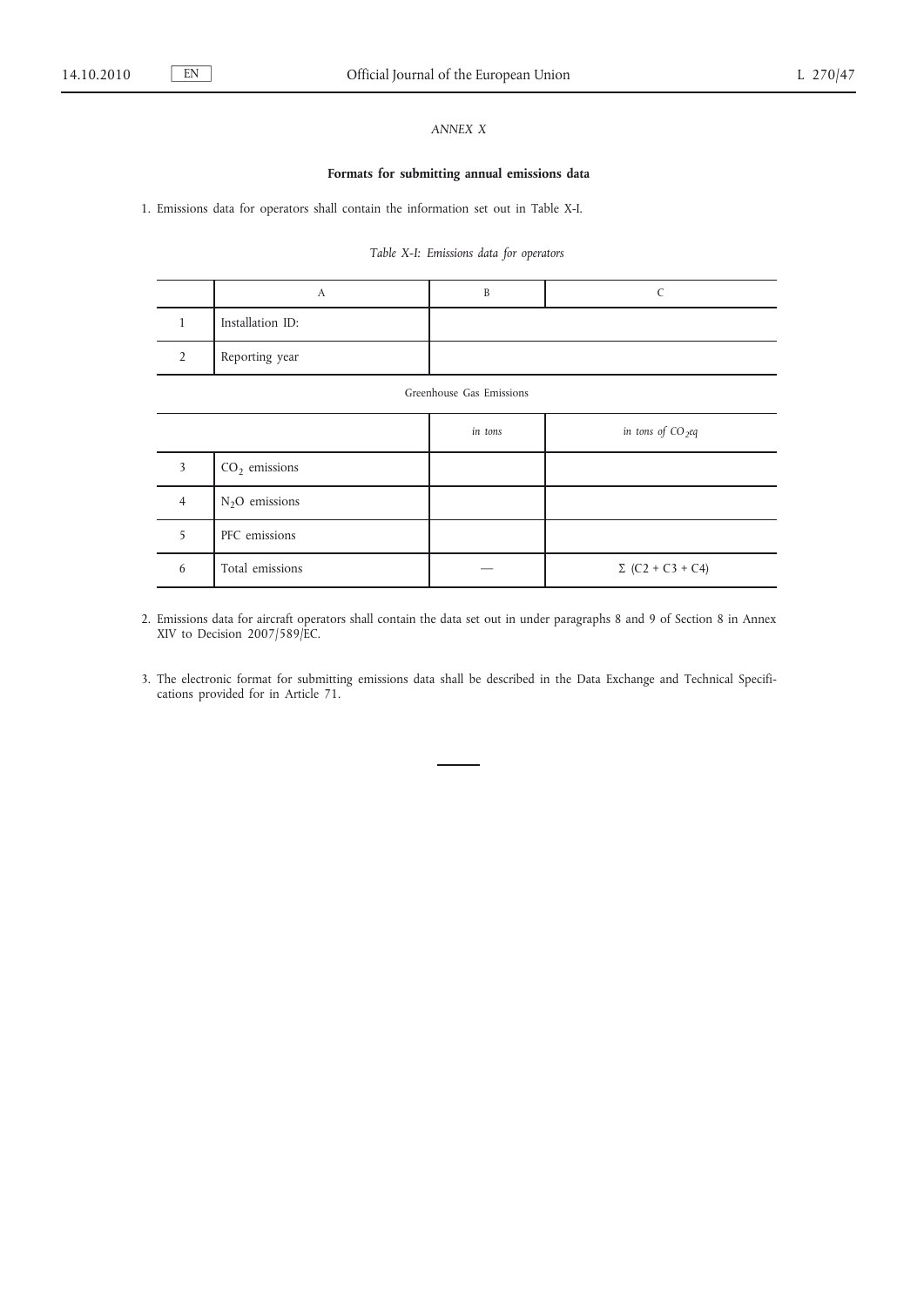*ANNEX X*

**Formats for submitting annual emissions data**

1. Emissions data for operators shall contain the information set out in Table X-I.

*Table X-I: Emissions data for operators*

| | A | B | C |
|---|---|---|---|
| 1 | Installation ID: | | |
| 2 | Reporting year | | |
| | Greenhouse Gas Emissions | | |
| | | *in tons* | *in tons of $CO_2eq$* |
| 3 | $CO_2$ emissions | | |
| 4 | $N_2O$ emissions | | |
| 5 | PFC emissions | | |
| 6 | Total emissions | — | $\Sigma$ (C2 + C3 + C4) |

2. Emissions data for aircraft operators shall contain the data set out in under paragraphs 8 and 9 of Section 8 in Annex XIV to Decision 2007/589/EC.

3. The electronic format for submitting emissions data shall be described in the Data Exchange and Technical Specifications provided for in Article 71.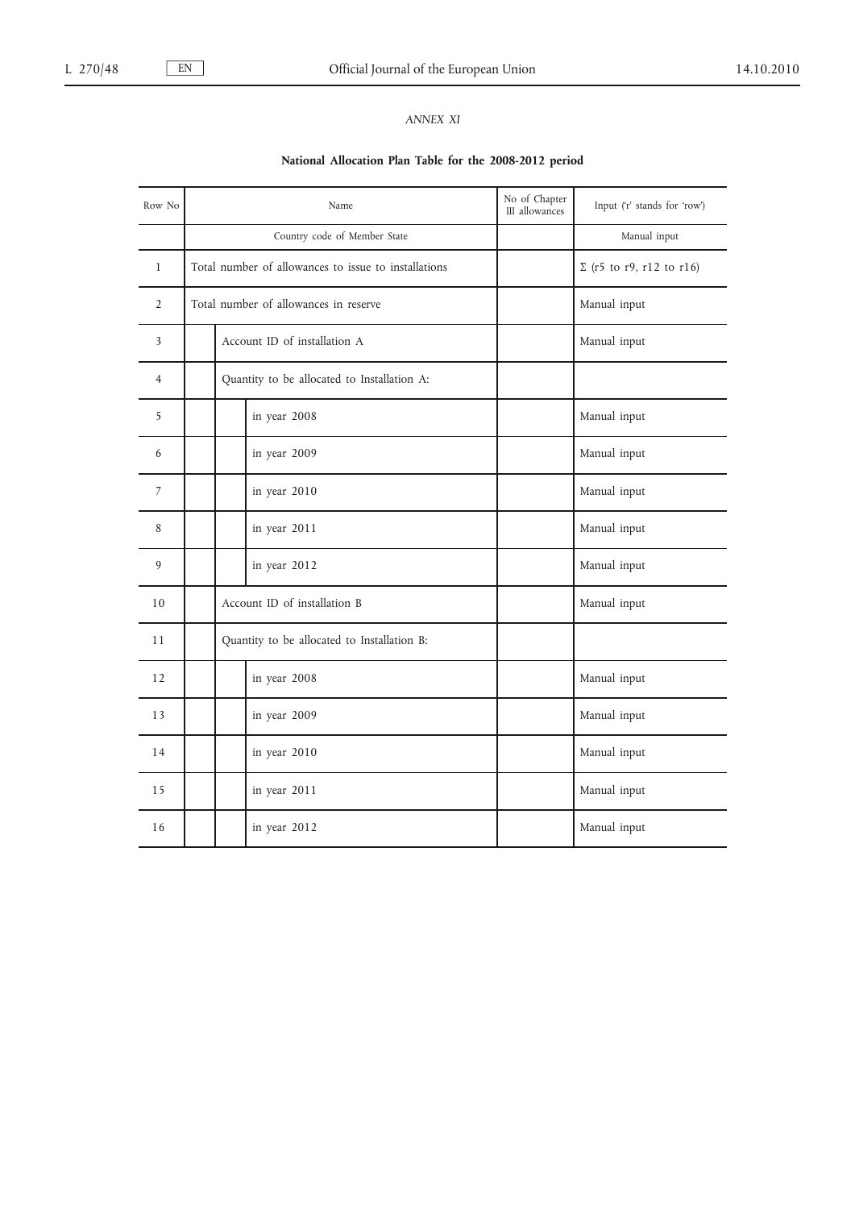*ANNEX XI*

**National Allocation Plan Table for the 2008-2012 period**

| Row No | Name | | | No of Chapter III allowances | Input ('r' stands for 'row') |
|---|---|---|---|---|---|
| | Country code of Member State | | | | Manual input |
| 1 | Total number of allowances to issue to installations | | | | Σ (r5 to r9, r12 to r16) |
| 2 | Total number of allowances in reserve | | | | Manual input |
| 3 | | Account ID of installation A | | | Manual input |
| 4 | | Quantity to be allocated to Installation A: | | | |
| 5 | | | in year 2008 | | Manual input |
| 6 | | | in year 2009 | | Manual input |
| 7 | | | in year 2010 | | Manual input |
| 8 | | | in year 2011 | | Manual input |
| 9 | | | in year 2012 | | Manual input |
| 10 | | Account ID of installation B | | | Manual input |
| 11 | | Quantity to be allocated to Installation B: | | | |
| 12 | | | in year 2008 | | Manual input |
| 13 | | | in year 2009 | | Manual input |
| 14 | | | in year 2010 | | Manual input |
| 15 | | | in year 2011 | | Manual input |
| 16 | | | in year 2012 | | Manual input |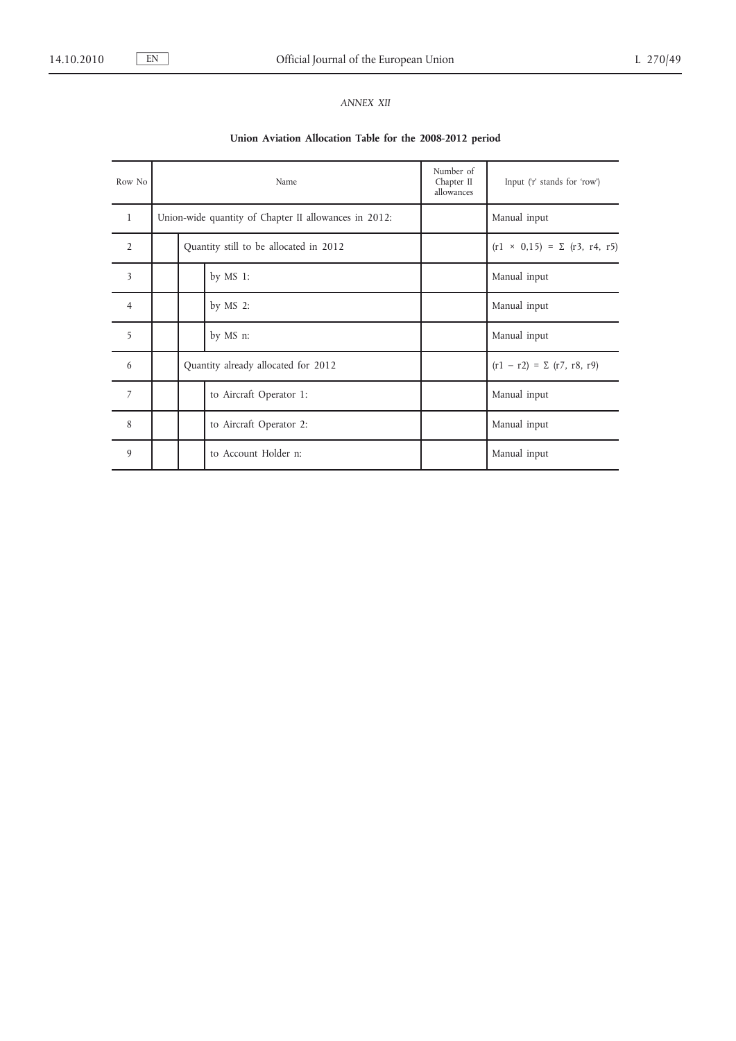*ANNEX XII*

**Union Aviation Allocation Table for the 2008-2012 period**

| Row No | Name | | | Number of Chapter II allowances | Input ('r' stands for 'row') |
|---|---|---|---|---|---|
| 1 | Union-wide quantity of Chapter II allowances in 2012: | | | | Manual input |
| 2 | | Quantity still to be allocated in 2012 | | | $(r1 \times 0{,}15) = \Sigma\ (r3,\ r4,\ r5)$ |
| 3 | | | by MS 1: | | Manual input |
| 4 | | | by MS 2: | | Manual input |
| 5 | | | by MS n: | | Manual input |
| 6 | | Quantity already allocated for 2012 | | | $(r1 - r2) = \Sigma\ (r7,\ r8,\ r9)$ |
| 7 | | | to Aircraft Operator 1: | | Manual input |
| 8 | | | to Aircraft Operator 2: | | Manual input |
| 9 | | | to Account Holder n: | | Manual input |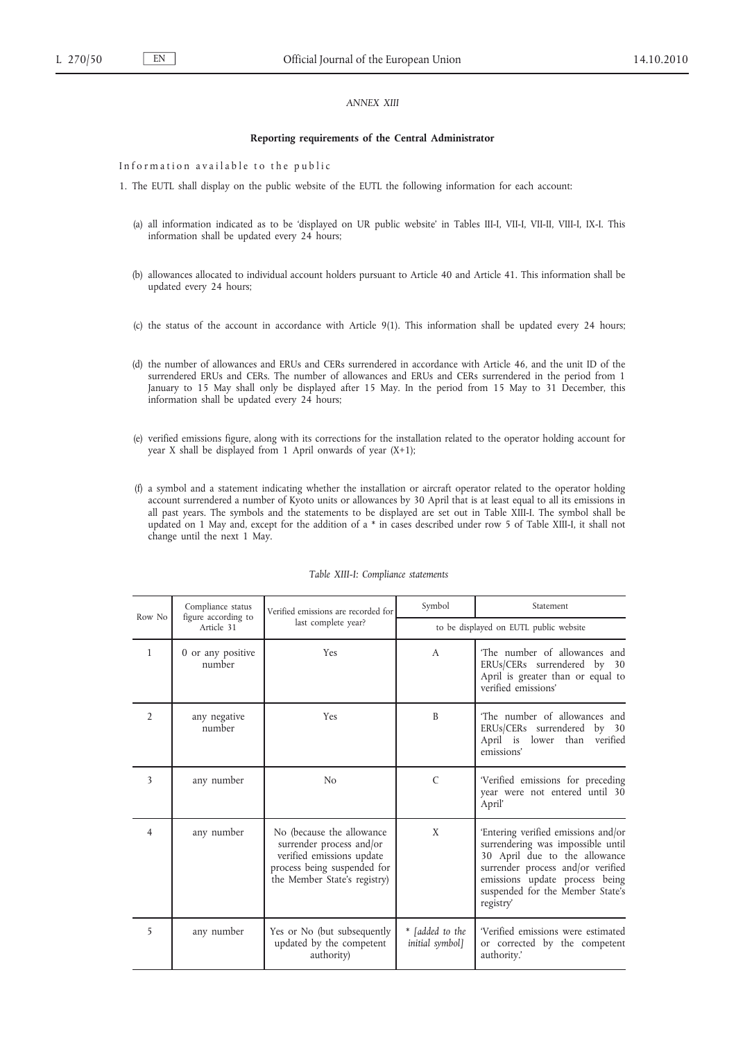*ANNEX XIII*

**Reporting requirements of the Central Administrator**

Information available to the public

1. The EUTL shall display on the public website of the EUTL the following information for each account:

   (a) all information indicated as to be 'displayed on UR public website' in Tables III-I, VII-I, VII-II, VIII-I, IX-I. This information shall be updated every 24 hours;

   (b) allowances allocated to individual account holders pursuant to Article 40 and Article 41. This information shall be updated every 24 hours;

   (c) the status of the account in accordance with Article 9(1). This information shall be updated every 24 hours;

   (d) the number of allowances and ERUs and CERs surrendered in accordance with Article 46, and the unit ID of the surrendered ERUs and CERs. The number of allowances and ERUs and CERs surrendered in the period from 1 January to 15 May shall only be displayed after 15 May. In the period from 15 May to 31 December, this information shall be updated every 24 hours;

   (e) verified emissions figure, along with its corrections for the installation related to the operator holding account for year X shall be displayed from 1 April onwards of year (X+1);

   (f) a symbol and a statement indicating whether the installation or aircraft operator related to the operator holding account surrendered a number of Kyoto units or allowances by 30 April that is at least equal to all its emissions in all past years. The symbols and the statements to be displayed are set out in Table XIII-I. The symbol shall be updated on 1 May and, except for the addition of a * in cases described under row 5 of Table XIII-I, it shall not change until the next 1 May.

*Table XIII-I: Compliance statements*

| Row No | Compliance status figure according to Article 31 | Verified emissions are recorded for last complete year? | Symbol | Statement |
|---|---|---|---|---|
| | | | to be displayed on EUTL public website | |
| 1 | 0 or any positive number | Yes | A | 'The number of allowances and ERUs/CERs surrendered by 30 April is greater than or equal to verified emissions' |
| 2 | any negative number | Yes | B | 'The number of allowances and ERUs/CERs surrendered by 30 April is lower than verified emissions' |
| 3 | any number | No | C | 'Verified emissions for preceding year were not entered until 30 April' |
| 4 | any number | No (because the allowance surrender process and/or verified emissions update process being suspended for the Member State's registry) | X | 'Entering verified emissions and/or surrendering was impossible until 30 April due to the allowance surrender process and/or verified emissions update process being suspended for the Member State's registry' |
| 5 | any number | Yes or No (but subsequently updated by the competent authority) | * *[added to the initial symbol]* | 'Verified emissions were estimated or corrected by the competent authority.' |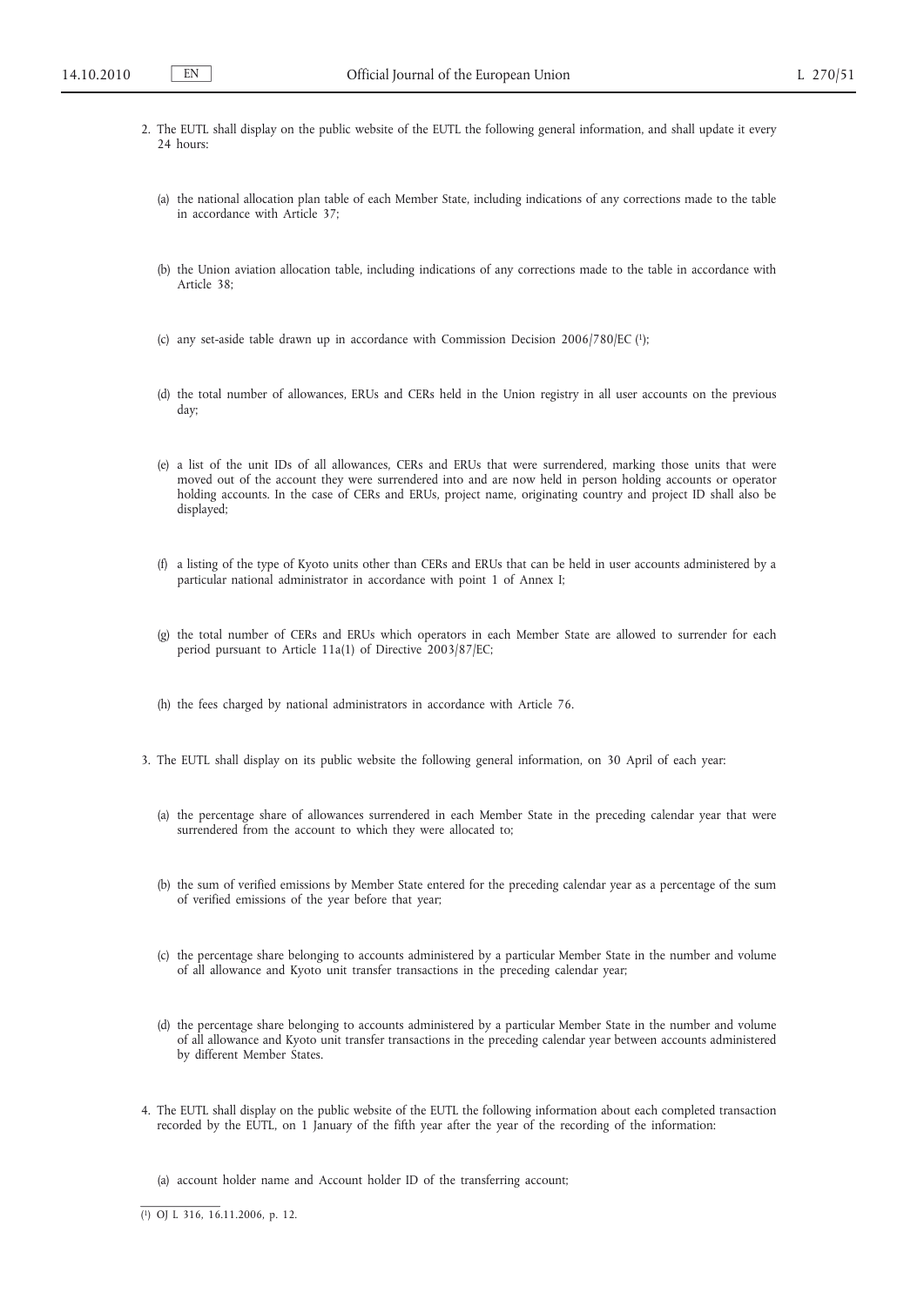2. The EUTL shall display on the public website of the EUTL the following general information, and shall update it every 24 hours:

   (a) the national allocation plan table of each Member State, including indications of any corrections made to the table in accordance with Article 37;

   (b) the Union aviation allocation table, including indications of any corrections made to the table in accordance with Article 38;

   (c) any set-aside table drawn up in accordance with Commission Decision 2006/780/EC [1];

   (d) the total number of allowances, ERUs and CERs held in the Union registry in all user accounts on the previous day;

   (e) a list of the unit IDs of all allowances, CERs and ERUs that were surrendered, marking those units that were moved out of the account they were surrendered into and are now held in person holding accounts or operator holding accounts. In the case of CERs and ERUs, project name, originating country and project ID shall also be displayed;

   (f) a listing of the type of Kyoto units other than CERs and ERUs that can be held in user accounts administered by a particular national administrator in accordance with point 1 of Annex I;

   (g) the total number of CERs and ERUs which operators in each Member State are allowed to surrender for each period pursuant to Article 11a(1) of Directive 2003/87/EC;

   (h) the fees charged by national administrators in accordance with Article 76.

3. The EUTL shall display on its public website the following general information, on 30 April of each year:

   (a) the percentage share of allowances surrendered in each Member State in the preceding calendar year that were surrendered from the account to which they were allocated to;

   (b) the sum of verified emissions by Member State entered for the preceding calendar year as a percentage of the sum of verified emissions of the year before that year;

   (c) the percentage share belonging to accounts administered by a particular Member State in the number and volume of all allowance and Kyoto unit transfer transactions in the preceding calendar year;

   (d) the percentage share belonging to accounts administered by a particular Member State in the number and volume of all allowance and Kyoto unit transfer transactions in the preceding calendar year between accounts administered by different Member States.

4. The EUTL shall display on the public website of the EUTL the following information about each completed transaction recorded by the EUTL, on 1 January of the fifth year after the year of the recording of the information:

   (a) account holder name and Account holder ID of the transferring account;

---

[1] OJ L 316, 16.11.2006, p. 12.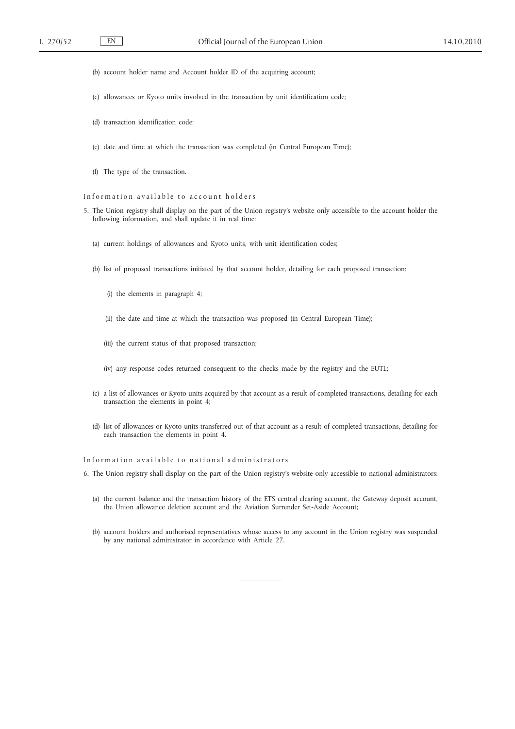(b) account holder name and Account holder ID of the acquiring account;

(c) allowances or Kyoto units involved in the transaction by unit identification code;

(d) transaction identification code;

(e) date and time at which the transaction was completed (in Central European Time);

(f) The type of the transaction.

*Information available to account holders*

5. The Union registry shall display on the part of the Union registry's website only accessible to the account holder the following information, and shall update it in real time:

   (a) current holdings of allowances and Kyoto units, with unit identification codes;

   (b) list of proposed transactions initiated by that account holder, detailing for each proposed transaction:

      (i) the elements in paragraph 4;

      (ii) the date and time at which the transaction was proposed (in Central European Time);

      (iii) the current status of that proposed transaction;

      (iv) any response codes returned consequent to the checks made by the registry and the EUTL;

   (c) a list of allowances or Kyoto units acquired by that account as a result of completed transactions, detailing for each transaction the elements in point 4;

   (d) list of allowances or Kyoto units transferred out of that account as a result of completed transactions, detailing for each transaction the elements in point 4.

*Information available to national administrators*

6. The Union registry shall display on the part of the Union registry's website only accessible to national administrators:

   (a) the current balance and the transaction history of the ETS central clearing account, the Gateway deposit account, the Union allowance deletion account and the Aviation Surrender Set-Aside Account;

   (b) account holders and authorised representatives whose access to any account in the Union registry was suspended by any national administrator in accordance with Article 27.